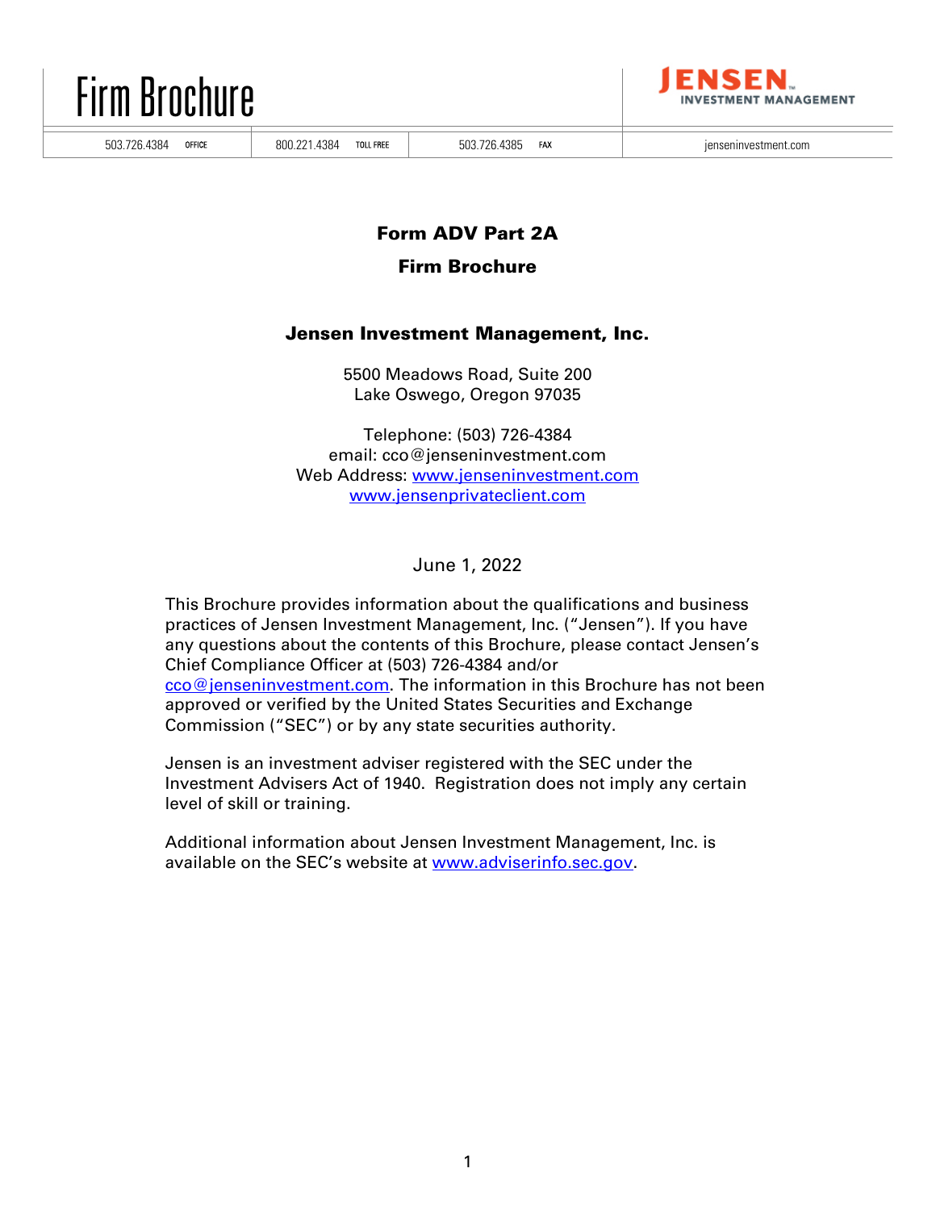# Firm Brochure

503.726.4384 OFFICE | 800.221.4384 TOLL FREE | 503.726.4385 FAX | jenseninvestment.com

JENSEN INVESTMENT MANAGEMENT

## Form ADV Part 2A

## Firm Brochure

### Jensen Investment Management, Inc.

5500 Meadows Road, Suite 200
Lake Oswego, Oregon 97035

Telephone: (503) 726-4384
email: cco@jenseninvestment.com
Web Address: www.jenseninvestment.com
www.jensenprivateclient.com

June 1, 2022

This Brochure provides information about the qualifications and business practices of Jensen Investment Management, Inc. ("Jensen"). If you have any questions about the contents of this Brochure, please contact Jensen's Chief Compliance Officer at (503) 726-4384 and/or cco@jenseninvestment.com. The information in this Brochure has not been approved or verified by the United States Securities and Exchange Commission ("SEC") or by any state securities authority.

Jensen is an investment adviser registered with the SEC under the Investment Advisers Act of 1940. Registration does not imply any certain level of skill or training.

Additional information about Jensen Investment Management, Inc. is available on the SEC's website at www.adviserinfo.sec.gov.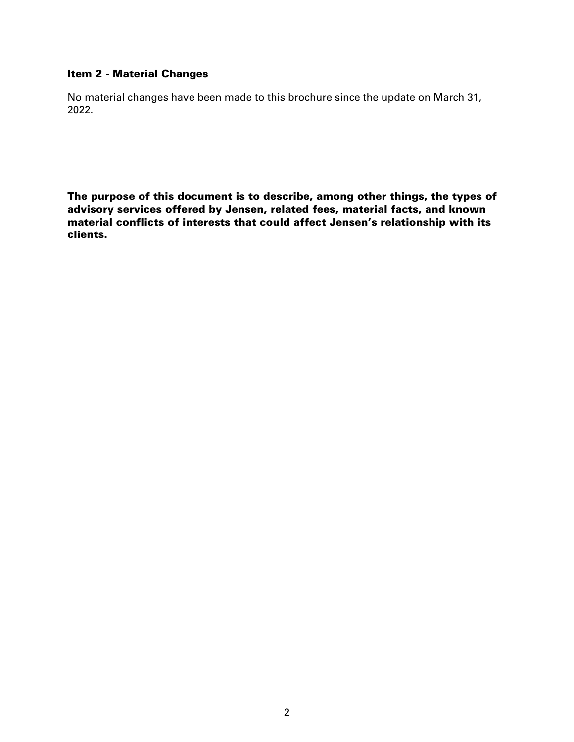## Item 2 - Material Changes

No material changes have been made to this brochure since the update on March 31, 2022.

**The purpose of this document is to describe, among other things, the types of advisory services offered by Jensen, related fees, material facts, and known material conflicts of interests that could affect Jensen's relationship with its clients.**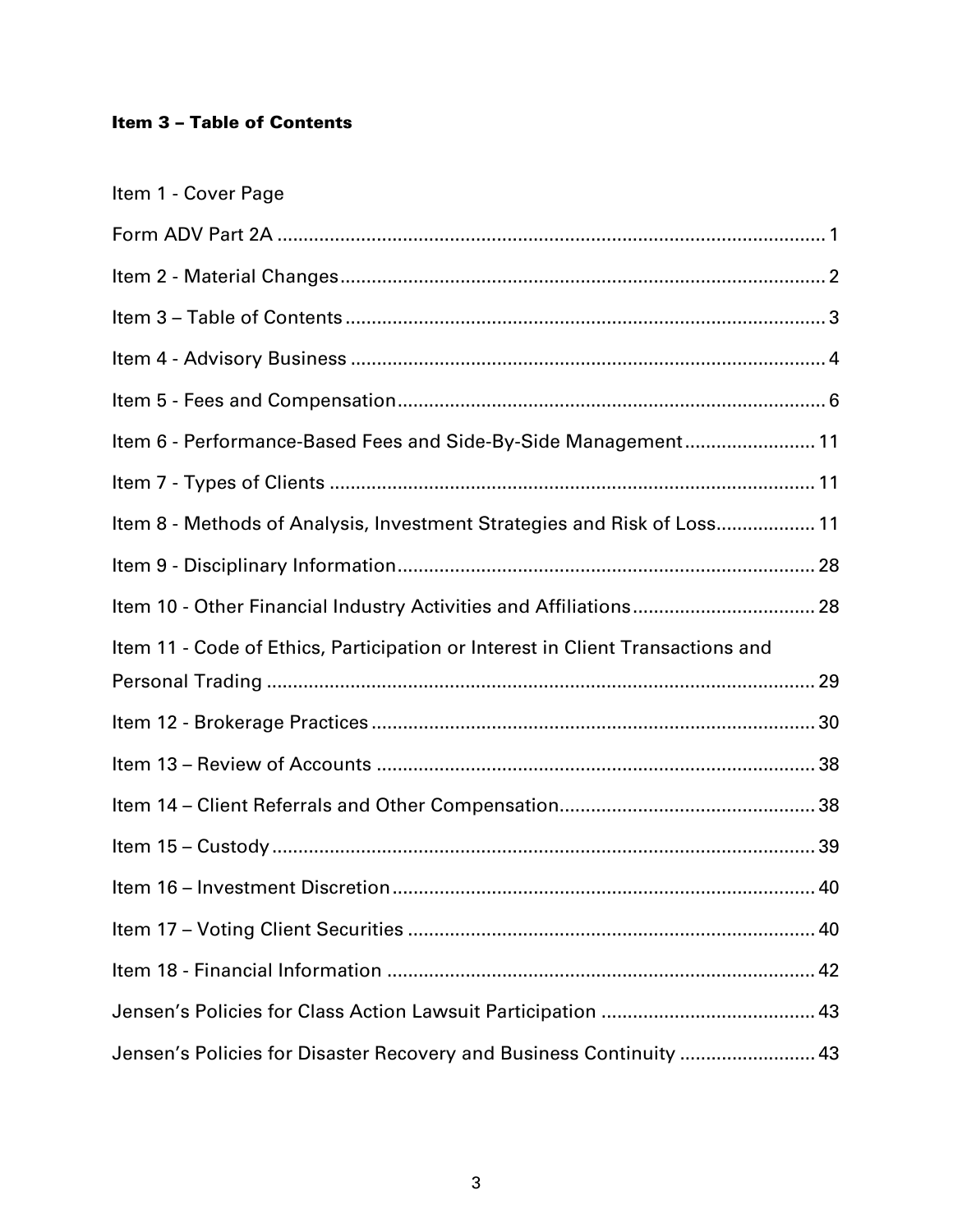## Item 3 – Table of Contents

Item 1 - Cover Page

Form ADV Part 2A ........................................................................................................ 1

Item 2 - Material Changes ............................................................................................ 2

Item 3 – Table of Contents ........................................................................................... 3

Item 4 - Advisory Business .......................................................................................... 4

Item 5 - Fees and Compensation ................................................................................. 6

Item 6 - Performance-Based Fees and Side-By-Side Management ......................... 11

Item 7 - Types of Clients ............................................................................................ 11

Item 8 - Methods of Analysis, Investment Strategies and Risk of Loss ................... 11

Item 9 - Disciplinary Information ............................................................................... 28

Item 10 - Other Financial Industry Activities and Affiliations ................................... 28

Item 11 - Code of Ethics, Participation or Interest in Client Transactions and Personal Trading ........................................................................................................ 29

Item 12 - Brokerage Practices .................................................................................... 30

Item 13 – Review of Accounts ................................................................................... 38

Item 14 – Client Referrals and Other Compensation ................................................ 38

Item 15 – Custody ....................................................................................................... 39

Item 16 – Investment Discretion ................................................................................ 40

Item 17 – Voting Client Securities ............................................................................. 40

Item 18 - Financial Information ................................................................................. 42

Jensen's Policies for Class Action Lawsuit Participation ......................................... 43

Jensen's Policies for Disaster Recovery and Business Continuity .......................... 43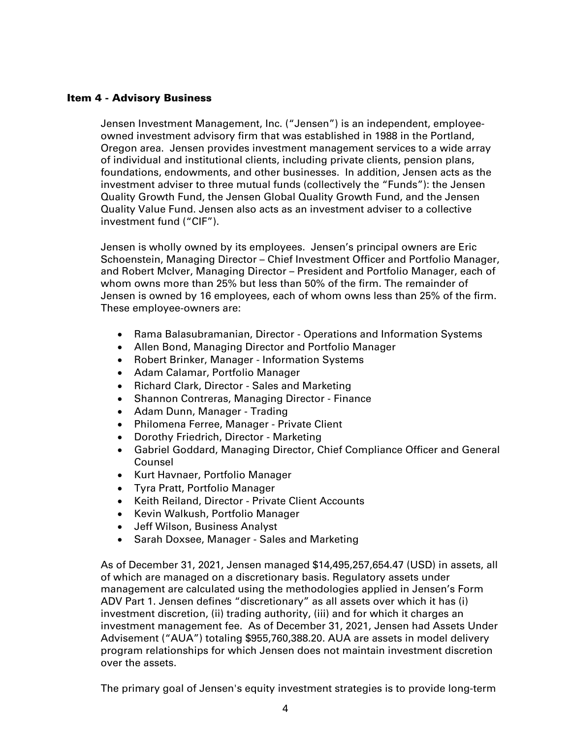## Item 4 - Advisory Business

Jensen Investment Management, Inc. ("Jensen") is an independent, employee-owned investment advisory firm that was established in 1988 in the Portland, Oregon area. Jensen provides investment management services to a wide array of individual and institutional clients, including private clients, pension plans, foundations, endowments, and other businesses. In addition, Jensen acts as the investment adviser to three mutual funds (collectively the "Funds"): the Jensen Quality Growth Fund, the Jensen Global Quality Growth Fund, and the Jensen Quality Value Fund. Jensen also acts as an investment adviser to a collective investment fund ("CIF").

Jensen is wholly owned by its employees. Jensen's principal owners are Eric Schoenstein, Managing Director – Chief Investment Officer and Portfolio Manager, and Robert McIver, Managing Director – President and Portfolio Manager, each of whom owns more than 25% but less than 50% of the firm. The remainder of Jensen is owned by 16 employees, each of whom owns less than 25% of the firm. These employee-owners are:

- Rama Balasubramanian, Director - Operations and Information Systems
- Allen Bond, Managing Director and Portfolio Manager
- Robert Brinker, Manager - Information Systems
- Adam Calamar, Portfolio Manager
- Richard Clark, Director - Sales and Marketing
- Shannon Contreras, Managing Director - Finance
- Adam Dunn, Manager - Trading
- Philomena Ferree, Manager - Private Client
- Dorothy Friedrich, Director - Marketing
- Gabriel Goddard, Managing Director, Chief Compliance Officer and General Counsel
- Kurt Havnaer, Portfolio Manager
- Tyra Pratt, Portfolio Manager
- Keith Reiland, Director - Private Client Accounts
- Kevin Walkush, Portfolio Manager
- Jeff Wilson, Business Analyst
- Sarah Doxsee, Manager - Sales and Marketing

As of December 31, 2021, Jensen managed $14,495,257,654.47 (USD) in assets, all of which are managed on a discretionary basis. Regulatory assets under management are calculated using the methodologies applied in Jensen's Form ADV Part 1. Jensen defines "discretionary" as all assets over which it has (i) investment discretion, (ii) trading authority, (iii) and for which it charges an investment management fee. As of December 31, 2021, Jensen had Assets Under Advisement ("AUA") totaling $955,760,388.20. AUA are assets in model delivery program relationships for which Jensen does not maintain investment discretion over the assets.

The primary goal of Jensen's equity investment strategies is to provide long-term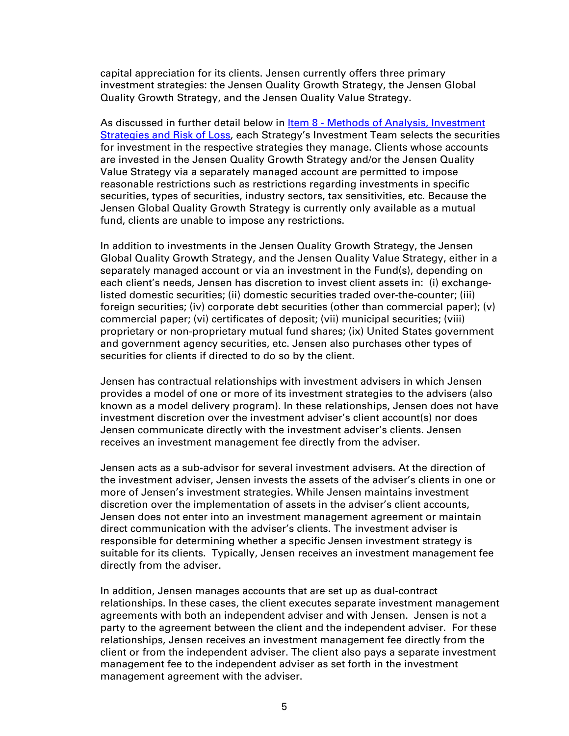capital appreciation for its clients. Jensen currently offers three primary investment strategies: the Jensen Quality Growth Strategy, the Jensen Global Quality Growth Strategy, and the Jensen Quality Value Strategy.

As discussed in further detail below in [Item 8 - Methods of Analysis, Investment Strategies and Risk of Loss](), each Strategy's Investment Team selects the securities for investment in the respective strategies they manage. Clients whose accounts are invested in the Jensen Quality Growth Strategy and/or the Jensen Quality Value Strategy via a separately managed account are permitted to impose reasonable restrictions such as restrictions regarding investments in specific securities, types of securities, industry sectors, tax sensitivities, etc. Because the Jensen Global Quality Growth Strategy is currently only available as a mutual fund, clients are unable to impose any restrictions.

In addition to investments in the Jensen Quality Growth Strategy, the Jensen Global Quality Growth Strategy, and the Jensen Quality Value Strategy, either in a separately managed account or via an investment in the Fund(s), depending on each client's needs, Jensen has discretion to invest client assets in: (i) exchange-listed domestic securities; (ii) domestic securities traded over-the-counter; (iii) foreign securities; (iv) corporate debt securities (other than commercial paper); (v) commercial paper; (vi) certificates of deposit; (vii) municipal securities; (viii) proprietary or non-proprietary mutual fund shares; (ix) United States government and government agency securities, etc. Jensen also purchases other types of securities for clients if directed to do so by the client.

Jensen has contractual relationships with investment advisers in which Jensen provides a model of one or more of its investment strategies to the advisers (also known as a model delivery program). In these relationships, Jensen does not have investment discretion over the investment adviser's client account(s) nor does Jensen communicate directly with the investment adviser's clients. Jensen receives an investment management fee directly from the adviser.

Jensen acts as a sub-advisor for several investment advisers. At the direction of the investment adviser, Jensen invests the assets of the adviser's clients in one or more of Jensen's investment strategies. While Jensen maintains investment discretion over the implementation of assets in the adviser's client accounts, Jensen does not enter into an investment management agreement or maintain direct communication with the adviser's clients. The investment adviser is responsible for determining whether a specific Jensen investment strategy is suitable for its clients. Typically, Jensen receives an investment management fee directly from the adviser.

In addition, Jensen manages accounts that are set up as dual-contract relationships. In these cases, the client executes separate investment management agreements with both an independent adviser and with Jensen. Jensen is not a party to the agreement between the client and the independent adviser. For these relationships, Jensen receives an investment management fee directly from the client or from the independent adviser. The client also pays a separate investment management fee to the independent adviser as set forth in the investment management agreement with the adviser.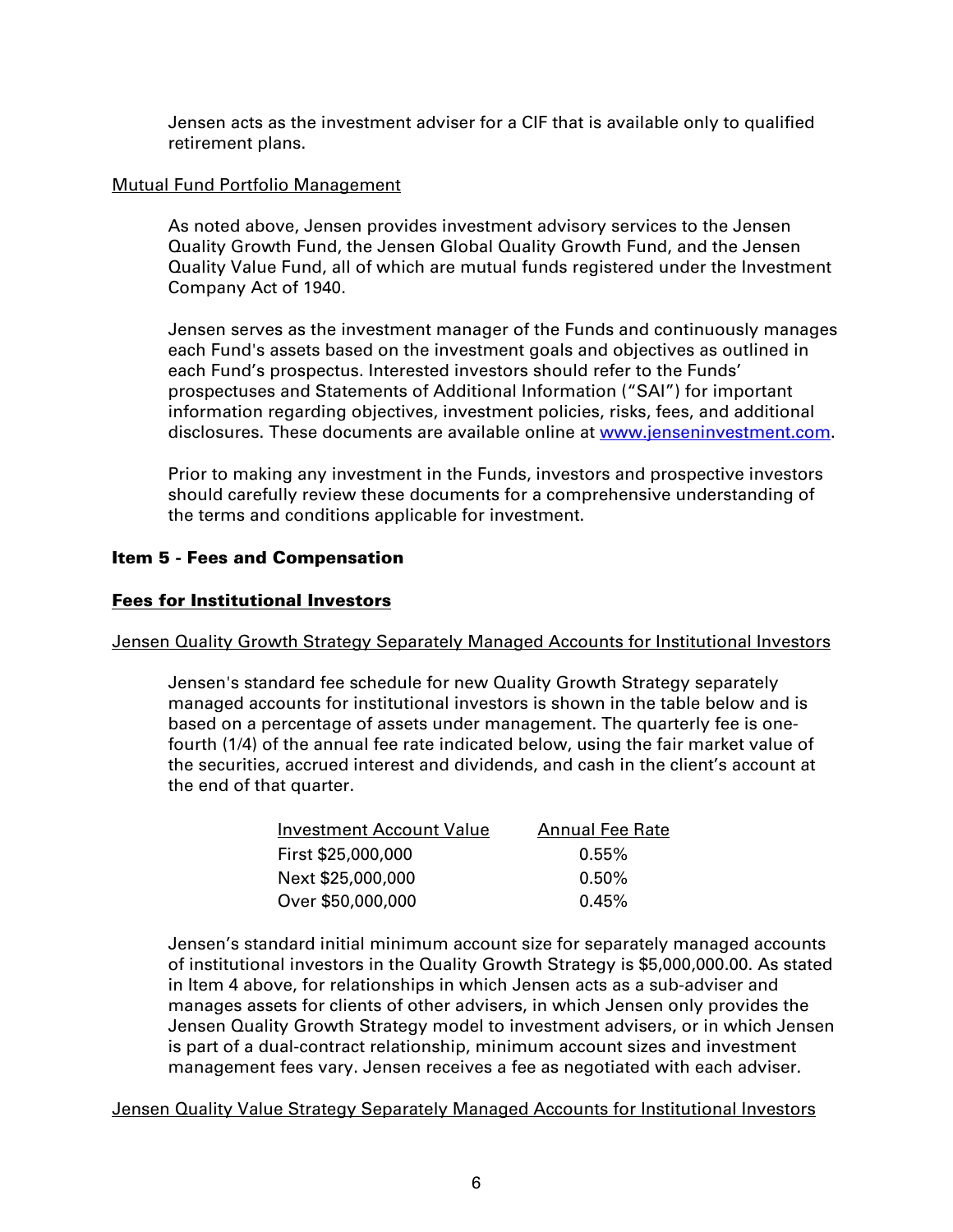Jensen acts as the investment adviser for a CIF that is available only to qualified retirement plans.

Mutual Fund Portfolio Management

As noted above, Jensen provides investment advisory services to the Jensen Quality Growth Fund, the Jensen Global Quality Growth Fund, and the Jensen Quality Value Fund, all of which are mutual funds registered under the Investment Company Act of 1940.

Jensen serves as the investment manager of the Funds and continuously manages each Fund's assets based on the investment goals and objectives as outlined in each Fund's prospectus. Interested investors should refer to the Funds' prospectuses and Statements of Additional Information ("SAI") for important information regarding objectives, investment policies, risks, fees, and additional disclosures. These documents are available online at www.jenseninvestment.com.

Prior to making any investment in the Funds, investors and prospective investors should carefully review these documents for a comprehensive understanding of the terms and conditions applicable for investment.

## Item 5 - Fees and Compensation

### Fees for Institutional Investors

Jensen Quality Growth Strategy Separately Managed Accounts for Institutional Investors

Jensen's standard fee schedule for new Quality Growth Strategy separately managed accounts for institutional investors is shown in the table below and is based on a percentage of assets under management. The quarterly fee is one-fourth (1/4) of the annual fee rate indicated below, using the fair market value of the securities, accrued interest and dividends, and cash in the client's account at the end of that quarter.

| Investment Account Value | Annual Fee Rate |
|---|---|
| First $25,000,000 | 0.55% |
| Next $25,000,000 | 0.50% |
| Over $50,000,000 | 0.45% |

Jensen's standard initial minimum account size for separately managed accounts of institutional investors in the Quality Growth Strategy is $5,000,000.00. As stated in Item 4 above, for relationships in which Jensen acts as a sub-adviser and manages assets for clients of other advisers, in which Jensen only provides the Jensen Quality Growth Strategy model to investment advisers, or in which Jensen is part of a dual-contract relationship, minimum account sizes and investment management fees vary. Jensen receives a fee as negotiated with each adviser.

Jensen Quality Value Strategy Separately Managed Accounts for Institutional Investors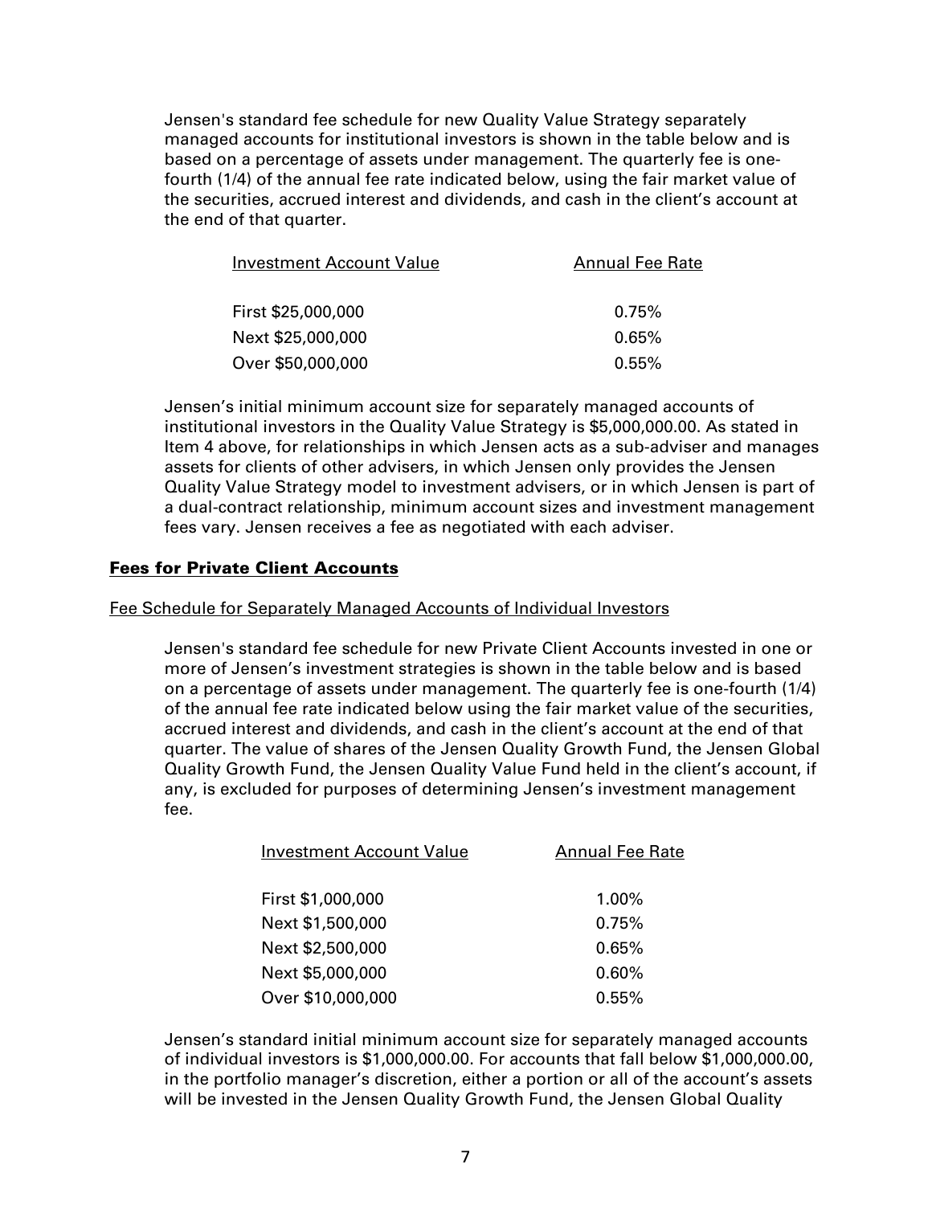Jensen's standard fee schedule for new Quality Value Strategy separately managed accounts for institutional investors is shown in the table below and is based on a percentage of assets under management. The quarterly fee is one-fourth (1/4) of the annual fee rate indicated below, using the fair market value of the securities, accrued interest and dividends, and cash in the client's account at the end of that quarter.

| Investment Account Value | Annual Fee Rate |
|---|---|
| First $25,000,000 | 0.75% |
| Next $25,000,000 | 0.65% |
| Over $50,000,000 | 0.55% |

Jensen's initial minimum account size for separately managed accounts of institutional investors in the Quality Value Strategy is $5,000,000.00. As stated in Item 4 above, for relationships in which Jensen acts as a sub-adviser and manages assets for clients of other advisers, in which Jensen only provides the Jensen Quality Value Strategy model to investment advisers, or in which Jensen is part of a dual-contract relationship, minimum account sizes and investment management fees vary. Jensen receives a fee as negotiated with each adviser.

## Fees for Private Client Accounts

Fee Schedule for Separately Managed Accounts of Individual Investors

Jensen's standard fee schedule for new Private Client Accounts invested in one or more of Jensen's investment strategies is shown in the table below and is based on a percentage of assets under management. The quarterly fee is one-fourth (1/4) of the annual fee rate indicated below using the fair market value of the securities, accrued interest and dividends, and cash in the client's account at the end of that quarter. The value of shares of the Jensen Quality Growth Fund, the Jensen Global Quality Growth Fund, the Jensen Quality Value Fund held in the client's account, if any, is excluded for purposes of determining Jensen's investment management fee.

| Investment Account Value | Annual Fee Rate |
|---|---|
| First $1,000,000 | 1.00% |
| Next $1,500,000 | 0.75% |
| Next $2,500,000 | 0.65% |
| Next $5,000,000 | 0.60% |
| Over $10,000,000 | 0.55% |

Jensen's standard initial minimum account size for separately managed accounts of individual investors is $1,000,000.00. For accounts that fall below $1,000,000.00, in the portfolio manager's discretion, either a portion or all of the account's assets will be invested in the Jensen Quality Growth Fund, the Jensen Global Quality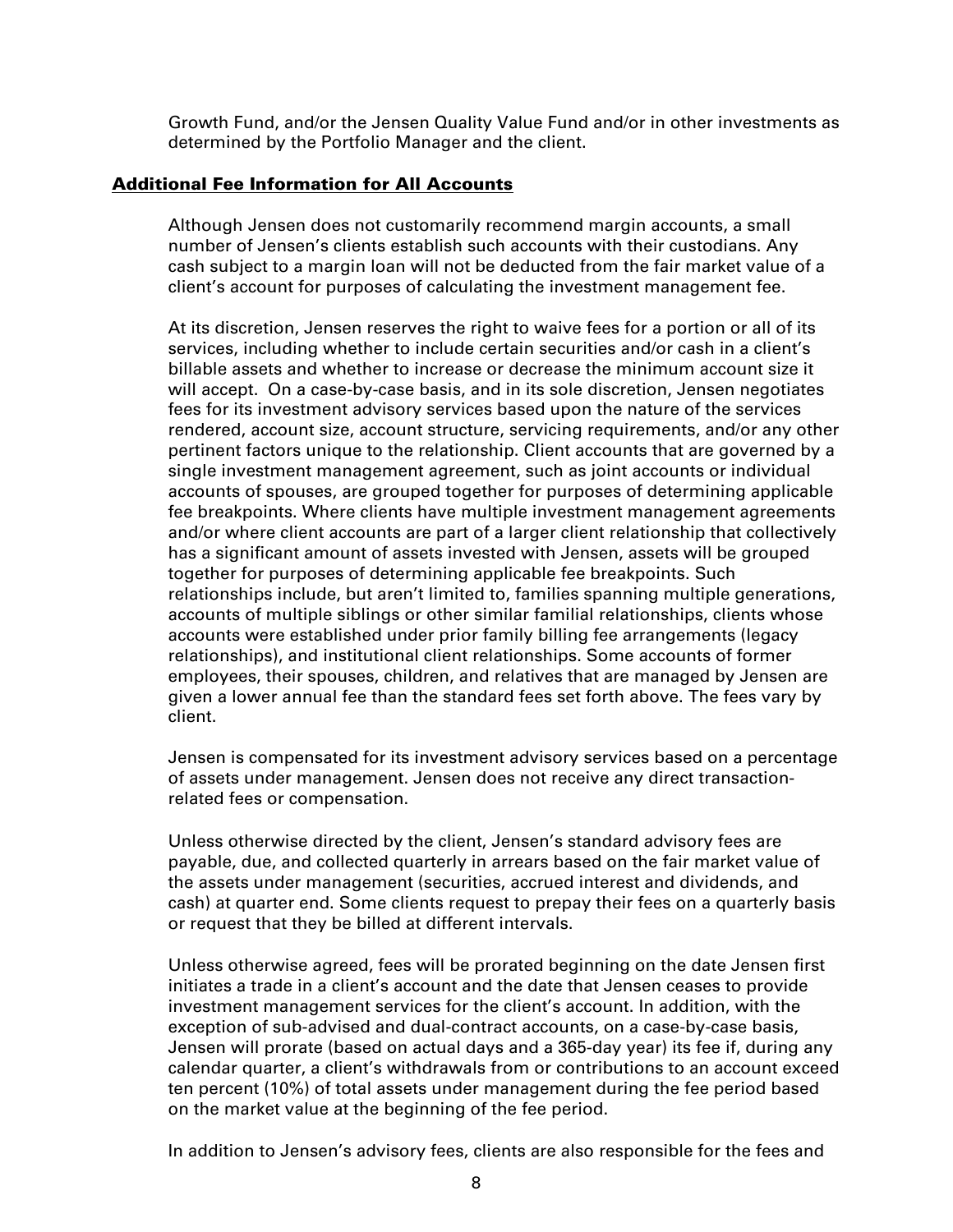Growth Fund, and/or the Jensen Quality Value Fund and/or in other investments as determined by the Portfolio Manager and the client.

## Additional Fee Information for All Accounts

Although Jensen does not customarily recommend margin accounts, a small number of Jensen's clients establish such accounts with their custodians. Any cash subject to a margin loan will not be deducted from the fair market value of a client's account for purposes of calculating the investment management fee.

At its discretion, Jensen reserves the right to waive fees for a portion or all of its services, including whether to include certain securities and/or cash in a client's billable assets and whether to increase or decrease the minimum account size it will accept. On a case-by-case basis, and in its sole discretion, Jensen negotiates fees for its investment advisory services based upon the nature of the services rendered, account size, account structure, servicing requirements, and/or any other pertinent factors unique to the relationship. Client accounts that are governed by a single investment management agreement, such as joint accounts or individual accounts of spouses, are grouped together for purposes of determining applicable fee breakpoints. Where clients have multiple investment management agreements and/or where client accounts are part of a larger client relationship that collectively has a significant amount of assets invested with Jensen, assets will be grouped together for purposes of determining applicable fee breakpoints. Such relationships include, but aren't limited to, families spanning multiple generations, accounts of multiple siblings or other similar familial relationships, clients whose accounts were established under prior family billing fee arrangements (legacy relationships), and institutional client relationships. Some accounts of former employees, their spouses, children, and relatives that are managed by Jensen are given a lower annual fee than the standard fees set forth above. The fees vary by client.

Jensen is compensated for its investment advisory services based on a percentage of assets under management. Jensen does not receive any direct transaction-related fees or compensation.

Unless otherwise directed by the client, Jensen's standard advisory fees are payable, due, and collected quarterly in arrears based on the fair market value of the assets under management (securities, accrued interest and dividends, and cash) at quarter end. Some clients request to prepay their fees on a quarterly basis or request that they be billed at different intervals.

Unless otherwise agreed, fees will be prorated beginning on the date Jensen first initiates a trade in a client's account and the date that Jensen ceases to provide investment management services for the client's account. In addition, with the exception of sub-advised and dual-contract accounts, on a case-by-case basis, Jensen will prorate (based on actual days and a 365-day year) its fee if, during any calendar quarter, a client's withdrawals from or contributions to an account exceed ten percent (10%) of total assets under management during the fee period based on the market value at the beginning of the fee period.

In addition to Jensen's advisory fees, clients are also responsible for the fees and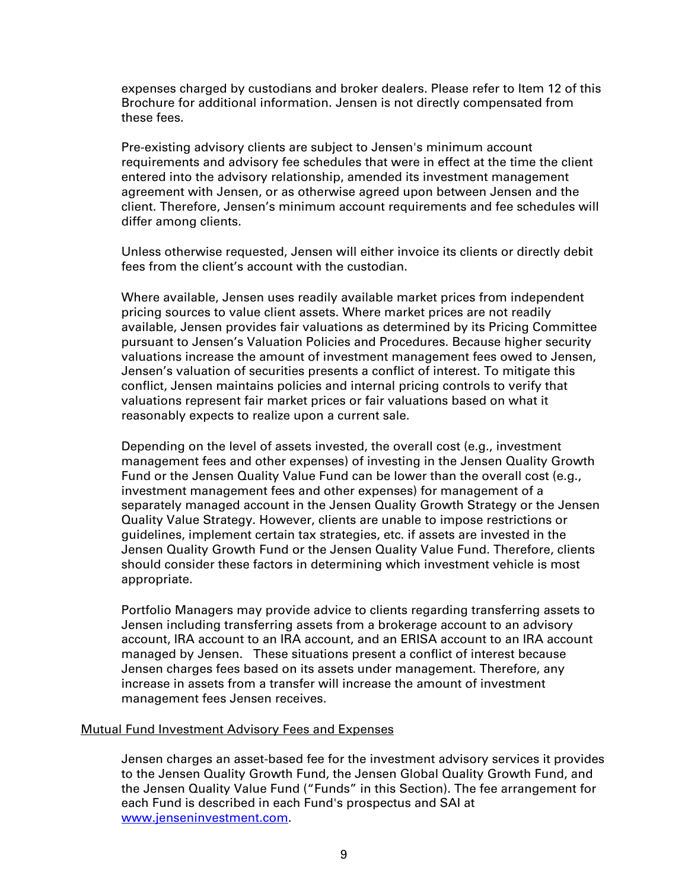expenses charged by custodians and broker dealers. Please refer to Item 12 of this Brochure for additional information. Jensen is not directly compensated from these fees.

Pre-existing advisory clients are subject to Jensen's minimum account requirements and advisory fee schedules that were in effect at the time the client entered into the advisory relationship, amended its investment management agreement with Jensen, or as otherwise agreed upon between Jensen and the client. Therefore, Jensen's minimum account requirements and fee schedules will differ among clients.

Unless otherwise requested, Jensen will either invoice its clients or directly debit fees from the client's account with the custodian.

Where available, Jensen uses readily available market prices from independent pricing sources to value client assets. Where market prices are not readily available, Jensen provides fair valuations as determined by its Pricing Committee pursuant to Jensen's Valuation Policies and Procedures. Because higher security valuations increase the amount of investment management fees owed to Jensen, Jensen's valuation of securities presents a conflict of interest. To mitigate this conflict, Jensen maintains policies and internal pricing controls to verify that valuations represent fair market prices or fair valuations based on what it reasonably expects to realize upon a current sale.

Depending on the level of assets invested, the overall cost (e.g., investment management fees and other expenses) of investing in the Jensen Quality Growth Fund or the Jensen Quality Value Fund can be lower than the overall cost (e.g., investment management fees and other expenses) for management of a separately managed account in the Jensen Quality Growth Strategy or the Jensen Quality Value Strategy. However, clients are unable to impose restrictions or guidelines, implement certain tax strategies, etc. if assets are invested in the Jensen Quality Growth Fund or the Jensen Quality Value Fund. Therefore, clients should consider these factors in determining which investment vehicle is most appropriate.

Portfolio Managers may provide advice to clients regarding transferring assets to Jensen including transferring assets from a brokerage account to an advisory account, IRA account to an IRA account, and an ERISA account to an IRA account managed by Jensen. These situations present a conflict of interest because Jensen charges fees based on its assets under management. Therefore, any increase in assets from a transfer will increase the amount of investment management fees Jensen receives.

<u>Mutual Fund Investment Advisory Fees and Expenses</u>

Jensen charges an asset-based fee for the investment advisory services it provides to the Jensen Quality Growth Fund, the Jensen Global Quality Growth Fund, and the Jensen Quality Value Fund ("Funds" in this Section). The fee arrangement for each Fund is described in each Fund's prospectus and SAI at [www.jenseninvestment.com](http://www.jenseninvestment.com).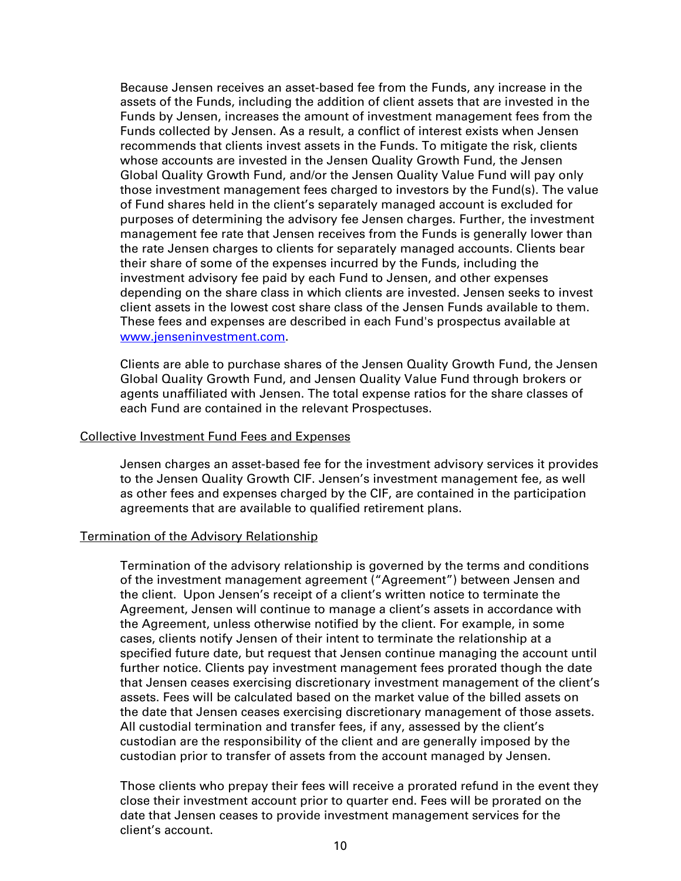Because Jensen receives an asset-based fee from the Funds, any increase in the assets of the Funds, including the addition of client assets that are invested in the Funds by Jensen, increases the amount of investment management fees from the Funds collected by Jensen. As a result, a conflict of interest exists when Jensen recommends that clients invest assets in the Funds. To mitigate the risk, clients whose accounts are invested in the Jensen Quality Growth Fund, the Jensen Global Quality Growth Fund, and/or the Jensen Quality Value Fund will pay only those investment management fees charged to investors by the Fund(s). The value of Fund shares held in the client's separately managed account is excluded for purposes of determining the advisory fee Jensen charges. Further, the investment management fee rate that Jensen receives from the Funds is generally lower than the rate Jensen charges to clients for separately managed accounts. Clients bear their share of some of the expenses incurred by the Funds, including the investment advisory fee paid by each Fund to Jensen, and other expenses depending on the share class in which clients are invested. Jensen seeks to invest client assets in the lowest cost share class of the Jensen Funds available to them. These fees and expenses are described in each Fund's prospectus available at [www.jenseninvestment.com](http://www.jenseninvestment.com).

Clients are able to purchase shares of the Jensen Quality Growth Fund, the Jensen Global Quality Growth Fund, and Jensen Quality Value Fund through brokers or agents unaffiliated with Jensen. The total expense ratios for the share classes of each Fund are contained in the relevant Prospectuses.

Collective Investment Fund Fees and Expenses

Jensen charges an asset-based fee for the investment advisory services it provides to the Jensen Quality Growth CIF. Jensen's investment management fee, as well as other fees and expenses charged by the CIF, are contained in the participation agreements that are available to qualified retirement plans.

Termination of the Advisory Relationship

Termination of the advisory relationship is governed by the terms and conditions of the investment management agreement ("Agreement") between Jensen and the client. Upon Jensen's receipt of a client's written notice to terminate the Agreement, Jensen will continue to manage a client's assets in accordance with the Agreement, unless otherwise notified by the client. For example, in some cases, clients notify Jensen of their intent to terminate the relationship at a specified future date, but request that Jensen continue managing the account until further notice. Clients pay investment management fees prorated though the date that Jensen ceases exercising discretionary investment management of the client's assets. Fees will be calculated based on the market value of the billed assets on the date that Jensen ceases exercising discretionary management of those assets. All custodial termination and transfer fees, if any, assessed by the client's custodian are the responsibility of the client and are generally imposed by the custodian prior to transfer of assets from the account managed by Jensen.

Those clients who prepay their fees will receive a prorated refund in the event they close their investment account prior to quarter end. Fees will be prorated on the date that Jensen ceases to provide investment management services for the client's account.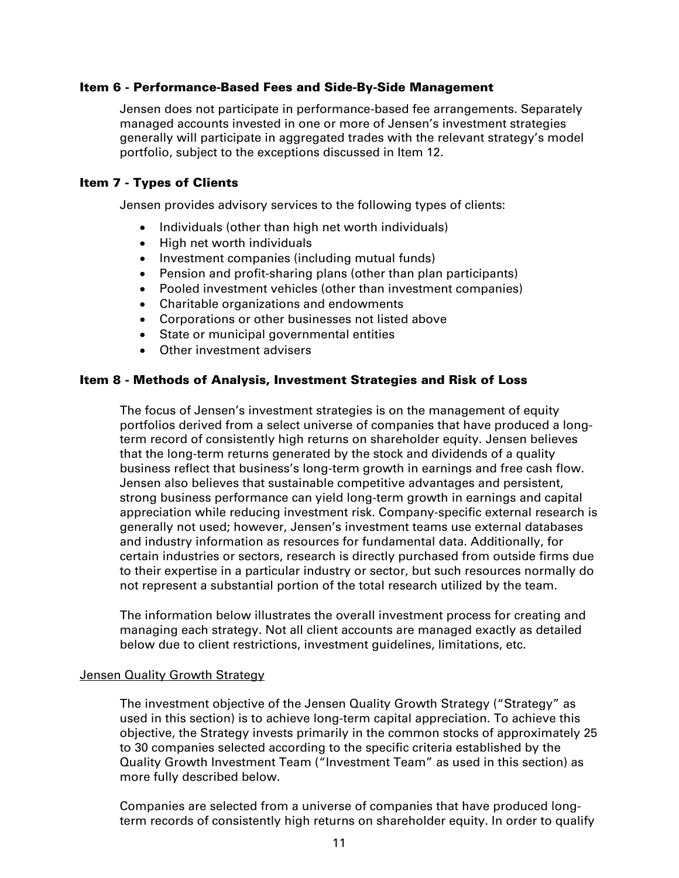## Item 6 - Performance-Based Fees and Side-By-Side Management

Jensen does not participate in performance-based fee arrangements. Separately managed accounts invested in one or more of Jensen's investment strategies generally will participate in aggregated trades with the relevant strategy's model portfolio, subject to the exceptions discussed in Item 12.

## Item 7 - Types of Clients

Jensen provides advisory services to the following types of clients:

- Individuals (other than high net worth individuals)
- High net worth individuals
- Investment companies (including mutual funds)
- Pension and profit-sharing plans (other than plan participants)
- Pooled investment vehicles (other than investment companies)
- Charitable organizations and endowments
- Corporations or other businesses not listed above
- State or municipal governmental entities
- Other investment advisers

## Item 8 - Methods of Analysis, Investment Strategies and Risk of Loss

The focus of Jensen's investment strategies is on the management of equity portfolios derived from a select universe of companies that have produced a long-term record of consistently high returns on shareholder equity. Jensen believes that the long-term returns generated by the stock and dividends of a quality business reflect that business's long-term growth in earnings and free cash flow. Jensen also believes that sustainable competitive advantages and persistent, strong business performance can yield long-term growth in earnings and capital appreciation while reducing investment risk. Company-specific external research is generally not used; however, Jensen's investment teams use external databases and industry information as resources for fundamental data. Additionally, for certain industries or sectors, research is directly purchased from outside firms due to their expertise in a particular industry or sector, but such resources normally do not represent a substantial portion of the total research utilized by the team.

The information below illustrates the overall investment process for creating and managing each strategy. Not all client accounts are managed exactly as detailed below due to client restrictions, investment guidelines, limitations, etc.

### Jensen Quality Growth Strategy

The investment objective of the Jensen Quality Growth Strategy ("Strategy" as used in this section) is to achieve long-term capital appreciation. To achieve this objective, the Strategy invests primarily in the common stocks of approximately 25 to 30 companies selected according to the specific criteria established by the Quality Growth Investment Team ("Investment Team" as used in this section) as more fully described below.

Companies are selected from a universe of companies that have produced long-term records of consistently high returns on shareholder equity. In order to qualify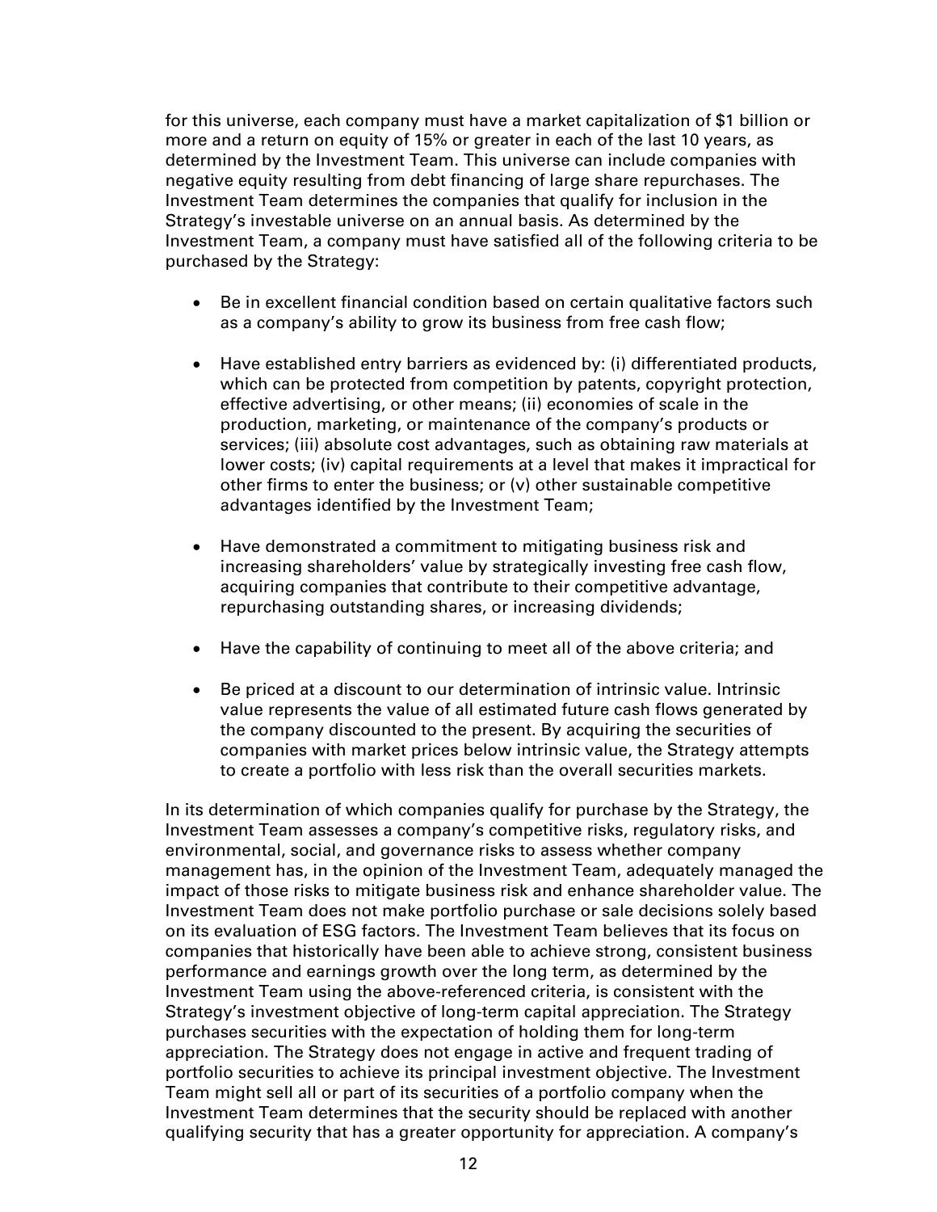for this universe, each company must have a market capitalization of $1 billion or more and a return on equity of 15% or greater in each of the last 10 years, as determined by the Investment Team. This universe can include companies with negative equity resulting from debt financing of large share repurchases. The Investment Team determines the companies that qualify for inclusion in the Strategy's investable universe on an annual basis. As determined by the Investment Team, a company must have satisfied all of the following criteria to be purchased by the Strategy:

- Be in excellent financial condition based on certain qualitative factors such as a company's ability to grow its business from free cash flow;

- Have established entry barriers as evidenced by: (i) differentiated products, which can be protected from competition by patents, copyright protection, effective advertising, or other means; (ii) economies of scale in the production, marketing, or maintenance of the company's products or services; (iii) absolute cost advantages, such as obtaining raw materials at lower costs; (iv) capital requirements at a level that makes it impractical for other firms to enter the business; or (v) other sustainable competitive advantages identified by the Investment Team;

- Have demonstrated a commitment to mitigating business risk and increasing shareholders' value by strategically investing free cash flow, acquiring companies that contribute to their competitive advantage, repurchasing outstanding shares, or increasing dividends;

- Have the capability of continuing to meet all of the above criteria; and

- Be priced at a discount to our determination of intrinsic value. Intrinsic value represents the value of all estimated future cash flows generated by the company discounted to the present. By acquiring the securities of companies with market prices below intrinsic value, the Strategy attempts to create a portfolio with less risk than the overall securities markets.

In its determination of which companies qualify for purchase by the Strategy, the Investment Team assesses a company's competitive risks, regulatory risks, and environmental, social, and governance risks to assess whether company management has, in the opinion of the Investment Team, adequately managed the impact of those risks to mitigate business risk and enhance shareholder value. The Investment Team does not make portfolio purchase or sale decisions solely based on its evaluation of ESG factors. The Investment Team believes that its focus on companies that historically have been able to achieve strong, consistent business performance and earnings growth over the long term, as determined by the Investment Team using the above-referenced criteria, is consistent with the Strategy's investment objective of long-term capital appreciation. The Strategy purchases securities with the expectation of holding them for long-term appreciation. The Strategy does not engage in active and frequent trading of portfolio securities to achieve its principal investment objective. The Investment Team might sell all or part of its securities of a portfolio company when the Investment Team determines that the security should be replaced with another qualifying security that has a greater opportunity for appreciation. A company's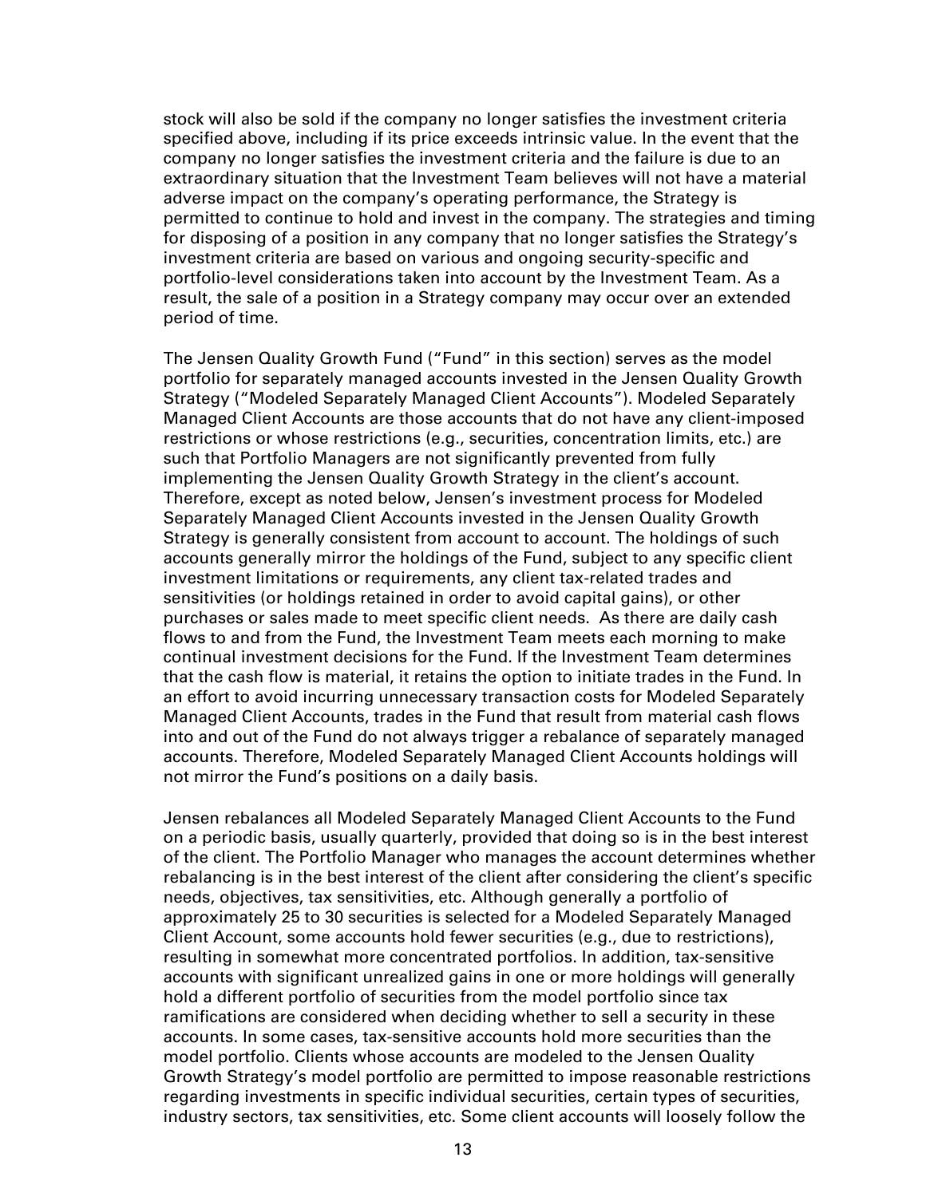stock will also be sold if the company no longer satisfies the investment criteria specified above, including if its price exceeds intrinsic value. In the event that the company no longer satisfies the investment criteria and the failure is due to an extraordinary situation that the Investment Team believes will not have a material adverse impact on the company's operating performance, the Strategy is permitted to continue to hold and invest in the company. The strategies and timing for disposing of a position in any company that no longer satisfies the Strategy's investment criteria are based on various and ongoing security-specific and portfolio-level considerations taken into account by the Investment Team. As a result, the sale of a position in a Strategy company may occur over an extended period of time.

The Jensen Quality Growth Fund ("Fund" in this section) serves as the model portfolio for separately managed accounts invested in the Jensen Quality Growth Strategy ("Modeled Separately Managed Client Accounts"). Modeled Separately Managed Client Accounts are those accounts that do not have any client-imposed restrictions or whose restrictions (e.g., securities, concentration limits, etc.) are such that Portfolio Managers are not significantly prevented from fully implementing the Jensen Quality Growth Strategy in the client's account. Therefore, except as noted below, Jensen's investment process for Modeled Separately Managed Client Accounts invested in the Jensen Quality Growth Strategy is generally consistent from account to account. The holdings of such accounts generally mirror the holdings of the Fund, subject to any specific client investment limitations or requirements, any client tax-related trades and sensitivities (or holdings retained in order to avoid capital gains), or other purchases or sales made to meet specific client needs. As there are daily cash flows to and from the Fund, the Investment Team meets each morning to make continual investment decisions for the Fund. If the Investment Team determines that the cash flow is material, it retains the option to initiate trades in the Fund. In an effort to avoid incurring unnecessary transaction costs for Modeled Separately Managed Client Accounts, trades in the Fund that result from material cash flows into and out of the Fund do not always trigger a rebalance of separately managed accounts. Therefore, Modeled Separately Managed Client Accounts holdings will not mirror the Fund's positions on a daily basis.

Jensen rebalances all Modeled Separately Managed Client Accounts to the Fund on a periodic basis, usually quarterly, provided that doing so is in the best interest of the client. The Portfolio Manager who manages the account determines whether rebalancing is in the best interest of the client after considering the client's specific needs, objectives, tax sensitivities, etc. Although generally a portfolio of approximately 25 to 30 securities is selected for a Modeled Separately Managed Client Account, some accounts hold fewer securities (e.g., due to restrictions), resulting in somewhat more concentrated portfolios. In addition, tax-sensitive accounts with significant unrealized gains in one or more holdings will generally hold a different portfolio of securities from the model portfolio since tax ramifications are considered when deciding whether to sell a security in these accounts. In some cases, tax-sensitive accounts hold more securities than the model portfolio. Clients whose accounts are modeled to the Jensen Quality Growth Strategy's model portfolio are permitted to impose reasonable restrictions regarding investments in specific individual securities, certain types of securities, industry sectors, tax sensitivities, etc. Some client accounts will loosely follow the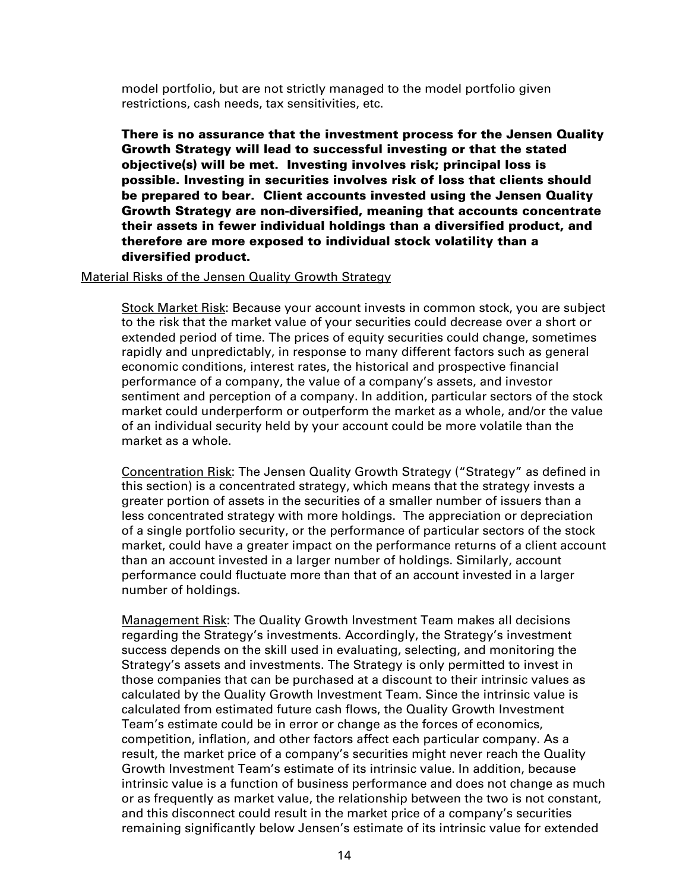model portfolio, but are not strictly managed to the model portfolio given restrictions, cash needs, tax sensitivities, etc.

**There is no assurance that the investment process for the Jensen Quality Growth Strategy will lead to successful investing or that the stated objective(s) will be met. Investing involves risk; principal loss is possible. Investing in securities involves risk of loss that clients should be prepared to bear. Client accounts invested using the Jensen Quality Growth Strategy are non-diversified, meaning that accounts concentrate their assets in fewer individual holdings than a diversified product, and therefore are more exposed to individual stock volatility than a diversified product.**

Material Risks of the Jensen Quality Growth Strategy

Stock Market Risk: Because your account invests in common stock, you are subject to the risk that the market value of your securities could decrease over a short or extended period of time. The prices of equity securities could change, sometimes rapidly and unpredictably, in response to many different factors such as general economic conditions, interest rates, the historical and prospective financial performance of a company, the value of a company's assets, and investor sentiment and perception of a company. In addition, particular sectors of the stock market could underperform or outperform the market as a whole, and/or the value of an individual security held by your account could be more volatile than the market as a whole.

Concentration Risk: The Jensen Quality Growth Strategy ("Strategy" as defined in this section) is a concentrated strategy, which means that the strategy invests a greater portion of assets in the securities of a smaller number of issuers than a less concentrated strategy with more holdings. The appreciation or depreciation of a single portfolio security, or the performance of particular sectors of the stock market, could have a greater impact on the performance returns of a client account than an account invested in a larger number of holdings. Similarly, account performance could fluctuate more than that of an account invested in a larger number of holdings.

Management Risk: The Quality Growth Investment Team makes all decisions regarding the Strategy's investments. Accordingly, the Strategy's investment success depends on the skill used in evaluating, selecting, and monitoring the Strategy's assets and investments. The Strategy is only permitted to invest in those companies that can be purchased at a discount to their intrinsic values as calculated by the Quality Growth Investment Team. Since the intrinsic value is calculated from estimated future cash flows, the Quality Growth Investment Team's estimate could be in error or change as the forces of economics, competition, inflation, and other factors affect each particular company. As a result, the market price of a company's securities might never reach the Quality Growth Investment Team's estimate of its intrinsic value. In addition, because intrinsic value is a function of business performance and does not change as much or as frequently as market value, the relationship between the two is not constant, and this disconnect could result in the market price of a company's securities remaining significantly below Jensen's estimate of its intrinsic value for extended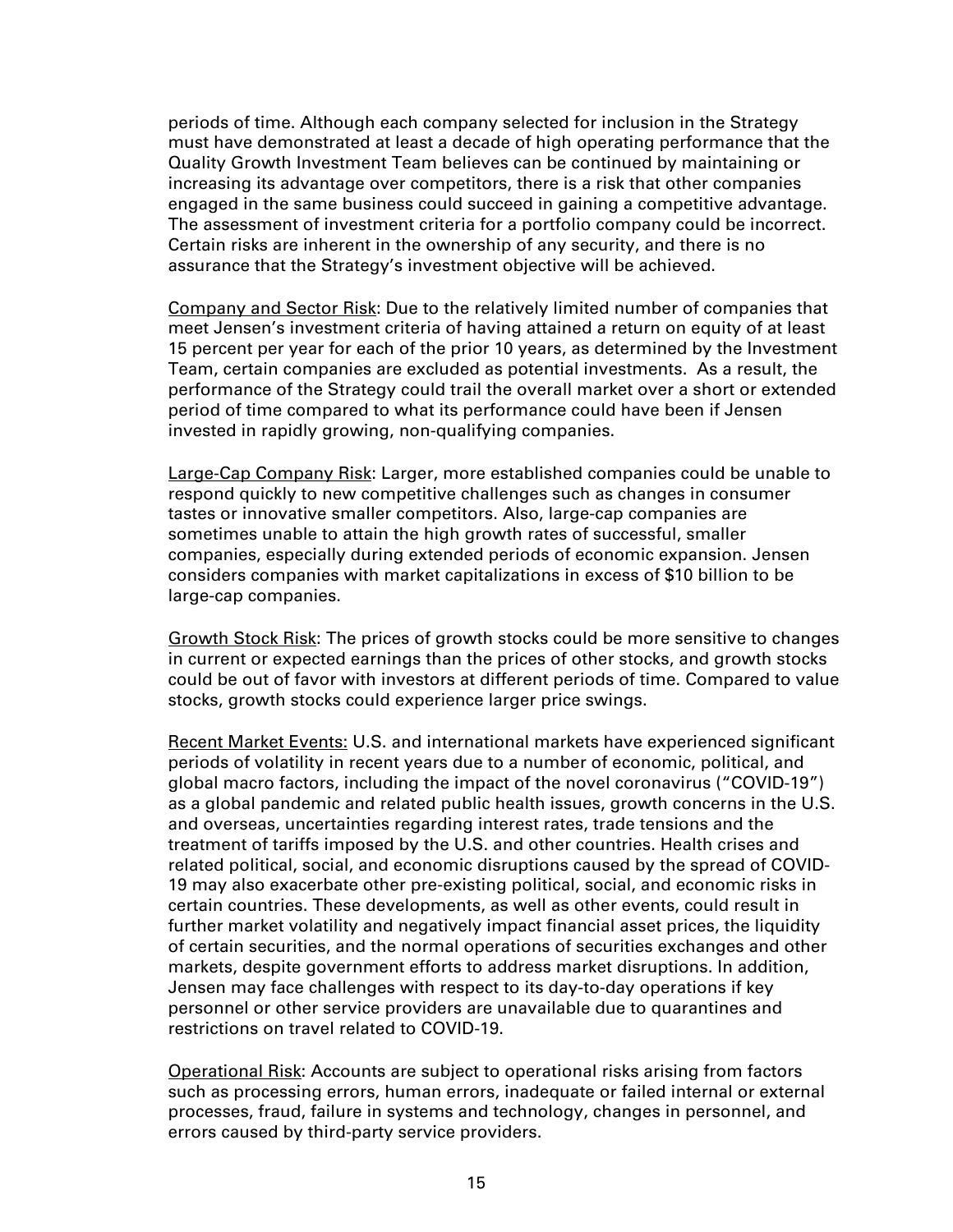periods of time. Although each company selected for inclusion in the Strategy must have demonstrated at least a decade of high operating performance that the Quality Growth Investment Team believes can be continued by maintaining or increasing its advantage over competitors, there is a risk that other companies engaged in the same business could succeed in gaining a competitive advantage. The assessment of investment criteria for a portfolio company could be incorrect. Certain risks are inherent in the ownership of any security, and there is no assurance that the Strategy's investment objective will be achieved.

Company and Sector Risk: Due to the relatively limited number of companies that meet Jensen's investment criteria of having attained a return on equity of at least 15 percent per year for each of the prior 10 years, as determined by the Investment Team, certain companies are excluded as potential investments. As a result, the performance of the Strategy could trail the overall market over a short or extended period of time compared to what its performance could have been if Jensen invested in rapidly growing, non-qualifying companies.

Large-Cap Company Risk: Larger, more established companies could be unable to respond quickly to new competitive challenges such as changes in consumer tastes or innovative smaller competitors. Also, large-cap companies are sometimes unable to attain the high growth rates of successful, smaller companies, especially during extended periods of economic expansion. Jensen considers companies with market capitalizations in excess of $10 billion to be large-cap companies.

Growth Stock Risk: The prices of growth stocks could be more sensitive to changes in current or expected earnings than the prices of other stocks, and growth stocks could be out of favor with investors at different periods of time. Compared to value stocks, growth stocks could experience larger price swings.

Recent Market Events: U.S. and international markets have experienced significant periods of volatility in recent years due to a number of economic, political, and global macro factors, including the impact of the novel coronavirus ("COVID-19") as a global pandemic and related public health issues, growth concerns in the U.S. and overseas, uncertainties regarding interest rates, trade tensions and the treatment of tariffs imposed by the U.S. and other countries. Health crises and related political, social, and economic disruptions caused by the spread of COVID-19 may also exacerbate other pre-existing political, social, and economic risks in certain countries. These developments, as well as other events, could result in further market volatility and negatively impact financial asset prices, the liquidity of certain securities, and the normal operations of securities exchanges and other markets, despite government efforts to address market disruptions. In addition, Jensen may face challenges with respect to its day-to-day operations if key personnel or other service providers are unavailable due to quarantines and restrictions on travel related to COVID-19.

Operational Risk: Accounts are subject to operational risks arising from factors such as processing errors, human errors, inadequate or failed internal or external processes, fraud, failure in systems and technology, changes in personnel, and errors caused by third-party service providers.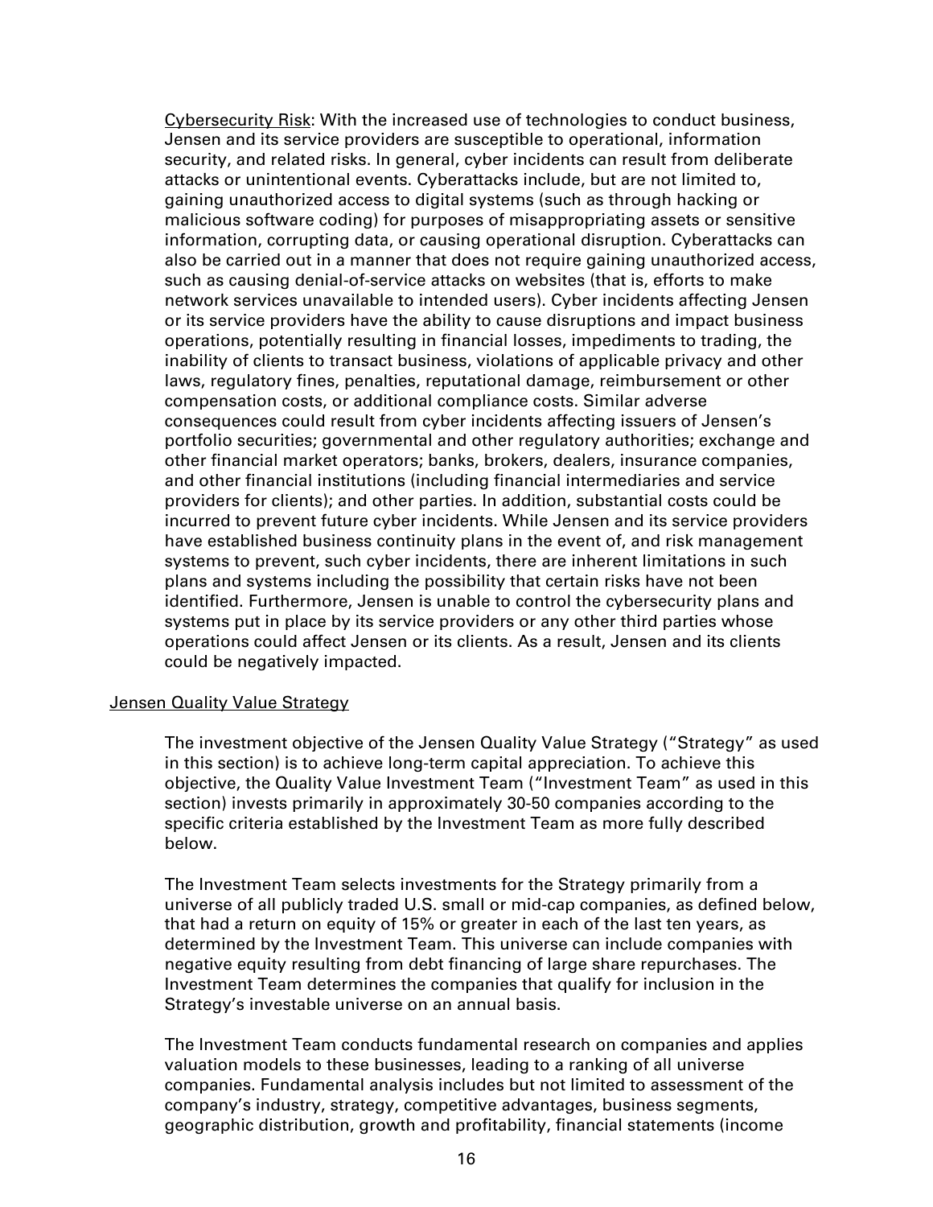Cybersecurity Risk: With the increased use of technologies to conduct business, Jensen and its service providers are susceptible to operational, information security, and related risks. In general, cyber incidents can result from deliberate attacks or unintentional events. Cyberattacks include, but are not limited to, gaining unauthorized access to digital systems (such as through hacking or malicious software coding) for purposes of misappropriating assets or sensitive information, corrupting data, or causing operational disruption. Cyberattacks can also be carried out in a manner that does not require gaining unauthorized access, such as causing denial-of-service attacks on websites (that is, efforts to make network services unavailable to intended users). Cyber incidents affecting Jensen or its service providers have the ability to cause disruptions and impact business operations, potentially resulting in financial losses, impediments to trading, the inability of clients to transact business, violations of applicable privacy and other laws, regulatory fines, penalties, reputational damage, reimbursement or other compensation costs, or additional compliance costs. Similar adverse consequences could result from cyber incidents affecting issuers of Jensen's portfolio securities; governmental and other regulatory authorities; exchange and other financial market operators; banks, brokers, dealers, insurance companies, and other financial institutions (including financial intermediaries and service providers for clients); and other parties. In addition, substantial costs could be incurred to prevent future cyber incidents. While Jensen and its service providers have established business continuity plans in the event of, and risk management systems to prevent, such cyber incidents, there are inherent limitations in such plans and systems including the possibility that certain risks have not been identified. Furthermore, Jensen is unable to control the cybersecurity plans and systems put in place by its service providers or any other third parties whose operations could affect Jensen or its clients. As a result, Jensen and its clients could be negatively impacted.

## Jensen Quality Value Strategy

The investment objective of the Jensen Quality Value Strategy ("Strategy" as used in this section) is to achieve long-term capital appreciation. To achieve this objective, the Quality Value Investment Team ("Investment Team" as used in this section) invests primarily in approximately 30-50 companies according to the specific criteria established by the Investment Team as more fully described below.

The Investment Team selects investments for the Strategy primarily from a universe of all publicly traded U.S. small or mid-cap companies, as defined below, that had a return on equity of 15% or greater in each of the last ten years, as determined by the Investment Team. This universe can include companies with negative equity resulting from debt financing of large share repurchases. The Investment Team determines the companies that qualify for inclusion in the Strategy's investable universe on an annual basis.

The Investment Team conducts fundamental research on companies and applies valuation models to these businesses, leading to a ranking of all universe companies. Fundamental analysis includes but not limited to assessment of the company's industry, strategy, competitive advantages, business segments, geographic distribution, growth and profitability, financial statements (income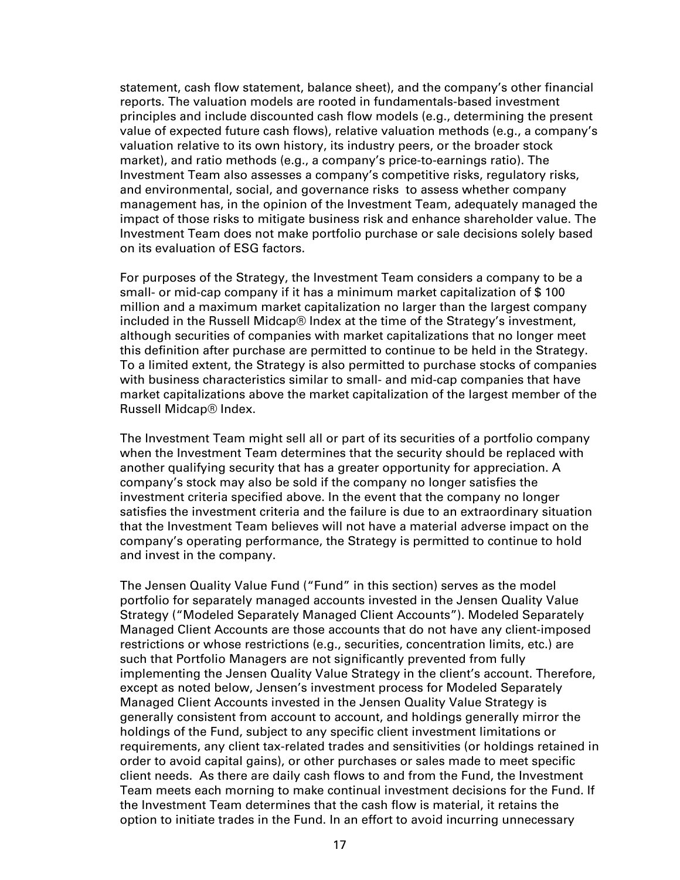statement, cash flow statement, balance sheet), and the company's other financial reports. The valuation models are rooted in fundamentals-based investment principles and include discounted cash flow models (e.g., determining the present value of expected future cash flows), relative valuation methods (e.g., a company's valuation relative to its own history, its industry peers, or the broader stock market), and ratio methods (e.g., a company's price-to-earnings ratio). The Investment Team also assesses a company's competitive risks, regulatory risks, and environmental, social, and governance risks to assess whether company management has, in the opinion of the Investment Team, adequately managed the impact of those risks to mitigate business risk and enhance shareholder value. The Investment Team does not make portfolio purchase or sale decisions solely based on its evaluation of ESG factors.

For purposes of the Strategy, the Investment Team considers a company to be a small- or mid-cap company if it has a minimum market capitalization of $ 100 million and a maximum market capitalization no larger than the largest company included in the Russell Midcap® Index at the time of the Strategy's investment, although securities of companies with market capitalizations that no longer meet this definition after purchase are permitted to continue to be held in the Strategy. To a limited extent, the Strategy is also permitted to purchase stocks of companies with business characteristics similar to small- and mid-cap companies that have market capitalizations above the market capitalization of the largest member of the Russell Midcap® Index.

The Investment Team might sell all or part of its securities of a portfolio company when the Investment Team determines that the security should be replaced with another qualifying security that has a greater opportunity for appreciation. A company's stock may also be sold if the company no longer satisfies the investment criteria specified above. In the event that the company no longer satisfies the investment criteria and the failure is due to an extraordinary situation that the Investment Team believes will not have a material adverse impact on the company's operating performance, the Strategy is permitted to continue to hold and invest in the company.

The Jensen Quality Value Fund ("Fund" in this section) serves as the model portfolio for separately managed accounts invested in the Jensen Quality Value Strategy ("Modeled Separately Managed Client Accounts"). Modeled Separately Managed Client Accounts are those accounts that do not have any client-imposed restrictions or whose restrictions (e.g., securities, concentration limits, etc.) are such that Portfolio Managers are not significantly prevented from fully implementing the Jensen Quality Value Strategy in the client's account. Therefore, except as noted below, Jensen's investment process for Modeled Separately Managed Client Accounts invested in the Jensen Quality Value Strategy is generally consistent from account to account, and holdings generally mirror the holdings of the Fund, subject to any specific client investment limitations or requirements, any client tax-related trades and sensitivities (or holdings retained in order to avoid capital gains), or other purchases or sales made to meet specific client needs. As there are daily cash flows to and from the Fund, the Investment Team meets each morning to make continual investment decisions for the Fund. If the Investment Team determines that the cash flow is material, it retains the option to initiate trades in the Fund. In an effort to avoid incurring unnecessary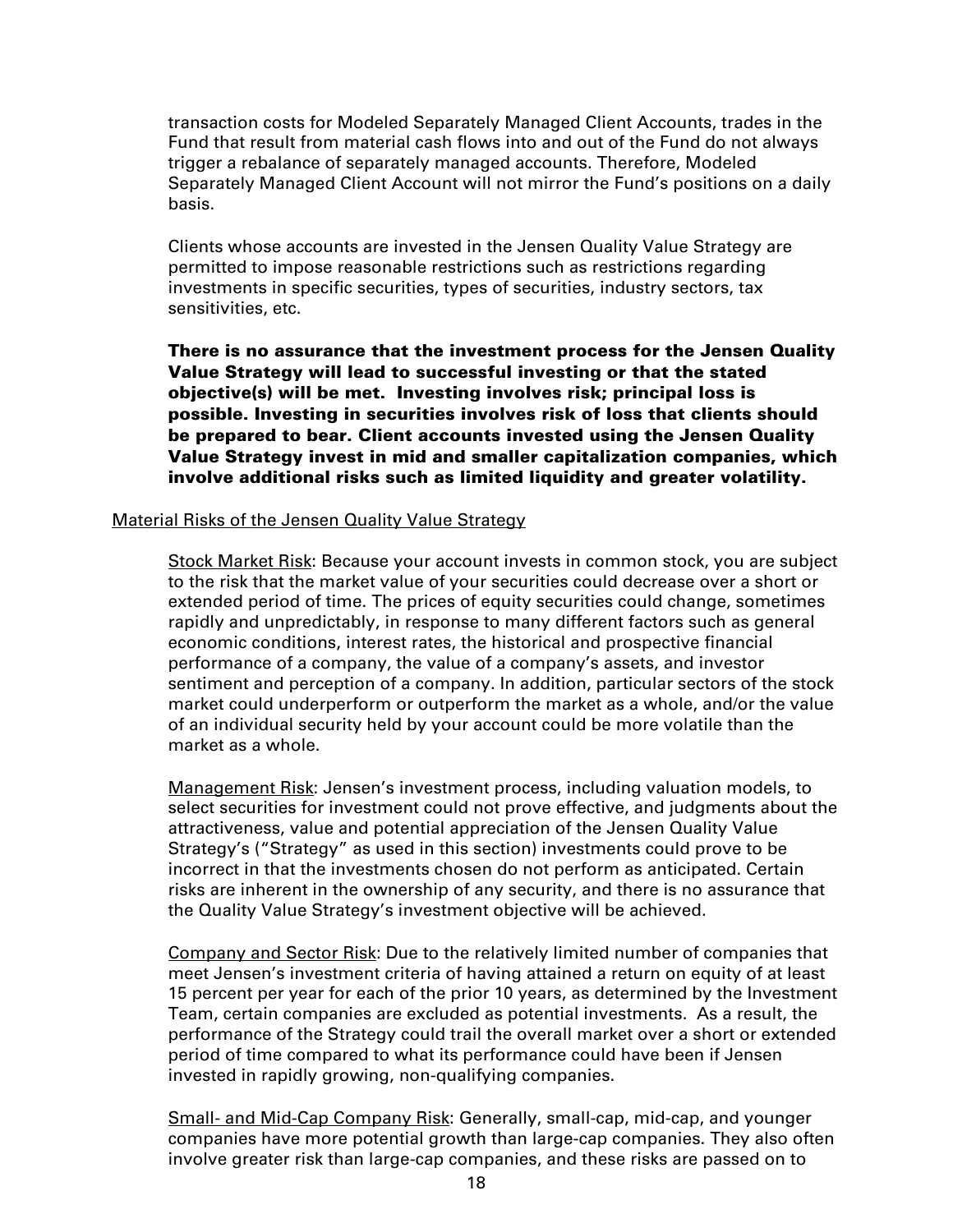transaction costs for Modeled Separately Managed Client Accounts, trades in the Fund that result from material cash flows into and out of the Fund do not always trigger a rebalance of separately managed accounts. Therefore, Modeled Separately Managed Client Account will not mirror the Fund's positions on a daily basis.

Clients whose accounts are invested in the Jensen Quality Value Strategy are permitted to impose reasonable restrictions such as restrictions regarding investments in specific securities, types of securities, industry sectors, tax sensitivities, etc.

**There is no assurance that the investment process for the Jensen Quality Value Strategy will lead to successful investing or that the stated objective(s) will be met. Investing involves risk; principal loss is possible. Investing in securities involves risk of loss that clients should be prepared to bear. Client accounts invested using the Jensen Quality Value Strategy invest in mid and smaller capitalization companies, which involve additional risks such as limited liquidity and greater volatility.**

Material Risks of the Jensen Quality Value Strategy

Stock Market Risk: Because your account invests in common stock, you are subject to the risk that the market value of your securities could decrease over a short or extended period of time. The prices of equity securities could change, sometimes rapidly and unpredictably, in response to many different factors such as general economic conditions, interest rates, the historical and prospective financial performance of a company, the value of a company's assets, and investor sentiment and perception of a company. In addition, particular sectors of the stock market could underperform or outperform the market as a whole, and/or the value of an individual security held by your account could be more volatile than the market as a whole.

Management Risk: Jensen's investment process, including valuation models, to select securities for investment could not prove effective, and judgments about the attractiveness, value and potential appreciation of the Jensen Quality Value Strategy's ("Strategy" as used in this section) investments could prove to be incorrect in that the investments chosen do not perform as anticipated. Certain risks are inherent in the ownership of any security, and there is no assurance that the Quality Value Strategy's investment objective will be achieved.

Company and Sector Risk: Due to the relatively limited number of companies that meet Jensen's investment criteria of having attained a return on equity of at least 15 percent per year for each of the prior 10 years, as determined by the Investment Team, certain companies are excluded as potential investments. As a result, the performance of the Strategy could trail the overall market over a short or extended period of time compared to what its performance could have been if Jensen invested in rapidly growing, non-qualifying companies.

Small- and Mid-Cap Company Risk: Generally, small-cap, mid-cap, and younger companies have more potential growth than large-cap companies. They also often involve greater risk than large-cap companies, and these risks are passed on to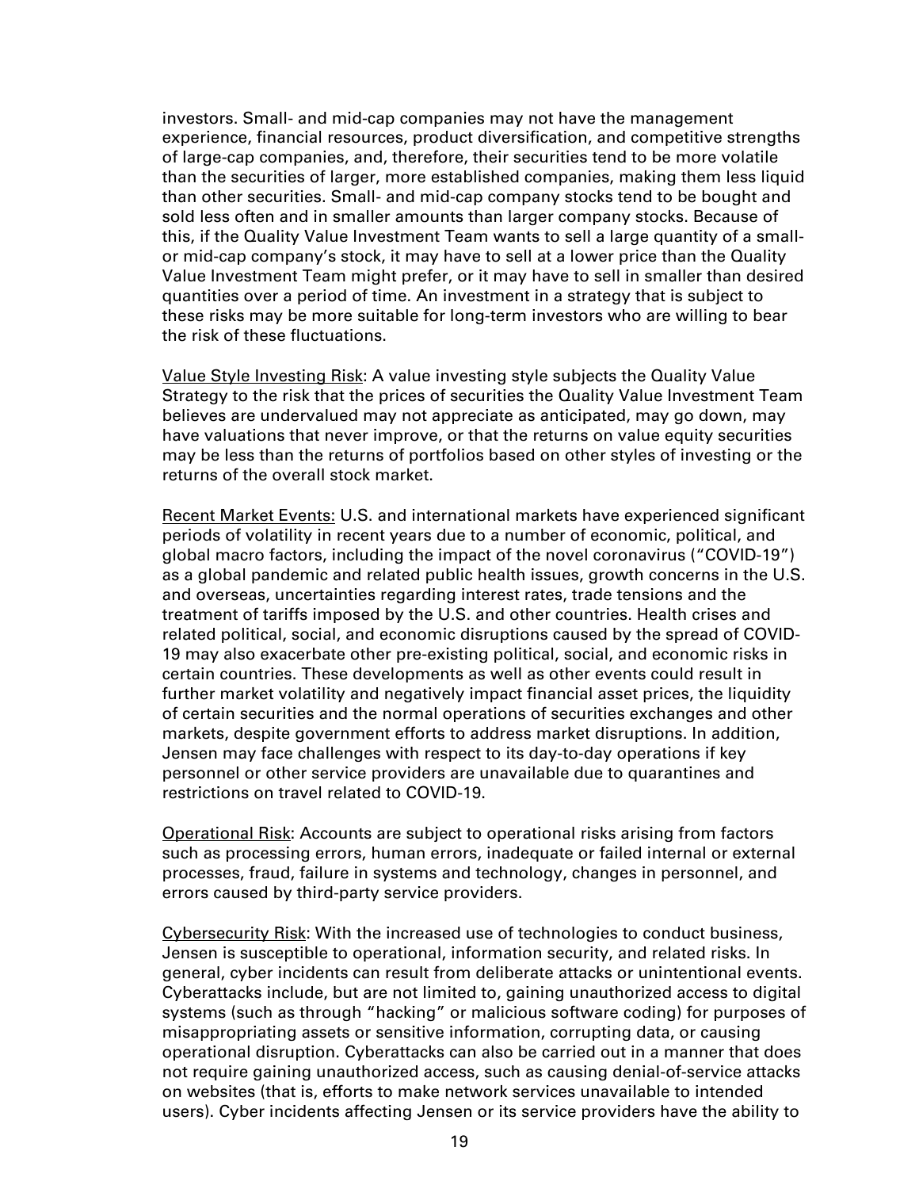investors. Small- and mid-cap companies may not have the management experience, financial resources, product diversification, and competitive strengths of large-cap companies, and, therefore, their securities tend to be more volatile than the securities of larger, more established companies, making them less liquid than other securities. Small- and mid-cap company stocks tend to be bought and sold less often and in smaller amounts than larger company stocks. Because of this, if the Quality Value Investment Team wants to sell a large quantity of a small- or mid-cap company's stock, it may have to sell at a lower price than the Quality Value Investment Team might prefer, or it may have to sell in smaller than desired quantities over a period of time. An investment in a strategy that is subject to these risks may be more suitable for long-term investors who are willing to bear the risk of these fluctuations.

<u>Value Style Investing Risk</u>: A value investing style subjects the Quality Value Strategy to the risk that the prices of securities the Quality Value Investment Team believes are undervalued may not appreciate as anticipated, may go down, may have valuations that never improve, or that the returns on value equity securities may be less than the returns of portfolios based on other styles of investing or the returns of the overall stock market.

<u>Recent Market Events:</u> U.S. and international markets have experienced significant periods of volatility in recent years due to a number of economic, political, and global macro factors, including the impact of the novel coronavirus ("COVID-19") as a global pandemic and related public health issues, growth concerns in the U.S. and overseas, uncertainties regarding interest rates, trade tensions and the treatment of tariffs imposed by the U.S. and other countries. Health crises and related political, social, and economic disruptions caused by the spread of COVID-19 may also exacerbate other pre-existing political, social, and economic risks in certain countries. These developments as well as other events could result in further market volatility and negatively impact financial asset prices, the liquidity of certain securities and the normal operations of securities exchanges and other markets, despite government efforts to address market disruptions. In addition, Jensen may face challenges with respect to its day-to-day operations if key personnel or other service providers are unavailable due to quarantines and restrictions on travel related to COVID-19.

<u>Operational Risk</u>: Accounts are subject to operational risks arising from factors such as processing errors, human errors, inadequate or failed internal or external processes, fraud, failure in systems and technology, changes in personnel, and errors caused by third-party service providers.

<u>Cybersecurity Risk</u>: With the increased use of technologies to conduct business, Jensen is susceptible to operational, information security, and related risks. In general, cyber incidents can result from deliberate attacks or unintentional events. Cyberattacks include, but are not limited to, gaining unauthorized access to digital systems (such as through "hacking" or malicious software coding) for purposes of misappropriating assets or sensitive information, corrupting data, or causing operational disruption. Cyberattacks can also be carried out in a manner that does not require gaining unauthorized access, such as causing denial-of-service attacks on websites (that is, efforts to make network services unavailable to intended users). Cyber incidents affecting Jensen or its service providers have the ability to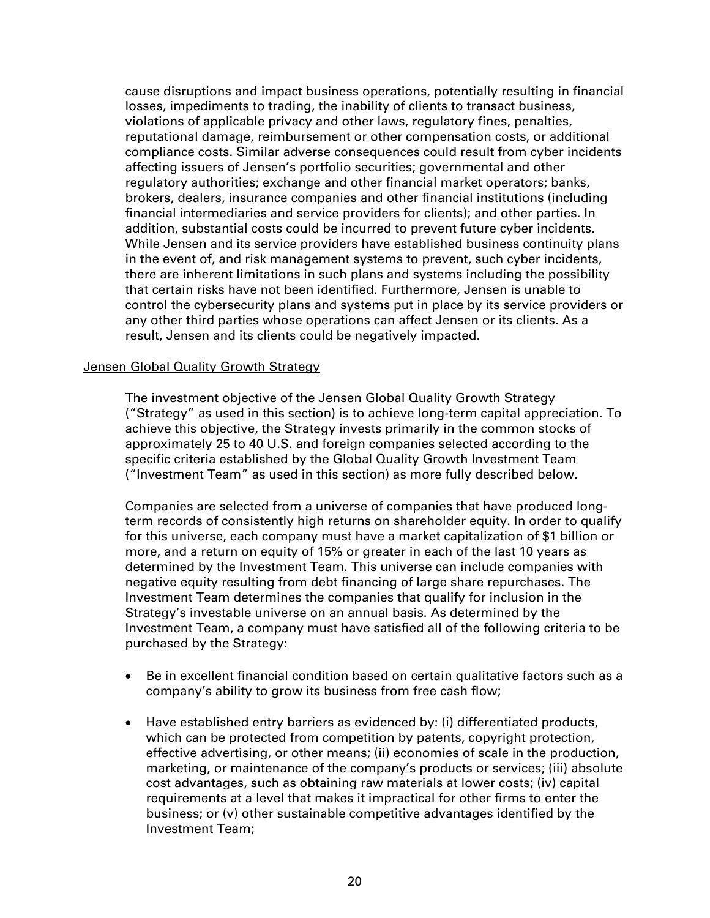cause disruptions and impact business operations, potentially resulting in financial losses, impediments to trading, the inability of clients to transact business, violations of applicable privacy and other laws, regulatory fines, penalties, reputational damage, reimbursement or other compensation costs, or additional compliance costs. Similar adverse consequences could result from cyber incidents affecting issuers of Jensen's portfolio securities; governmental and other regulatory authorities; exchange and other financial market operators; banks, brokers, dealers, insurance companies and other financial institutions (including financial intermediaries and service providers for clients); and other parties. In addition, substantial costs could be incurred to prevent future cyber incidents. While Jensen and its service providers have established business continuity plans in the event of, and risk management systems to prevent, such cyber incidents, there are inherent limitations in such plans and systems including the possibility that certain risks have not been identified. Furthermore, Jensen is unable to control the cybersecurity plans and systems put in place by its service providers or any other third parties whose operations can affect Jensen or its clients. As a result, Jensen and its clients could be negatively impacted.

<u>Jensen Global Quality Growth Strategy</u>

The investment objective of the Jensen Global Quality Growth Strategy ("Strategy" as used in this section) is to achieve long-term capital appreciation. To achieve this objective, the Strategy invests primarily in the common stocks of approximately 25 to 40 U.S. and foreign companies selected according to the specific criteria established by the Global Quality Growth Investment Team ("Investment Team" as used in this section) as more fully described below.

Companies are selected from a universe of companies that have produced long-term records of consistently high returns on shareholder equity. In order to qualify for this universe, each company must have a market capitalization of $1 billion or more, and a return on equity of 15% or greater in each of the last 10 years as determined by the Investment Team. This universe can include companies with negative equity resulting from debt financing of large share repurchases. The Investment Team determines the companies that qualify for inclusion in the Strategy's investable universe on an annual basis. As determined by the Investment Team, a company must have satisfied all of the following criteria to be purchased by the Strategy:

- Be in excellent financial condition based on certain qualitative factors such as a company's ability to grow its business from free cash flow;
- Have established entry barriers as evidenced by: (i) differentiated products, which can be protected from competition by patents, copyright protection, effective advertising, or other means; (ii) economies of scale in the production, marketing, or maintenance of the company's products or services; (iii) absolute cost advantages, such as obtaining raw materials at lower costs; (iv) capital requirements at a level that makes it impractical for other firms to enter the business; or (v) other sustainable competitive advantages identified by the Investment Team;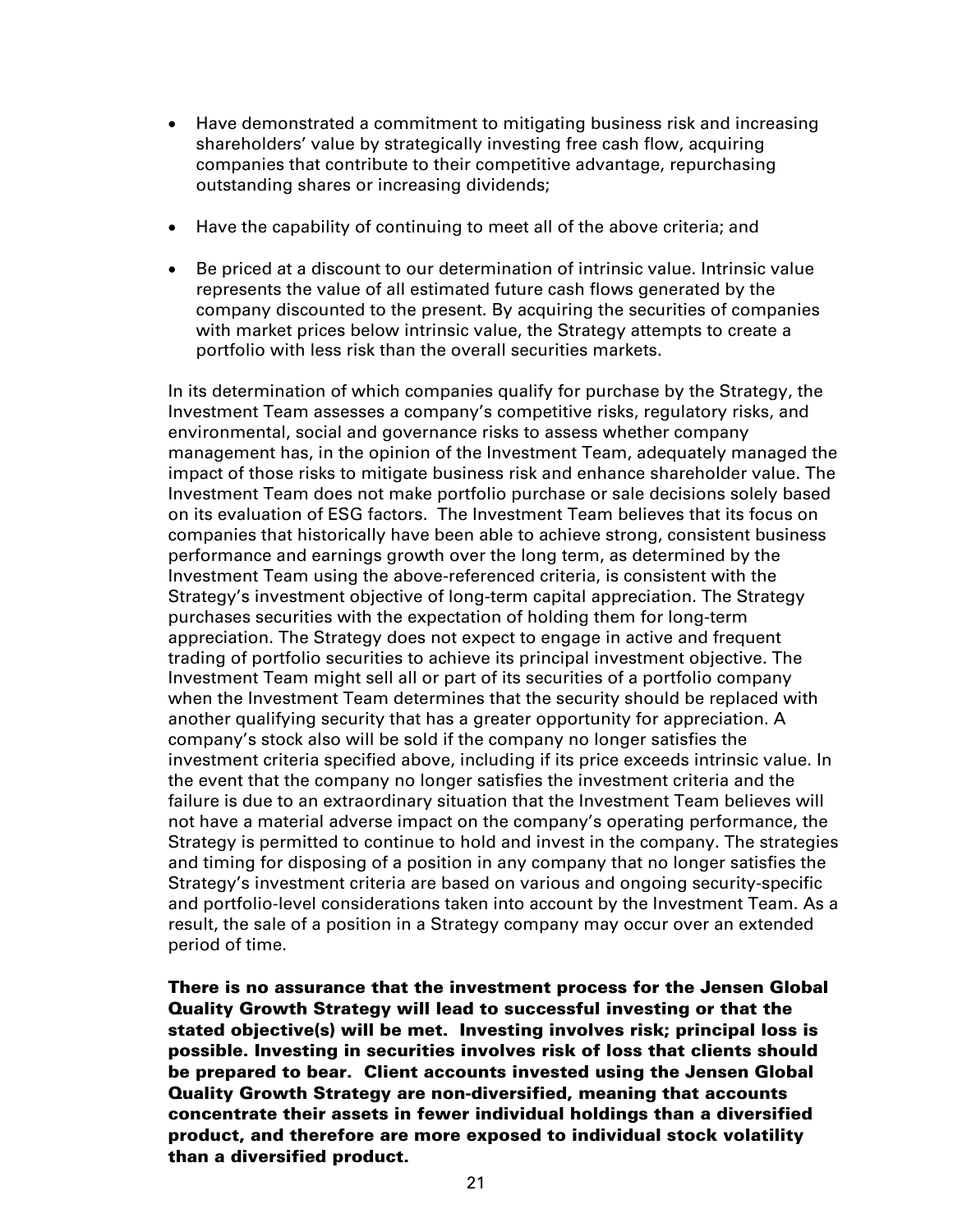- Have demonstrated a commitment to mitigating business risk and increasing shareholders' value by strategically investing free cash flow, acquiring companies that contribute to their competitive advantage, repurchasing outstanding shares or increasing dividends;
- Have the capability of continuing to meet all of the above criteria; and
- Be priced at a discount to our determination of intrinsic value. Intrinsic value represents the value of all estimated future cash flows generated by the company discounted to the present. By acquiring the securities of companies with market prices below intrinsic value, the Strategy attempts to create a portfolio with less risk than the overall securities markets.

In its determination of which companies qualify for purchase by the Strategy, the Investment Team assesses a company's competitive risks, regulatory risks, and environmental, social and governance risks to assess whether company management has, in the opinion of the Investment Team, adequately managed the impact of those risks to mitigate business risk and enhance shareholder value. The Investment Team does not make portfolio purchase or sale decisions solely based on its evaluation of ESG factors. The Investment Team believes that its focus on companies that historically have been able to achieve strong, consistent business performance and earnings growth over the long term, as determined by the Investment Team using the above-referenced criteria, is consistent with the Strategy's investment objective of long-term capital appreciation. The Strategy purchases securities with the expectation of holding them for long-term appreciation. The Strategy does not expect to engage in active and frequent trading of portfolio securities to achieve its principal investment objective. The Investment Team might sell all or part of its securities of a portfolio company when the Investment Team determines that the security should be replaced with another qualifying security that has a greater opportunity for appreciation. A company's stock also will be sold if the company no longer satisfies the investment criteria specified above, including if its price exceeds intrinsic value. In the event that the company no longer satisfies the investment criteria and the failure is due to an extraordinary situation that the Investment Team believes will not have a material adverse impact on the company's operating performance, the Strategy is permitted to continue to hold and invest in the company. The strategies and timing for disposing of a position in any company that no longer satisfies the Strategy's investment criteria are based on various and ongoing security-specific and portfolio-level considerations taken into account by the Investment Team. As a result, the sale of a position in a Strategy company may occur over an extended period of time.

**There is no assurance that the investment process for the Jensen Global Quality Growth Strategy will lead to successful investing or that the stated objective(s) will be met. Investing involves risk; principal loss is possible. Investing in securities involves risk of loss that clients should be prepared to bear. Client accounts invested using the Jensen Global Quality Growth Strategy are non-diversified, meaning that accounts concentrate their assets in fewer individual holdings than a diversified product, and therefore are more exposed to individual stock volatility than a diversified product.**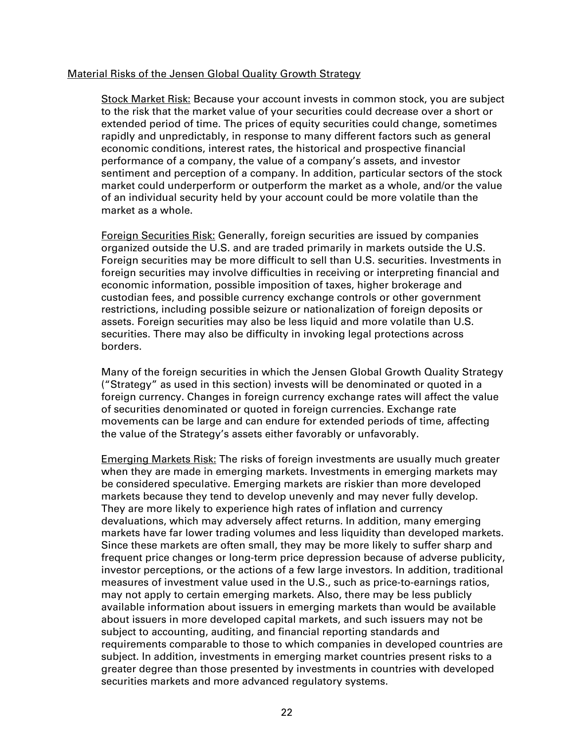Material Risks of the Jensen Global Quality Growth Strategy

Stock Market Risk: Because your account invests in common stock, you are subject to the risk that the market value of your securities could decrease over a short or extended period of time. The prices of equity securities could change, sometimes rapidly and unpredictably, in response to many different factors such as general economic conditions, interest rates, the historical and prospective financial performance of a company, the value of a company's assets, and investor sentiment and perception of a company. In addition, particular sectors of the stock market could underperform or outperform the market as a whole, and/or the value of an individual security held by your account could be more volatile than the market as a whole.

Foreign Securities Risk: Generally, foreign securities are issued by companies organized outside the U.S. and are traded primarily in markets outside the U.S. Foreign securities may be more difficult to sell than U.S. securities. Investments in foreign securities may involve difficulties in receiving or interpreting financial and economic information, possible imposition of taxes, higher brokerage and custodian fees, and possible currency exchange controls or other government restrictions, including possible seizure or nationalization of foreign deposits or assets. Foreign securities may also be less liquid and more volatile than U.S. securities. There may also be difficulty in invoking legal protections across borders.

Many of the foreign securities in which the Jensen Global Growth Quality Strategy ("Strategy" as used in this section) invests will be denominated or quoted in a foreign currency. Changes in foreign currency exchange rates will affect the value of securities denominated or quoted in foreign currencies. Exchange rate movements can be large and can endure for extended periods of time, affecting the value of the Strategy's assets either favorably or unfavorably.

Emerging Markets Risk: The risks of foreign investments are usually much greater when they are made in emerging markets. Investments in emerging markets may be considered speculative. Emerging markets are riskier than more developed markets because they tend to develop unevenly and may never fully develop. They are more likely to experience high rates of inflation and currency devaluations, which may adversely affect returns. In addition, many emerging markets have far lower trading volumes and less liquidity than developed markets. Since these markets are often small, they may be more likely to suffer sharp and frequent price changes or long-term price depression because of adverse publicity, investor perceptions, or the actions of a few large investors. In addition, traditional measures of investment value used in the U.S., such as price-to-earnings ratios, may not apply to certain emerging markets. Also, there may be less publicly available information about issuers in emerging markets than would be available about issuers in more developed capital markets, and such issuers may not be subject to accounting, auditing, and financial reporting standards and requirements comparable to those to which companies in developed countries are subject. In addition, investments in emerging market countries present risks to a greater degree than those presented by investments in countries with developed securities markets and more advanced regulatory systems.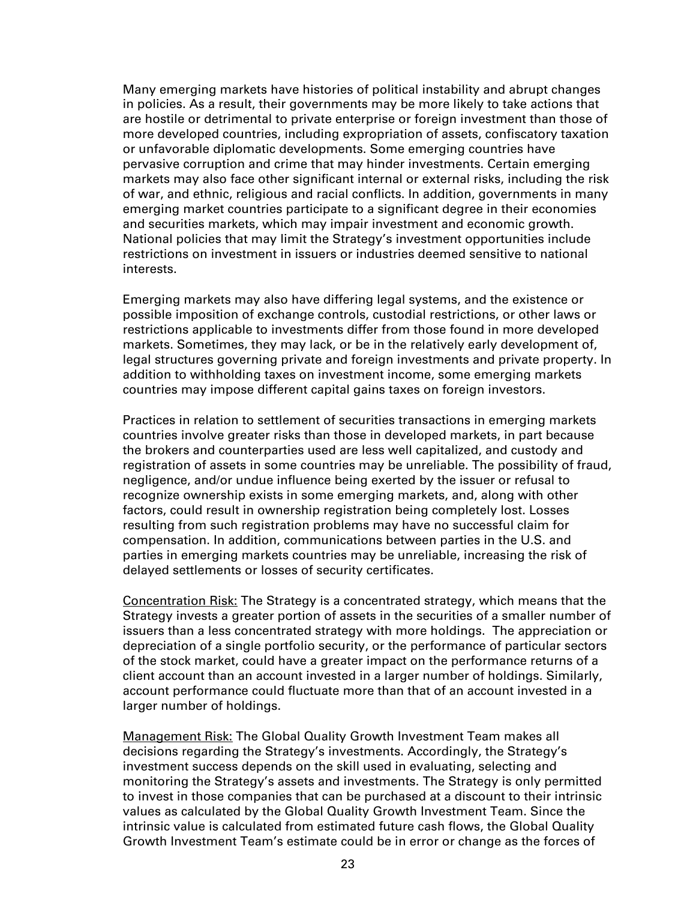Many emerging markets have histories of political instability and abrupt changes in policies. As a result, their governments may be more likely to take actions that are hostile or detrimental to private enterprise or foreign investment than those of more developed countries, including expropriation of assets, confiscatory taxation or unfavorable diplomatic developments. Some emerging countries have pervasive corruption and crime that may hinder investments. Certain emerging markets may also face other significant internal or external risks, including the risk of war, and ethnic, religious and racial conflicts. In addition, governments in many emerging market countries participate to a significant degree in their economies and securities markets, which may impair investment and economic growth. National policies that may limit the Strategy's investment opportunities include restrictions on investment in issuers or industries deemed sensitive to national interests.

Emerging markets may also have differing legal systems, and the existence or possible imposition of exchange controls, custodial restrictions, or other laws or restrictions applicable to investments differ from those found in more developed markets. Sometimes, they may lack, or be in the relatively early development of, legal structures governing private and foreign investments and private property. In addition to withholding taxes on investment income, some emerging markets countries may impose different capital gains taxes on foreign investors.

Practices in relation to settlement of securities transactions in emerging markets countries involve greater risks than those in developed markets, in part because the brokers and counterparties used are less well capitalized, and custody and registration of assets in some countries may be unreliable. The possibility of fraud, negligence, and/or undue influence being exerted by the issuer or refusal to recognize ownership exists in some emerging markets, and, along with other factors, could result in ownership registration being completely lost. Losses resulting from such registration problems may have no successful claim for compensation. In addition, communications between parties in the U.S. and parties in emerging markets countries may be unreliable, increasing the risk of delayed settlements or losses of security certificates.

<u>Concentration Risk:</u> The Strategy is a concentrated strategy, which means that the Strategy invests a greater portion of assets in the securities of a smaller number of issuers than a less concentrated strategy with more holdings. The appreciation or depreciation of a single portfolio security, or the performance of particular sectors of the stock market, could have a greater impact on the performance returns of a client account than an account invested in a larger number of holdings. Similarly, account performance could fluctuate more than that of an account invested in a larger number of holdings.

<u>Management Risk:</u> The Global Quality Growth Investment Team makes all decisions regarding the Strategy's investments. Accordingly, the Strategy's investment success depends on the skill used in evaluating, selecting and monitoring the Strategy's assets and investments. The Strategy is only permitted to invest in those companies that can be purchased at a discount to their intrinsic values as calculated by the Global Quality Growth Investment Team. Since the intrinsic value is calculated from estimated future cash flows, the Global Quality Growth Investment Team's estimate could be in error or change as the forces of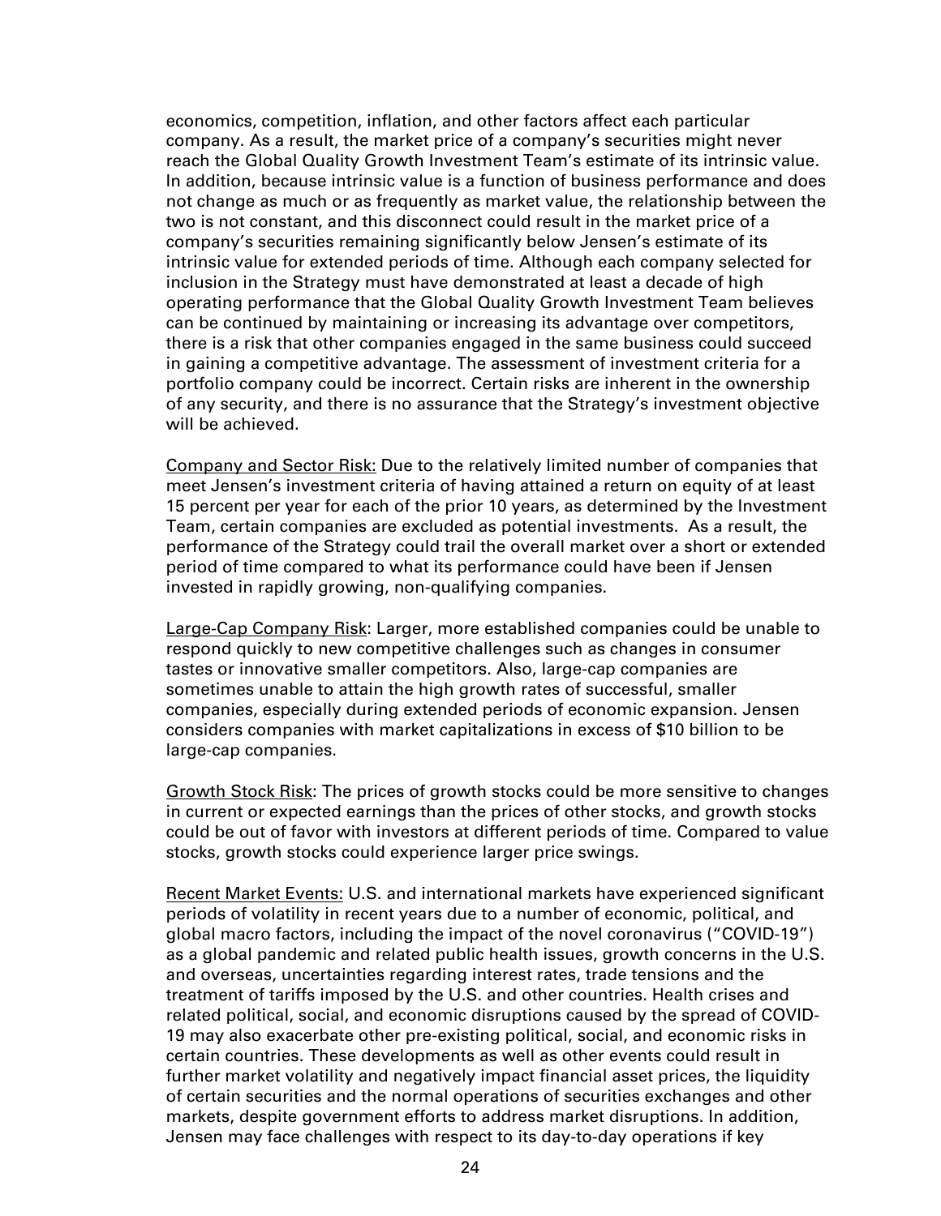economics, competition, inflation, and other factors affect each particular company. As a result, the market price of a company's securities might never reach the Global Quality Growth Investment Team's estimate of its intrinsic value. In addition, because intrinsic value is a function of business performance and does not change as much or as frequently as market value, the relationship between the two is not constant, and this disconnect could result in the market price of a company's securities remaining significantly below Jensen's estimate of its intrinsic value for extended periods of time. Although each company selected for inclusion in the Strategy must have demonstrated at least a decade of high operating performance that the Global Quality Growth Investment Team believes can be continued by maintaining or increasing its advantage over competitors, there is a risk that other companies engaged in the same business could succeed in gaining a competitive advantage. The assessment of investment criteria for a portfolio company could be incorrect. Certain risks are inherent in the ownership of any security, and there is no assurance that the Strategy's investment objective will be achieved.

<u>Company and Sector Risk:</u> Due to the relatively limited number of companies that meet Jensen's investment criteria of having attained a return on equity of at least 15 percent per year for each of the prior 10 years, as determined by the Investment Team, certain companies are excluded as potential investments. As a result, the performance of the Strategy could trail the overall market over a short or extended period of time compared to what its performance could have been if Jensen invested in rapidly growing, non-qualifying companies.

<u>Large-Cap Company Risk</u>: Larger, more established companies could be unable to respond quickly to new competitive challenges such as changes in consumer tastes or innovative smaller competitors. Also, large-cap companies are sometimes unable to attain the high growth rates of successful, smaller companies, especially during extended periods of economic expansion. Jensen considers companies with market capitalizations in excess of $10 billion to be large-cap companies.

<u>Growth Stock Risk</u>: The prices of growth stocks could be more sensitive to changes in current or expected earnings than the prices of other stocks, and growth stocks could be out of favor with investors at different periods of time. Compared to value stocks, growth stocks could experience larger price swings.

<u>Recent Market Events:</u> U.S. and international markets have experienced significant periods of volatility in recent years due to a number of economic, political, and global macro factors, including the impact of the novel coronavirus ("COVID-19") as a global pandemic and related public health issues, growth concerns in the U.S. and overseas, uncertainties regarding interest rates, trade tensions and the treatment of tariffs imposed by the U.S. and other countries. Health crises and related political, social, and economic disruptions caused by the spread of COVID-19 may also exacerbate other pre-existing political, social, and economic risks in certain countries. These developments as well as other events could result in further market volatility and negatively impact financial asset prices, the liquidity of certain securities and the normal operations of securities exchanges and other markets, despite government efforts to address market disruptions. In addition, Jensen may face challenges with respect to its day-to-day operations if key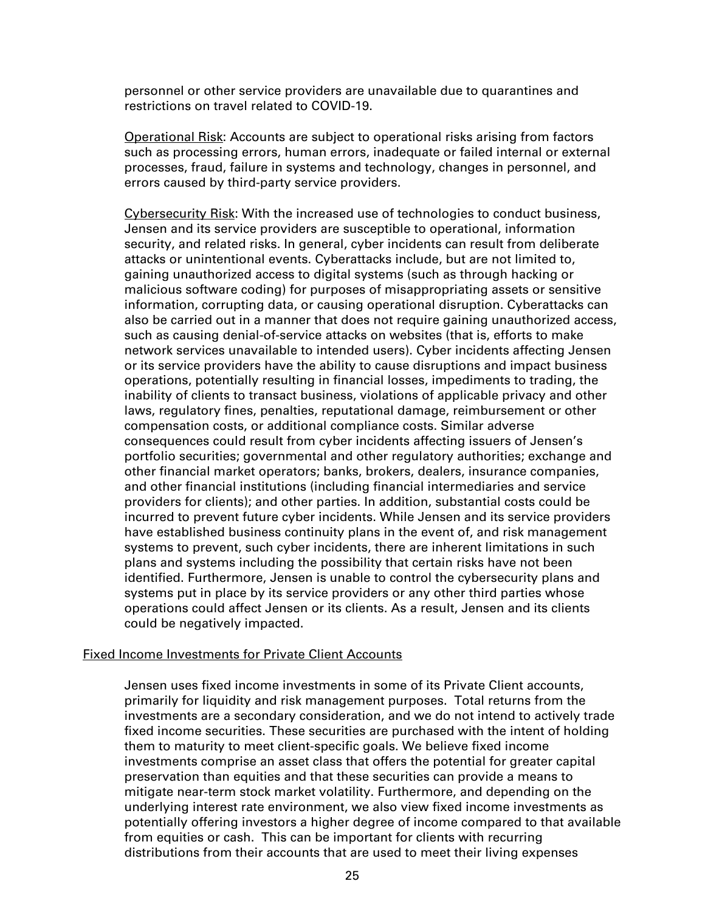personnel or other service providers are unavailable due to quarantines and restrictions on travel related to COVID-19.

Operational Risk: Accounts are subject to operational risks arising from factors such as processing errors, human errors, inadequate or failed internal or external processes, fraud, failure in systems and technology, changes in personnel, and errors caused by third-party service providers.

Cybersecurity Risk: With the increased use of technologies to conduct business, Jensen and its service providers are susceptible to operational, information security, and related risks. In general, cyber incidents can result from deliberate attacks or unintentional events. Cyberattacks include, but are not limited to, gaining unauthorized access to digital systems (such as through hacking or malicious software coding) for purposes of misappropriating assets or sensitive information, corrupting data, or causing operational disruption. Cyberattacks can also be carried out in a manner that does not require gaining unauthorized access, such as causing denial-of-service attacks on websites (that is, efforts to make network services unavailable to intended users). Cyber incidents affecting Jensen or its service providers have the ability to cause disruptions and impact business operations, potentially resulting in financial losses, impediments to trading, the inability of clients to transact business, violations of applicable privacy and other laws, regulatory fines, penalties, reputational damage, reimbursement or other compensation costs, or additional compliance costs. Similar adverse consequences could result from cyber incidents affecting issuers of Jensen's portfolio securities; governmental and other regulatory authorities; exchange and other financial market operators; banks, brokers, dealers, insurance companies, and other financial institutions (including financial intermediaries and service providers for clients); and other parties. In addition, substantial costs could be incurred to prevent future cyber incidents. While Jensen and its service providers have established business continuity plans in the event of, and risk management systems to prevent, such cyber incidents, there are inherent limitations in such plans and systems including the possibility that certain risks have not been identified. Furthermore, Jensen is unable to control the cybersecurity plans and systems put in place by its service providers or any other third parties whose operations could affect Jensen or its clients. As a result, Jensen and its clients could be negatively impacted.

Fixed Income Investments for Private Client Accounts

Jensen uses fixed income investments in some of its Private Client accounts, primarily for liquidity and risk management purposes. Total returns from the investments are a secondary consideration, and we do not intend to actively trade fixed income securities. These securities are purchased with the intent of holding them to maturity to meet client-specific goals. We believe fixed income investments comprise an asset class that offers the potential for greater capital preservation than equities and that these securities can provide a means to mitigate near-term stock market volatility. Furthermore, and depending on the underlying interest rate environment, we also view fixed income investments as potentially offering investors a higher degree of income compared to that available from equities or cash. This can be important for clients with recurring distributions from their accounts that are used to meet their living expenses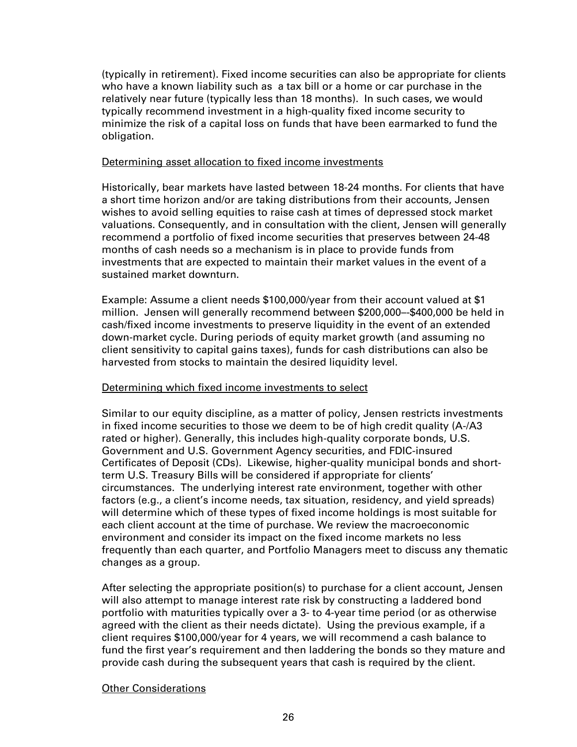(typically in retirement). Fixed income securities can also be appropriate for clients who have a known liability such as a tax bill or a home or car purchase in the relatively near future (typically less than 18 months). In such cases, we would typically recommend investment in a high-quality fixed income security to minimize the risk of a capital loss on funds that have been earmarked to fund the obligation.

Determining asset allocation to fixed income investments

Historically, bear markets have lasted between 18-24 months. For clients that have a short time horizon and/or are taking distributions from their accounts, Jensen wishes to avoid selling equities to raise cash at times of depressed stock market valuations. Consequently, and in consultation with the client, Jensen will generally recommend a portfolio of fixed income securities that preserves between 24-48 months of cash needs so a mechanism is in place to provide funds from investments that are expected to maintain their market values in the event of a sustained market downturn.

Example: Assume a client needs $100,000/year from their account valued at $1 million. Jensen will generally recommend between $200,000–-$400,000 be held in cash/fixed income investments to preserve liquidity in the event of an extended down-market cycle. During periods of equity market growth (and assuming no client sensitivity to capital gains taxes), funds for cash distributions can also be harvested from stocks to maintain the desired liquidity level.

Determining which fixed income investments to select

Similar to our equity discipline, as a matter of policy, Jensen restricts investments in fixed income securities to those we deem to be of high credit quality (A-/A3 rated or higher). Generally, this includes high-quality corporate bonds, U.S. Government and U.S. Government Agency securities, and FDIC-insured Certificates of Deposit (CDs). Likewise, higher-quality municipal bonds and short-term U.S. Treasury Bills will be considered if appropriate for clients' circumstances. The underlying interest rate environment, together with other factors (e.g., a client's income needs, tax situation, residency, and yield spreads) will determine which of these types of fixed income holdings is most suitable for each client account at the time of purchase. We review the macroeconomic environment and consider its impact on the fixed income markets no less frequently than each quarter, and Portfolio Managers meet to discuss any thematic changes as a group.

After selecting the appropriate position(s) to purchase for a client account, Jensen will also attempt to manage interest rate risk by constructing a laddered bond portfolio with maturities typically over a 3- to 4-year time period (or as otherwise agreed with the client as their needs dictate). Using the previous example, if a client requires $100,000/year for 4 years, we will recommend a cash balance to fund the first year's requirement and then laddering the bonds so they mature and provide cash during the subsequent years that cash is required by the client.

Other Considerations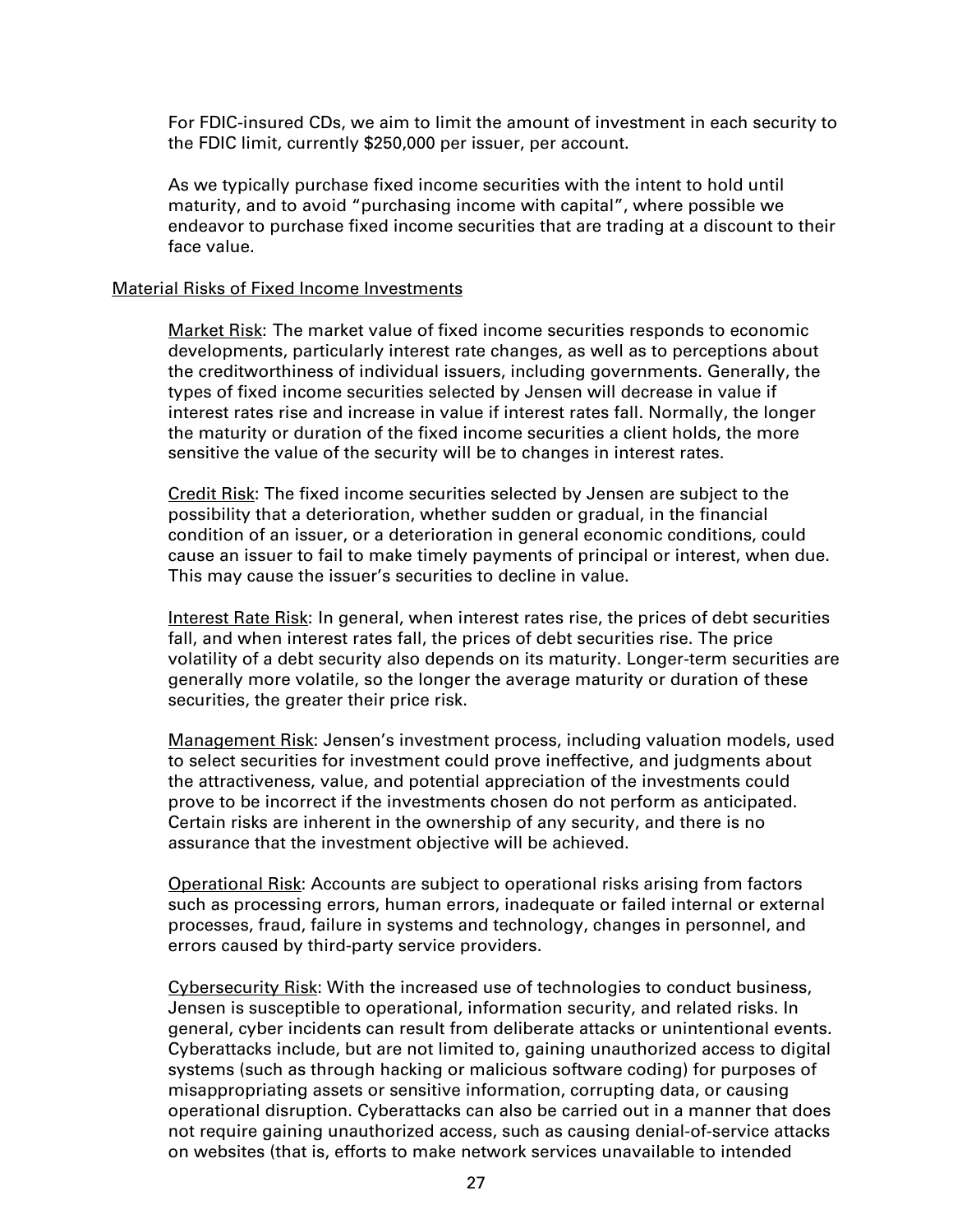For FDIC-insured CDs, we aim to limit the amount of investment in each security to the FDIC limit, currently $250,000 per issuer, per account.

As we typically purchase fixed income securities with the intent to hold until maturity, and to avoid "purchasing income with capital", where possible we endeavor to purchase fixed income securities that are trading at a discount to their face value.

<u>Material Risks of Fixed Income Investments</u>

<u>Market Risk</u>: The market value of fixed income securities responds to economic developments, particularly interest rate changes, as well as to perceptions about the creditworthiness of individual issuers, including governments. Generally, the types of fixed income securities selected by Jensen will decrease in value if interest rates rise and increase in value if interest rates fall. Normally, the longer the maturity or duration of the fixed income securities a client holds, the more sensitive the value of the security will be to changes in interest rates.

<u>Credit Risk</u>: The fixed income securities selected by Jensen are subject to the possibility that a deterioration, whether sudden or gradual, in the financial condition of an issuer, or a deterioration in general economic conditions, could cause an issuer to fail to make timely payments of principal or interest, when due. This may cause the issuer's securities to decline in value.

<u>Interest Rate Risk</u>: In general, when interest rates rise, the prices of debt securities fall, and when interest rates fall, the prices of debt securities rise. The price volatility of a debt security also depends on its maturity. Longer-term securities are generally more volatile, so the longer the average maturity or duration of these securities, the greater their price risk.

<u>Management Risk</u>: Jensen's investment process, including valuation models, used to select securities for investment could prove ineffective, and judgments about the attractiveness, value, and potential appreciation of the investments could prove to be incorrect if the investments chosen do not perform as anticipated. Certain risks are inherent in the ownership of any security, and there is no assurance that the investment objective will be achieved.

<u>Operational Risk</u>: Accounts are subject to operational risks arising from factors such as processing errors, human errors, inadequate or failed internal or external processes, fraud, failure in systems and technology, changes in personnel, and errors caused by third-party service providers.

<u>Cybersecurity Risk</u>: With the increased use of technologies to conduct business, Jensen is susceptible to operational, information security, and related risks. In general, cyber incidents can result from deliberate attacks or unintentional events. Cyberattacks include, but are not limited to, gaining unauthorized access to digital systems (such as through hacking or malicious software coding) for purposes of misappropriating assets or sensitive information, corrupting data, or causing operational disruption. Cyberattacks can also be carried out in a manner that does not require gaining unauthorized access, such as causing denial-of-service attacks on websites (that is, efforts to make network services unavailable to intended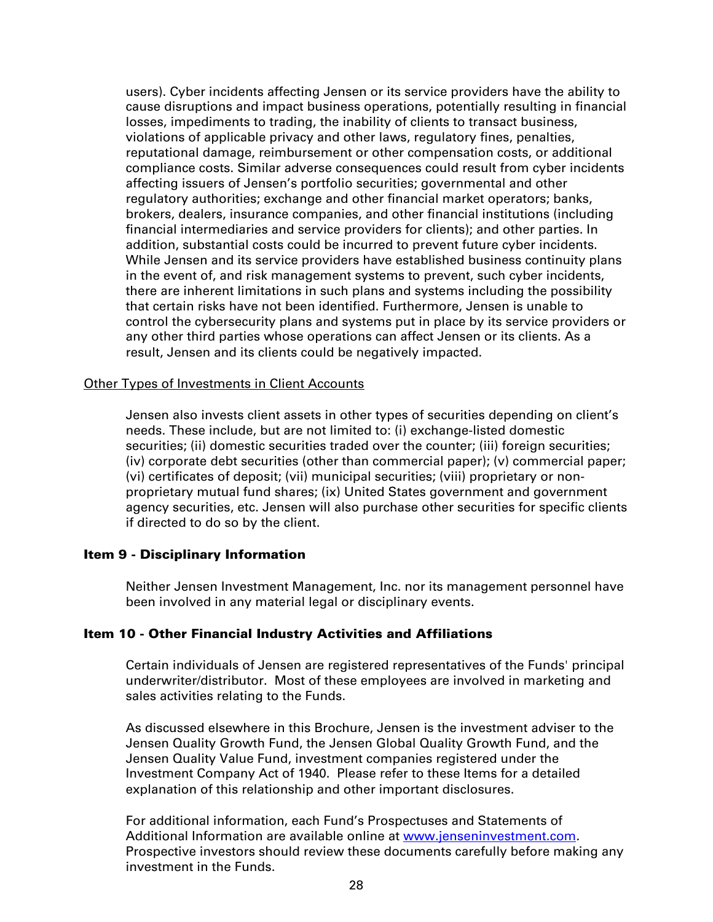users). Cyber incidents affecting Jensen or its service providers have the ability to cause disruptions and impact business operations, potentially resulting in financial losses, impediments to trading, the inability of clients to transact business, violations of applicable privacy and other laws, regulatory fines, penalties, reputational damage, reimbursement or other compensation costs, or additional compliance costs. Similar adverse consequences could result from cyber incidents affecting issuers of Jensen's portfolio securities; governmental and other regulatory authorities; exchange and other financial market operators; banks, brokers, dealers, insurance companies, and other financial institutions (including financial intermediaries and service providers for clients); and other parties. In addition, substantial costs could be incurred to prevent future cyber incidents. While Jensen and its service providers have established business continuity plans in the event of, and risk management systems to prevent, such cyber incidents, there are inherent limitations in such plans and systems including the possibility that certain risks have not been identified. Furthermore, Jensen is unable to control the cybersecurity plans and systems put in place by its service providers or any other third parties whose operations can affect Jensen or its clients. As a result, Jensen and its clients could be negatively impacted.

Other Types of Investments in Client Accounts

Jensen also invests client assets in other types of securities depending on client's needs. These include, but are not limited to: (i) exchange-listed domestic securities; (ii) domestic securities traded over the counter; (iii) foreign securities; (iv) corporate debt securities (other than commercial paper); (v) commercial paper; (vi) certificates of deposit; (vii) municipal securities; (viii) proprietary or non-proprietary mutual fund shares; (ix) United States government and government agency securities, etc. Jensen will also purchase other securities for specific clients if directed to do so by the client.

## Item 9 - Disciplinary Information

Neither Jensen Investment Management, Inc. nor its management personnel have been involved in any material legal or disciplinary events.

## Item 10 - Other Financial Industry Activities and Affiliations

Certain individuals of Jensen are registered representatives of the Funds' principal underwriter/distributor. Most of these employees are involved in marketing and sales activities relating to the Funds.

As discussed elsewhere in this Brochure, Jensen is the investment adviser to the Jensen Quality Growth Fund, the Jensen Global Quality Growth Fund, and the Jensen Quality Value Fund, investment companies registered under the Investment Company Act of 1940. Please refer to these Items for a detailed explanation of this relationship and other important disclosures.

For additional information, each Fund's Prospectuses and Statements of Additional Information are available online at [www.jenseninvestment.com](http://www.jenseninvestment.com). Prospective investors should review these documents carefully before making any investment in the Funds.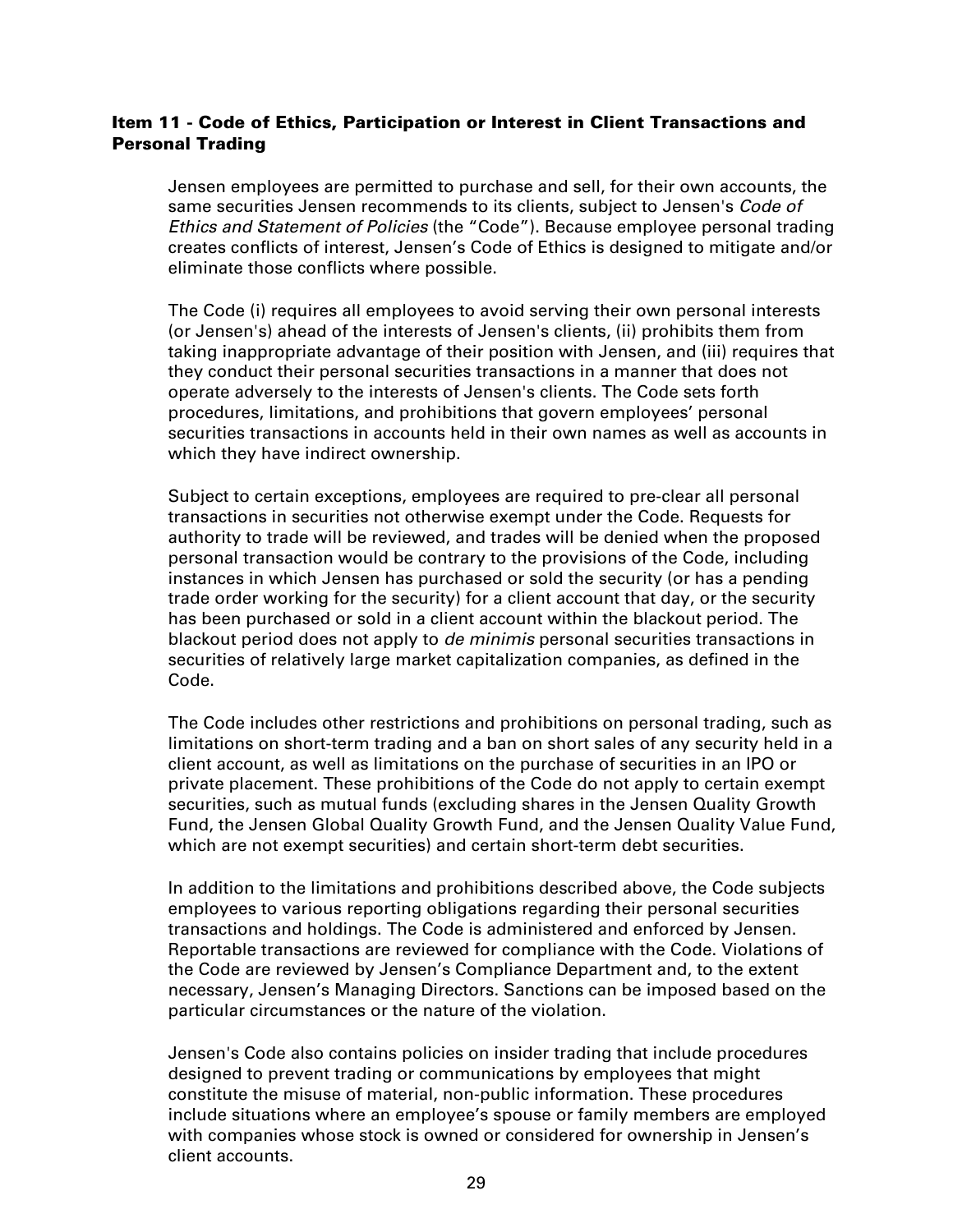## Item 11 - Code of Ethics, Participation or Interest in Client Transactions and Personal Trading

Jensen employees are permitted to purchase and sell, for their own accounts, the same securities Jensen recommends to its clients, subject to Jensen's *Code of Ethics and Statement of Policies* (the "Code"). Because employee personal trading creates conflicts of interest, Jensen's Code of Ethics is designed to mitigate and/or eliminate those conflicts where possible.

The Code (i) requires all employees to avoid serving their own personal interests (or Jensen's) ahead of the interests of Jensen's clients, (ii) prohibits them from taking inappropriate advantage of their position with Jensen, and (iii) requires that they conduct their personal securities transactions in a manner that does not operate adversely to the interests of Jensen's clients. The Code sets forth procedures, limitations, and prohibitions that govern employees' personal securities transactions in accounts held in their own names as well as accounts in which they have indirect ownership.

Subject to certain exceptions, employees are required to pre-clear all personal transactions in securities not otherwise exempt under the Code. Requests for authority to trade will be reviewed, and trades will be denied when the proposed personal transaction would be contrary to the provisions of the Code, including instances in which Jensen has purchased or sold the security (or has a pending trade order working for the security) for a client account that day, or the security has been purchased or sold in a client account within the blackout period. The blackout period does not apply to *de minimis* personal securities transactions in securities of relatively large market capitalization companies, as defined in the Code.

The Code includes other restrictions and prohibitions on personal trading, such as limitations on short-term trading and a ban on short sales of any security held in a client account, as well as limitations on the purchase of securities in an IPO or private placement. These prohibitions of the Code do not apply to certain exempt securities, such as mutual funds (excluding shares in the Jensen Quality Growth Fund, the Jensen Global Quality Growth Fund, and the Jensen Quality Value Fund, which are not exempt securities) and certain short-term debt securities.

In addition to the limitations and prohibitions described above, the Code subjects employees to various reporting obligations regarding their personal securities transactions and holdings. The Code is administered and enforced by Jensen. Reportable transactions are reviewed for compliance with the Code. Violations of the Code are reviewed by Jensen's Compliance Department and, to the extent necessary, Jensen's Managing Directors. Sanctions can be imposed based on the particular circumstances or the nature of the violation.

Jensen's Code also contains policies on insider trading that include procedures designed to prevent trading or communications by employees that might constitute the misuse of material, non-public information. These procedures include situations where an employee's spouse or family members are employed with companies whose stock is owned or considered for ownership in Jensen's client accounts.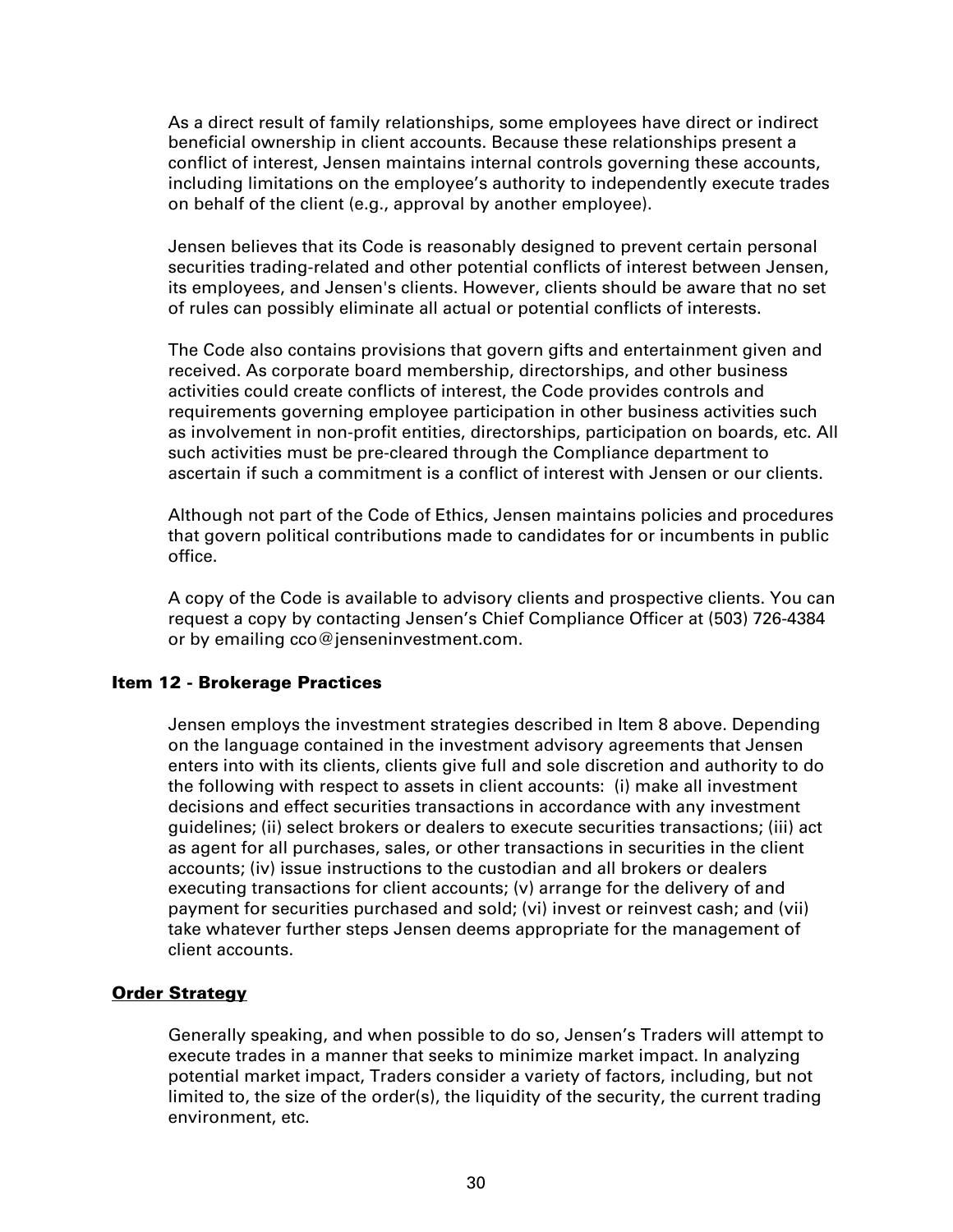As a direct result of family relationships, some employees have direct or indirect beneficial ownership in client accounts. Because these relationships present a conflict of interest, Jensen maintains internal controls governing these accounts, including limitations on the employee's authority to independently execute trades on behalf of the client (e.g., approval by another employee).

Jensen believes that its Code is reasonably designed to prevent certain personal securities trading-related and other potential conflicts of interest between Jensen, its employees, and Jensen's clients. However, clients should be aware that no set of rules can possibly eliminate all actual or potential conflicts of interests.

The Code also contains provisions that govern gifts and entertainment given and received. As corporate board membership, directorships, and other business activities could create conflicts of interest, the Code provides controls and requirements governing employee participation in other business activities such as involvement in non-profit entities, directorships, participation on boards, etc. All such activities must be pre-cleared through the Compliance department to ascertain if such a commitment is a conflict of interest with Jensen or our clients.

Although not part of the Code of Ethics, Jensen maintains policies and procedures that govern political contributions made to candidates for or incumbents in public office.

A copy of the Code is available to advisory clients and prospective clients. You can request a copy by contacting Jensen's Chief Compliance Officer at (503) 726-4384 or by emailing cco@jenseninvestment.com.

## Item 12 - Brokerage Practices

Jensen employs the investment strategies described in Item 8 above. Depending on the language contained in the investment advisory agreements that Jensen enters into with its clients, clients give full and sole discretion and authority to do the following with respect to assets in client accounts: (i) make all investment decisions and effect securities transactions in accordance with any investment guidelines; (ii) select brokers or dealers to execute securities transactions; (iii) act as agent for all purchases, sales, or other transactions in securities in the client accounts; (iv) issue instructions to the custodian and all brokers or dealers executing transactions for client accounts; (v) arrange for the delivery of and payment for securities purchased and sold; (vi) invest or reinvest cash; and (vii) take whatever further steps Jensen deems appropriate for the management of client accounts.

### Order Strategy

Generally speaking, and when possible to do so, Jensen's Traders will attempt to execute trades in a manner that seeks to minimize market impact. In analyzing potential market impact, Traders consider a variety of factors, including, but not limited to, the size of the order(s), the liquidity of the security, the current trading environment, etc.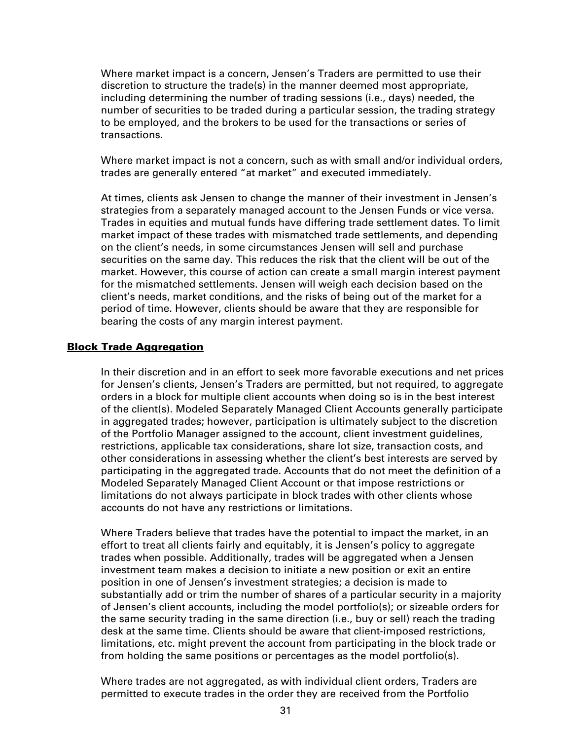Where market impact is a concern, Jensen's Traders are permitted to use their discretion to structure the trade(s) in the manner deemed most appropriate, including determining the number of trading sessions (i.e., days) needed, the number of securities to be traded during a particular session, the trading strategy to be employed, and the brokers to be used for the transactions or series of transactions.

Where market impact is not a concern, such as with small and/or individual orders, trades are generally entered "at market" and executed immediately.

At times, clients ask Jensen to change the manner of their investment in Jensen's strategies from a separately managed account to the Jensen Funds or vice versa. Trades in equities and mutual funds have differing trade settlement dates. To limit market impact of these trades with mismatched trade settlements, and depending on the client's needs, in some circumstances Jensen will sell and purchase securities on the same day. This reduces the risk that the client will be out of the market. However, this course of action can create a small margin interest payment for the mismatched settlements. Jensen will weigh each decision based on the client's needs, market conditions, and the risks of being out of the market for a period of time. However, clients should be aware that they are responsible for bearing the costs of any margin interest payment.

## Block Trade Aggregation

In their discretion and in an effort to seek more favorable executions and net prices for Jensen's clients, Jensen's Traders are permitted, but not required, to aggregate orders in a block for multiple client accounts when doing so is in the best interest of the client(s). Modeled Separately Managed Client Accounts generally participate in aggregated trades; however, participation is ultimately subject to the discretion of the Portfolio Manager assigned to the account, client investment guidelines, restrictions, applicable tax considerations, share lot size, transaction costs, and other considerations in assessing whether the client's best interests are served by participating in the aggregated trade. Accounts that do not meet the definition of a Modeled Separately Managed Client Account or that impose restrictions or limitations do not always participate in block trades with other clients whose accounts do not have any restrictions or limitations.

Where Traders believe that trades have the potential to impact the market, in an effort to treat all clients fairly and equitably, it is Jensen's policy to aggregate trades when possible. Additionally, trades will be aggregated when a Jensen investment team makes a decision to initiate a new position or exit an entire position in one of Jensen's investment strategies; a decision is made to substantially add or trim the number of shares of a particular security in a majority of Jensen's client accounts, including the model portfolio(s); or sizeable orders for the same security trading in the same direction (i.e., buy or sell) reach the trading desk at the same time. Clients should be aware that client-imposed restrictions, limitations, etc. might prevent the account from participating in the block trade or from holding the same positions or percentages as the model portfolio(s).

Where trades are not aggregated, as with individual client orders, Traders are permitted to execute trades in the order they are received from the Portfolio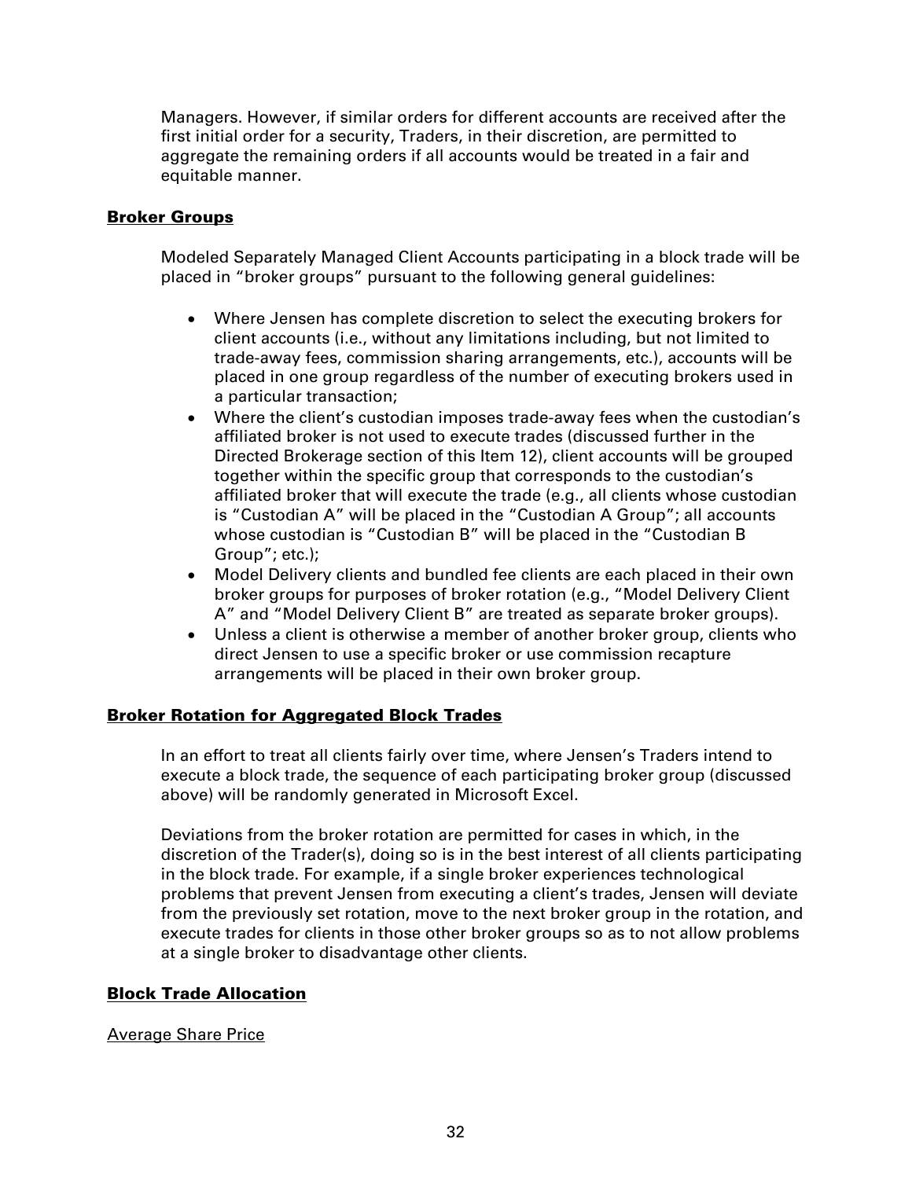Managers. However, if similar orders for different accounts are received after the first initial order for a security, Traders, in their discretion, are permitted to aggregate the remaining orders if all accounts would be treated in a fair and equitable manner.

## Broker Groups

Modeled Separately Managed Client Accounts participating in a block trade will be placed in "broker groups" pursuant to the following general guidelines:

- Where Jensen has complete discretion to select the executing brokers for client accounts (i.e., without any limitations including, but not limited to trade-away fees, commission sharing arrangements, etc.), accounts will be placed in one group regardless of the number of executing brokers used in a particular transaction;
- Where the client's custodian imposes trade-away fees when the custodian's affiliated broker is not used to execute trades (discussed further in the Directed Brokerage section of this Item 12), client accounts will be grouped together within the specific group that corresponds to the custodian's affiliated broker that will execute the trade (e.g., all clients whose custodian is "Custodian A" will be placed in the "Custodian A Group"; all accounts whose custodian is "Custodian B" will be placed in the "Custodian B Group"; etc.);
- Model Delivery clients and bundled fee clients are each placed in their own broker groups for purposes of broker rotation (e.g., "Model Delivery Client A" and "Model Delivery Client B" are treated as separate broker groups).
- Unless a client is otherwise a member of another broker group, clients who direct Jensen to use a specific broker or use commission recapture arrangements will be placed in their own broker group.

## Broker Rotation for Aggregated Block Trades

In an effort to treat all clients fairly over time, where Jensen's Traders intend to execute a block trade, the sequence of each participating broker group (discussed above) will be randomly generated in Microsoft Excel.

Deviations from the broker rotation are permitted for cases in which, in the discretion of the Trader(s), doing so is in the best interest of all clients participating in the block trade. For example, if a single broker experiences technological problems that prevent Jensen from executing a client's trades, Jensen will deviate from the previously set rotation, move to the next broker group in the rotation, and execute trades for clients in those other broker groups so as to not allow problems at a single broker to disadvantage other clients.

## Block Trade Allocation

### Average Share Price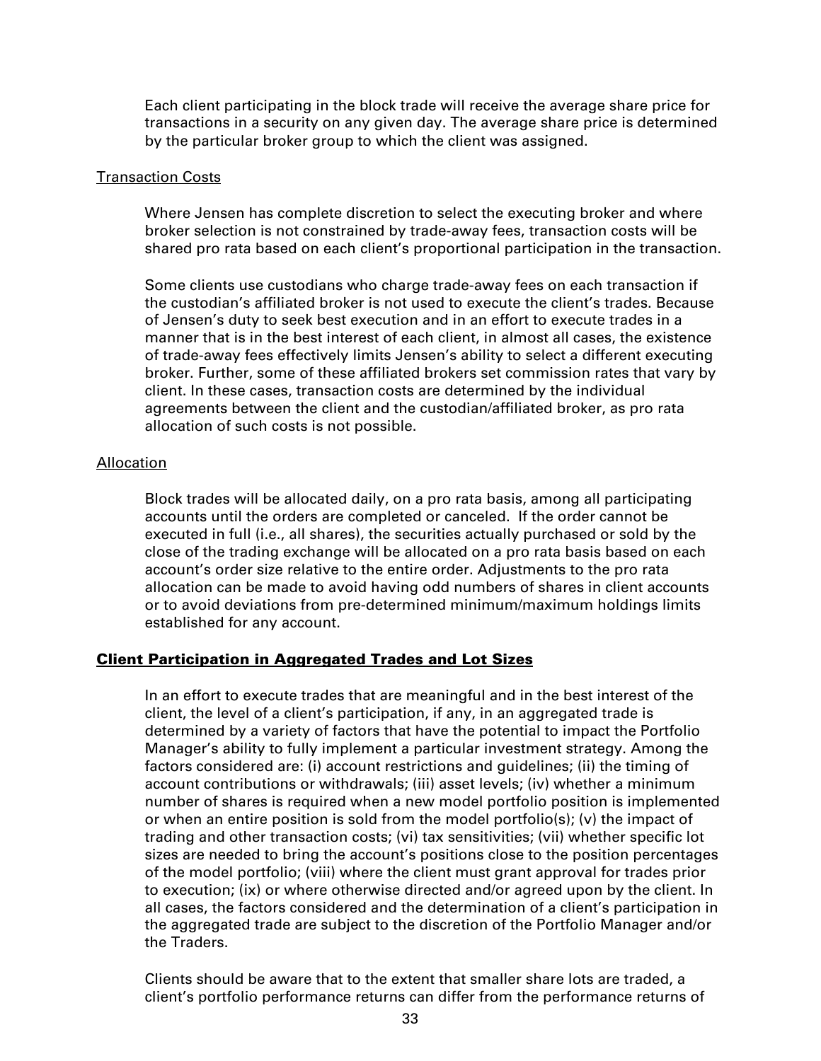Each client participating in the block trade will receive the average share price for transactions in a security on any given day. The average share price is determined by the particular broker group to which the client was assigned.

<u>Transaction Costs</u>

Where Jensen has complete discretion to select the executing broker and where broker selection is not constrained by trade-away fees, transaction costs will be shared pro rata based on each client's proportional participation in the transaction.

Some clients use custodians who charge trade-away fees on each transaction if the custodian's affiliated broker is not used to execute the client's trades. Because of Jensen's duty to seek best execution and in an effort to execute trades in a manner that is in the best interest of each client, in almost all cases, the existence of trade-away fees effectively limits Jensen's ability to select a different executing broker. Further, some of these affiliated brokers set commission rates that vary by client. In these cases, transaction costs are determined by the individual agreements between the client and the custodian/affiliated broker, as pro rata allocation of such costs is not possible.

<u>Allocation</u>

Block trades will be allocated daily, on a pro rata basis, among all participating accounts until the orders are completed or canceled. If the order cannot be executed in full (i.e., all shares), the securities actually purchased or sold by the close of the trading exchange will be allocated on a pro rata basis based on each account's order size relative to the entire order. Adjustments to the pro rata allocation can be made to avoid having odd numbers of shares in client accounts or to avoid deviations from pre-determined minimum/maximum holdings limits established for any account.

## Client Participation in Aggregated Trades and Lot Sizes

In an effort to execute trades that are meaningful and in the best interest of the client, the level of a client's participation, if any, in an aggregated trade is determined by a variety of factors that have the potential to impact the Portfolio Manager's ability to fully implement a particular investment strategy. Among the factors considered are: (i) account restrictions and guidelines; (ii) the timing of account contributions or withdrawals; (iii) asset levels; (iv) whether a minimum number of shares is required when a new model portfolio position is implemented or when an entire position is sold from the model portfolio(s); (v) the impact of trading and other transaction costs; (vi) tax sensitivities; (vii) whether specific lot sizes are needed to bring the account's positions close to the position percentages of the model portfolio; (viii) where the client must grant approval for trades prior to execution; (ix) or where otherwise directed and/or agreed upon by the client. In all cases, the factors considered and the determination of a client's participation in the aggregated trade are subject to the discretion of the Portfolio Manager and/or the Traders.

Clients should be aware that to the extent that smaller share lots are traded, a client's portfolio performance returns can differ from the performance returns of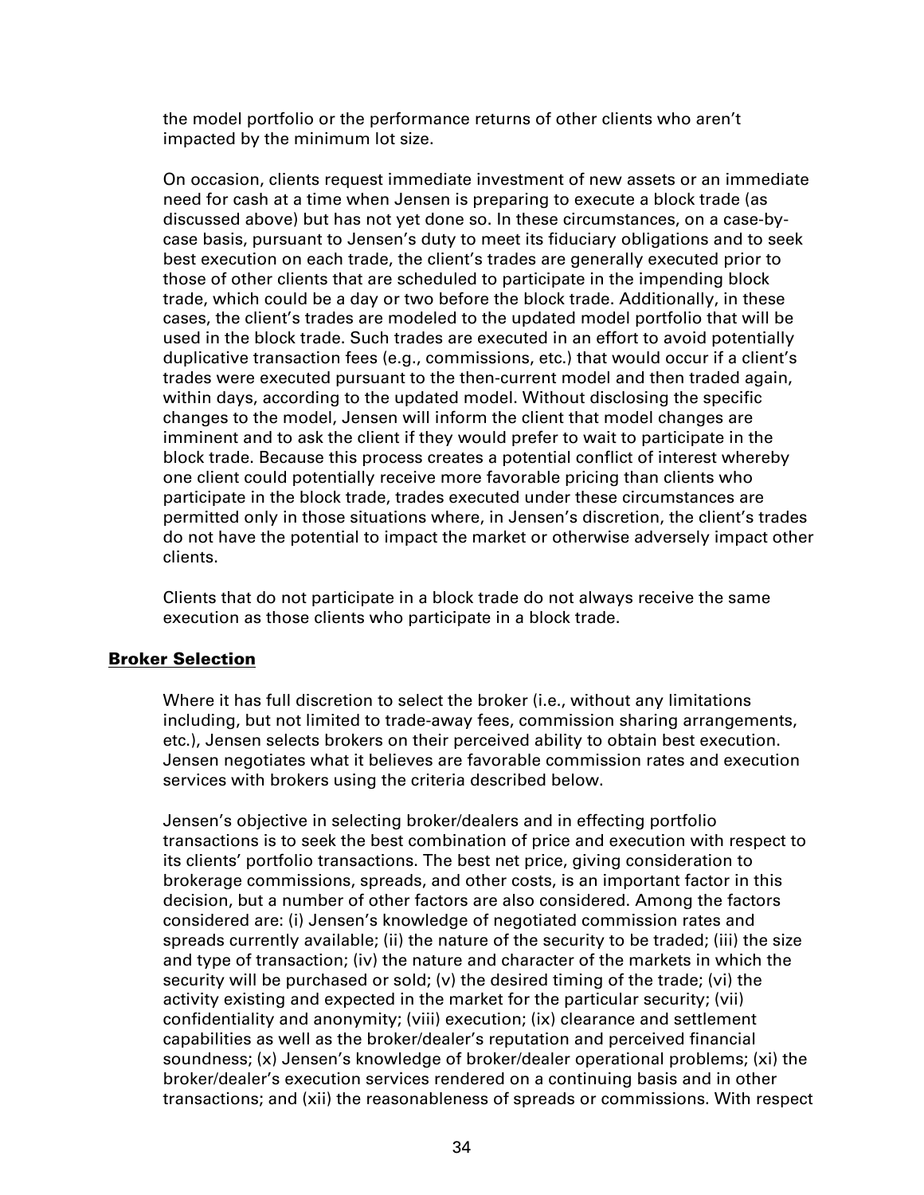the model portfolio or the performance returns of other clients who aren't impacted by the minimum lot size.

On occasion, clients request immediate investment of new assets or an immediate need for cash at a time when Jensen is preparing to execute a block trade (as discussed above) but has not yet done so. In these circumstances, on a case-by-case basis, pursuant to Jensen's duty to meet its fiduciary obligations and to seek best execution on each trade, the client's trades are generally executed prior to those of other clients that are scheduled to participate in the impending block trade, which could be a day or two before the block trade. Additionally, in these cases, the client's trades are modeled to the updated model portfolio that will be used in the block trade. Such trades are executed in an effort to avoid potentially duplicative transaction fees (e.g., commissions, etc.) that would occur if a client's trades were executed pursuant to the then-current model and then traded again, within days, according to the updated model. Without disclosing the specific changes to the model, Jensen will inform the client that model changes are imminent and to ask the client if they would prefer to wait to participate in the block trade. Because this process creates a potential conflict of interest whereby one client could potentially receive more favorable pricing than clients who participate in the block trade, trades executed under these circumstances are permitted only in those situations where, in Jensen's discretion, the client's trades do not have the potential to impact the market or otherwise adversely impact other clients.

Clients that do not participate in a block trade do not always receive the same execution as those clients who participate in a block trade.

## Broker Selection

Where it has full discretion to select the broker (i.e., without any limitations including, but not limited to trade-away fees, commission sharing arrangements, etc.), Jensen selects brokers on their perceived ability to obtain best execution. Jensen negotiates what it believes are favorable commission rates and execution services with brokers using the criteria described below.

Jensen's objective in selecting broker/dealers and in effecting portfolio transactions is to seek the best combination of price and execution with respect to its clients' portfolio transactions. The best net price, giving consideration to brokerage commissions, spreads, and other costs, is an important factor in this decision, but a number of other factors are also considered. Among the factors considered are: (i) Jensen's knowledge of negotiated commission rates and spreads currently available; (ii) the nature of the security to be traded; (iii) the size and type of transaction; (iv) the nature and character of the markets in which the security will be purchased or sold; (v) the desired timing of the trade; (vi) the activity existing and expected in the market for the particular security; (vii) confidentiality and anonymity; (viii) execution; (ix) clearance and settlement capabilities as well as the broker/dealer's reputation and perceived financial soundness; (x) Jensen's knowledge of broker/dealer operational problems; (xi) the broker/dealer's execution services rendered on a continuing basis and in other transactions; and (xii) the reasonableness of spreads or commissions. With respect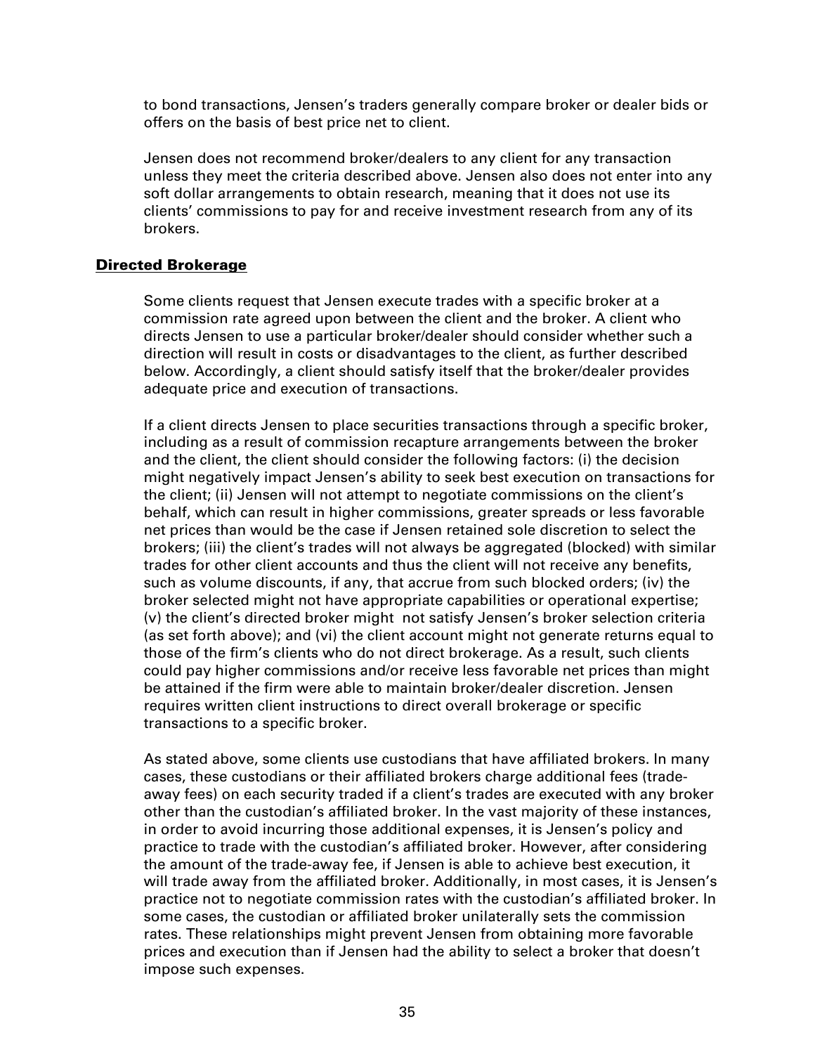to bond transactions, Jensen's traders generally compare broker or dealer bids or offers on the basis of best price net to client.

Jensen does not recommend broker/dealers to any client for any transaction unless they meet the criteria described above. Jensen also does not enter into any soft dollar arrangements to obtain research, meaning that it does not use its clients' commissions to pay for and receive investment research from any of its brokers.

## Directed Brokerage

Some clients request that Jensen execute trades with a specific broker at a commission rate agreed upon between the client and the broker. A client who directs Jensen to use a particular broker/dealer should consider whether such a direction will result in costs or disadvantages to the client, as further described below. Accordingly, a client should satisfy itself that the broker/dealer provides adequate price and execution of transactions.

If a client directs Jensen to place securities transactions through a specific broker, including as a result of commission recapture arrangements between the broker and the client, the client should consider the following factors: (i) the decision might negatively impact Jensen's ability to seek best execution on transactions for the client; (ii) Jensen will not attempt to negotiate commissions on the client's behalf, which can result in higher commissions, greater spreads or less favorable net prices than would be the case if Jensen retained sole discretion to select the brokers; (iii) the client's trades will not always be aggregated (blocked) with similar trades for other client accounts and thus the client will not receive any benefits, such as volume discounts, if any, that accrue from such blocked orders; (iv) the broker selected might not have appropriate capabilities or operational expertise; (v) the client's directed broker might not satisfy Jensen's broker selection criteria (as set forth above); and (vi) the client account might not generate returns equal to those of the firm's clients who do not direct brokerage. As a result, such clients could pay higher commissions and/or receive less favorable net prices than might be attained if the firm were able to maintain broker/dealer discretion. Jensen requires written client instructions to direct overall brokerage or specific transactions to a specific broker.

As stated above, some clients use custodians that have affiliated brokers. In many cases, these custodians or their affiliated brokers charge additional fees (trade-away fees) on each security traded if a client's trades are executed with any broker other than the custodian's affiliated broker. In the vast majority of these instances, in order to avoid incurring those additional expenses, it is Jensen's policy and practice to trade with the custodian's affiliated broker. However, after considering the amount of the trade-away fee, if Jensen is able to achieve best execution, it will trade away from the affiliated broker. Additionally, in most cases, it is Jensen's practice not to negotiate commission rates with the custodian's affiliated broker. In some cases, the custodian or affiliated broker unilaterally sets the commission rates. These relationships might prevent Jensen from obtaining more favorable prices and execution than if Jensen had the ability to select a broker that doesn't impose such expenses.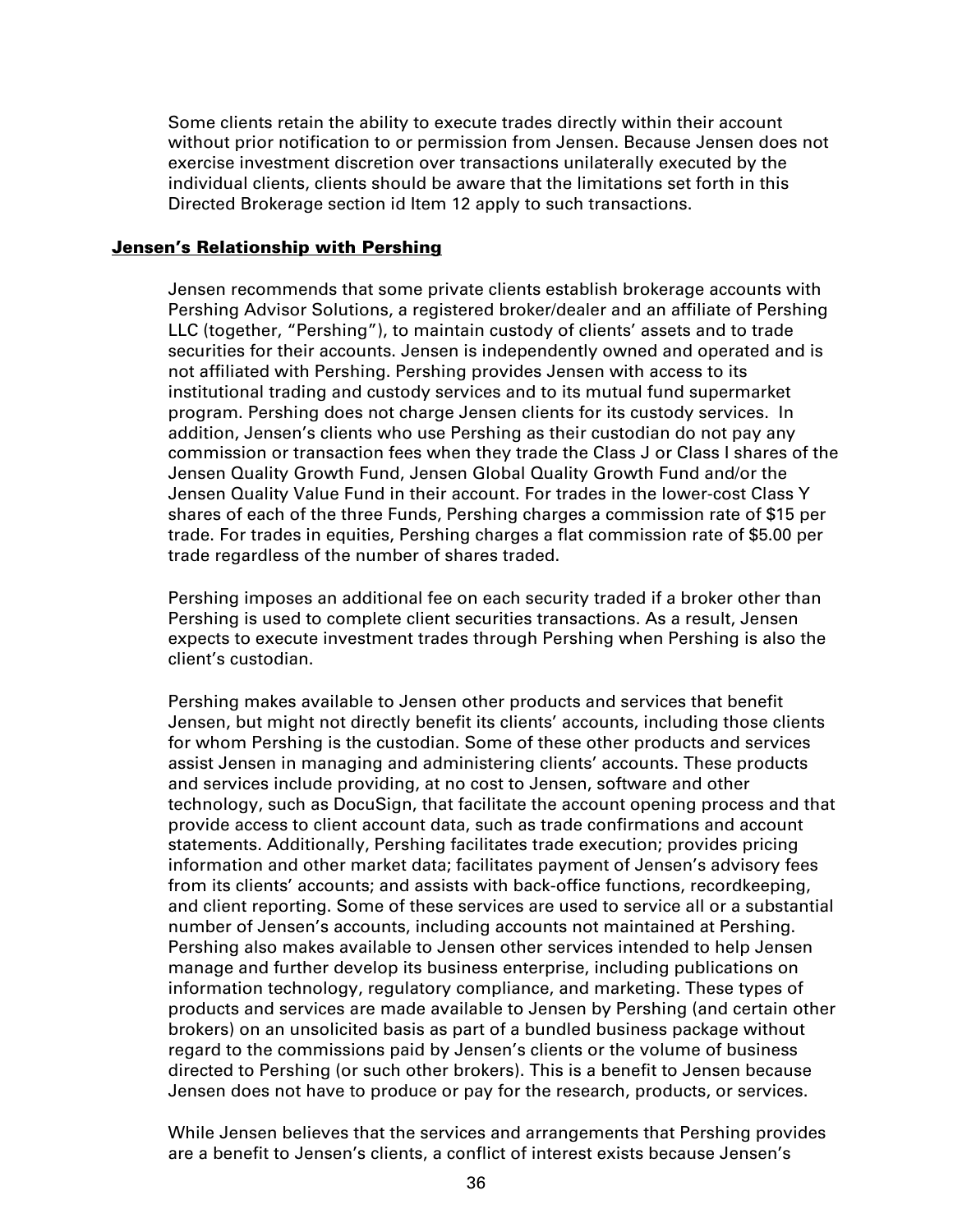Some clients retain the ability to execute trades directly within their account without prior notification to or permission from Jensen. Because Jensen does not exercise investment discretion over transactions unilaterally executed by the individual clients, clients should be aware that the limitations set forth in this Directed Brokerage section id Item 12 apply to such transactions.

## Jensen's Relationship with Pershing

Jensen recommends that some private clients establish brokerage accounts with Pershing Advisor Solutions, a registered broker/dealer and an affiliate of Pershing LLC (together, "Pershing"), to maintain custody of clients' assets and to trade securities for their accounts. Jensen is independently owned and operated and is not affiliated with Pershing. Pershing provides Jensen with access to its institutional trading and custody services and to its mutual fund supermarket program. Pershing does not charge Jensen clients for its custody services. In addition, Jensen's clients who use Pershing as their custodian do not pay any commission or transaction fees when they trade the Class J or Class I shares of the Jensen Quality Growth Fund, Jensen Global Quality Growth Fund and/or the Jensen Quality Value Fund in their account. For trades in the lower-cost Class Y shares of each of the three Funds, Pershing charges a commission rate of $15 per trade. For trades in equities, Pershing charges a flat commission rate of $5.00 per trade regardless of the number of shares traded.

Pershing imposes an additional fee on each security traded if a broker other than Pershing is used to complete client securities transactions. As a result, Jensen expects to execute investment trades through Pershing when Pershing is also the client's custodian.

Pershing makes available to Jensen other products and services that benefit Jensen, but might not directly benefit its clients' accounts, including those clients for whom Pershing is the custodian. Some of these other products and services assist Jensen in managing and administering clients' accounts. These products and services include providing, at no cost to Jensen, software and other technology, such as DocuSign, that facilitate the account opening process and that provide access to client account data, such as trade confirmations and account statements. Additionally, Pershing facilitates trade execution; provides pricing information and other market data; facilitates payment of Jensen's advisory fees from its clients' accounts; and assists with back-office functions, recordkeeping, and client reporting. Some of these services are used to service all or a substantial number of Jensen's accounts, including accounts not maintained at Pershing. Pershing also makes available to Jensen other services intended to help Jensen manage and further develop its business enterprise, including publications on information technology, regulatory compliance, and marketing. These types of products and services are made available to Jensen by Pershing (and certain other brokers) on an unsolicited basis as part of a bundled business package without regard to the commissions paid by Jensen's clients or the volume of business directed to Pershing (or such other brokers). This is a benefit to Jensen because Jensen does not have to produce or pay for the research, products, or services.

While Jensen believes that the services and arrangements that Pershing provides are a benefit to Jensen's clients, a conflict of interest exists because Jensen's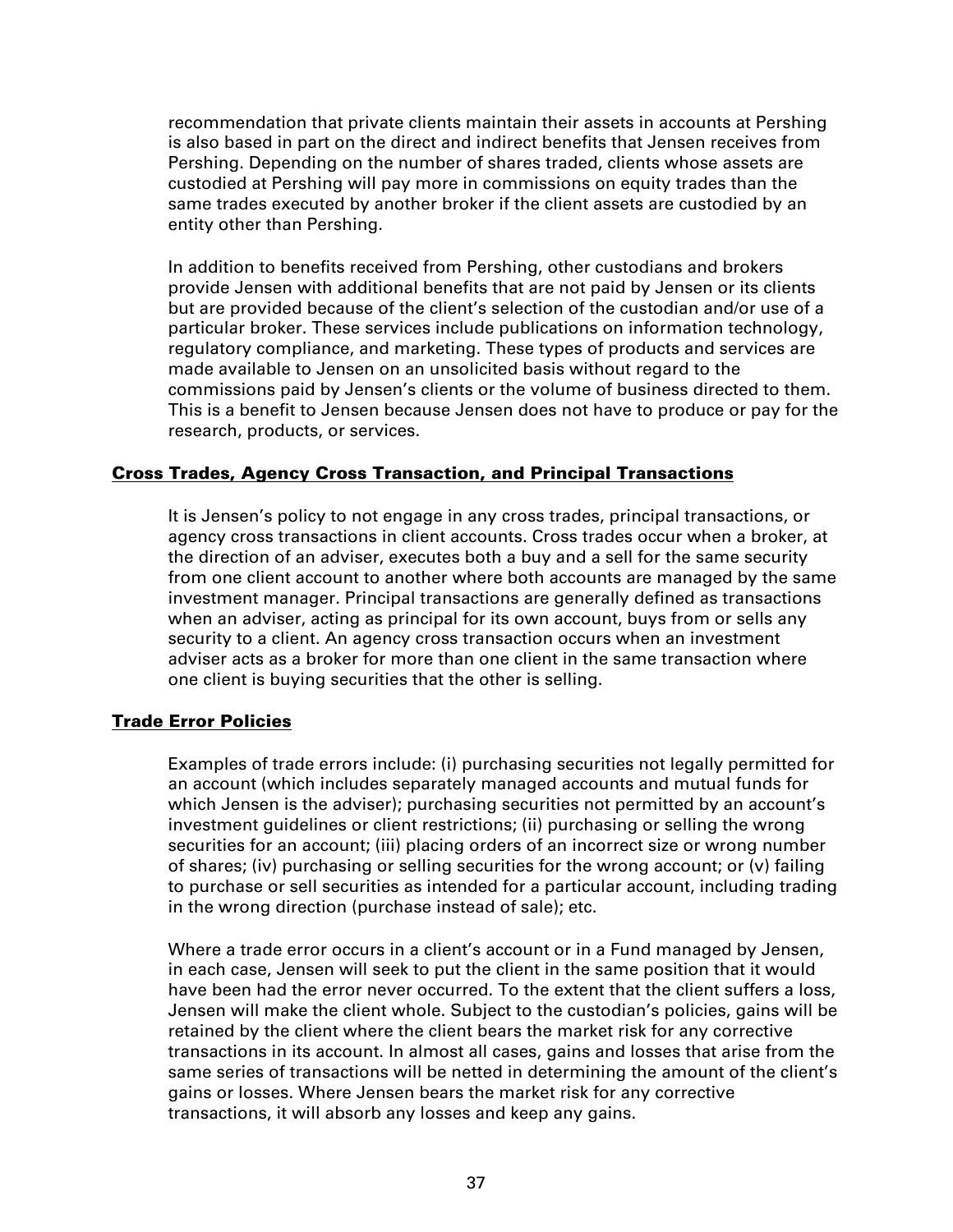recommendation that private clients maintain their assets in accounts at Pershing is also based in part on the direct and indirect benefits that Jensen receives from Pershing. Depending on the number of shares traded, clients whose assets are custodied at Pershing will pay more in commissions on equity trades than the same trades executed by another broker if the client assets are custodied by an entity other than Pershing.

In addition to benefits received from Pershing, other custodians and brokers provide Jensen with additional benefits that are not paid by Jensen or its clients but are provided because of the client's selection of the custodian and/or use of a particular broker. These services include publications on information technology, regulatory compliance, and marketing. These types of products and services are made available to Jensen on an unsolicited basis without regard to the commissions paid by Jensen's clients or the volume of business directed to them. This is a benefit to Jensen because Jensen does not have to produce or pay for the research, products, or services.

## Cross Trades, Agency Cross Transaction, and Principal Transactions

It is Jensen's policy to not engage in any cross trades, principal transactions, or agency cross transactions in client accounts. Cross trades occur when a broker, at the direction of an adviser, executes both a buy and a sell for the same security from one client account to another where both accounts are managed by the same investment manager. Principal transactions are generally defined as transactions when an adviser, acting as principal for its own account, buys from or sells any security to a client. An agency cross transaction occurs when an investment adviser acts as a broker for more than one client in the same transaction where one client is buying securities that the other is selling.

## Trade Error Policies

Examples of trade errors include: (i) purchasing securities not legally permitted for an account (which includes separately managed accounts and mutual funds for which Jensen is the adviser); purchasing securities not permitted by an account's investment guidelines or client restrictions; (ii) purchasing or selling the wrong securities for an account; (iii) placing orders of an incorrect size or wrong number of shares; (iv) purchasing or selling securities for the wrong account; or (v) failing to purchase or sell securities as intended for a particular account, including trading in the wrong direction (purchase instead of sale); etc.

Where a trade error occurs in a client's account or in a Fund managed by Jensen, in each case, Jensen will seek to put the client in the same position that it would have been had the error never occurred. To the extent that the client suffers a loss, Jensen will make the client whole. Subject to the custodian's policies, gains will be retained by the client where the client bears the market risk for any corrective transactions in its account. In almost all cases, gains and losses that arise from the same series of transactions will be netted in determining the amount of the client's gains or losses. Where Jensen bears the market risk for any corrective transactions, it will absorb any losses and keep any gains.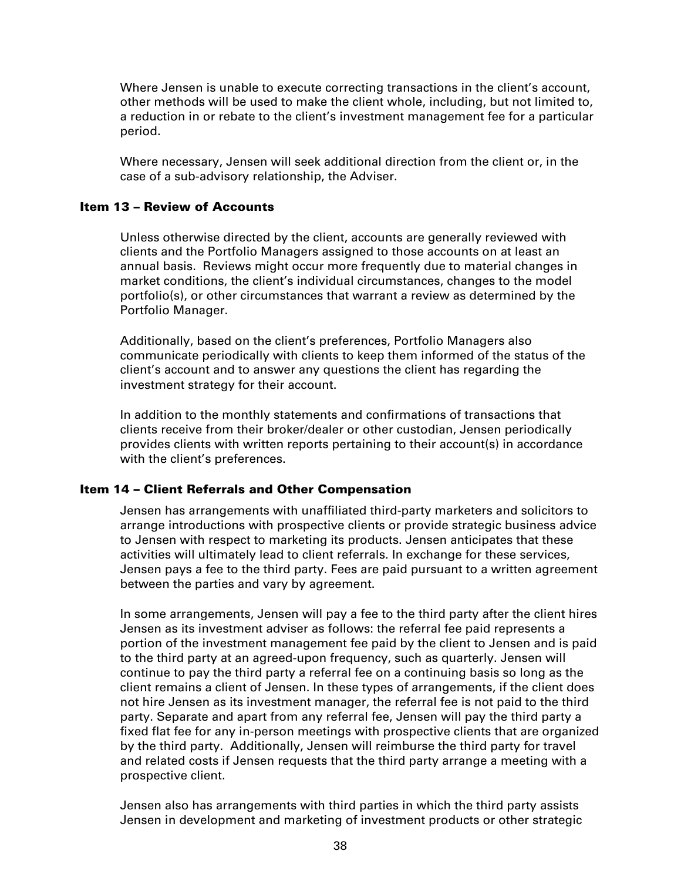Where Jensen is unable to execute correcting transactions in the client's account, other methods will be used to make the client whole, including, but not limited to, a reduction in or rebate to the client's investment management fee for a particular period.

Where necessary, Jensen will seek additional direction from the client or, in the case of a sub-advisory relationship, the Adviser.

## Item 13 – Review of Accounts

Unless otherwise directed by the client, accounts are generally reviewed with clients and the Portfolio Managers assigned to those accounts on at least an annual basis. Reviews might occur more frequently due to material changes in market conditions, the client's individual circumstances, changes to the model portfolio(s), or other circumstances that warrant a review as determined by the Portfolio Manager.

Additionally, based on the client's preferences, Portfolio Managers also communicate periodically with clients to keep them informed of the status of the client's account and to answer any questions the client has regarding the investment strategy for their account.

In addition to the monthly statements and confirmations of transactions that clients receive from their broker/dealer or other custodian, Jensen periodically provides clients with written reports pertaining to their account(s) in accordance with the client's preferences.

## Item 14 – Client Referrals and Other Compensation

Jensen has arrangements with unaffiliated third-party marketers and solicitors to arrange introductions with prospective clients or provide strategic business advice to Jensen with respect to marketing its products. Jensen anticipates that these activities will ultimately lead to client referrals. In exchange for these services, Jensen pays a fee to the third party. Fees are paid pursuant to a written agreement between the parties and vary by agreement.

In some arrangements, Jensen will pay a fee to the third party after the client hires Jensen as its investment adviser as follows: the referral fee paid represents a portion of the investment management fee paid by the client to Jensen and is paid to the third party at an agreed-upon frequency, such as quarterly. Jensen will continue to pay the third party a referral fee on a continuing basis so long as the client remains a client of Jensen. In these types of arrangements, if the client does not hire Jensen as its investment manager, the referral fee is not paid to the third party. Separate and apart from any referral fee, Jensen will pay the third party a fixed flat fee for any in-person meetings with prospective clients that are organized by the third party. Additionally, Jensen will reimburse the third party for travel and related costs if Jensen requests that the third party arrange a meeting with a prospective client.

Jensen also has arrangements with third parties in which the third party assists Jensen in development and marketing of investment products or other strategic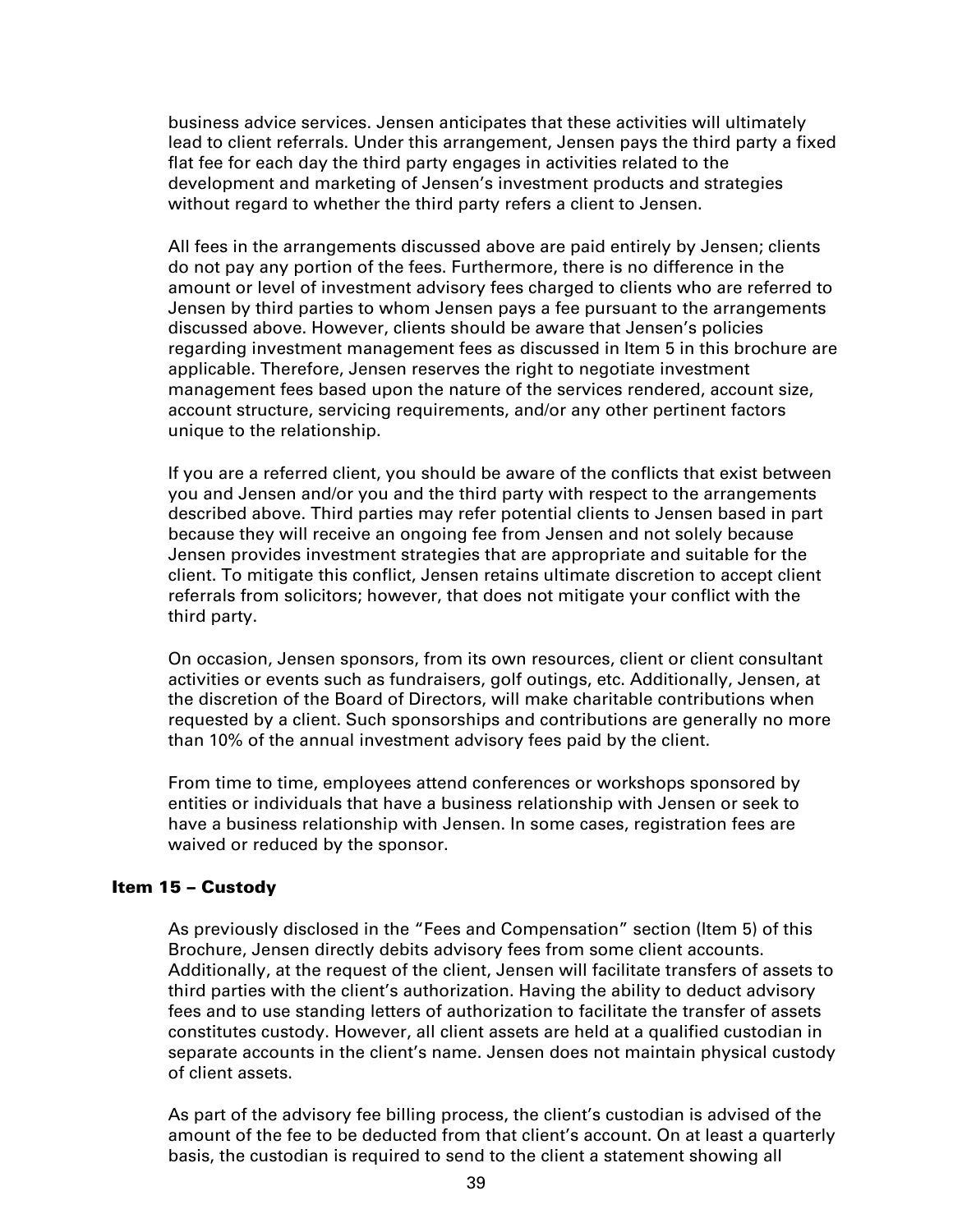business advice services. Jensen anticipates that these activities will ultimately lead to client referrals. Under this arrangement, Jensen pays the third party a fixed flat fee for each day the third party engages in activities related to the development and marketing of Jensen's investment products and strategies without regard to whether the third party refers a client to Jensen.

All fees in the arrangements discussed above are paid entirely by Jensen; clients do not pay any portion of the fees. Furthermore, there is no difference in the amount or level of investment advisory fees charged to clients who are referred to Jensen by third parties to whom Jensen pays a fee pursuant to the arrangements discussed above. However, clients should be aware that Jensen's policies regarding investment management fees as discussed in Item 5 in this brochure are applicable. Therefore, Jensen reserves the right to negotiate investment management fees based upon the nature of the services rendered, account size, account structure, servicing requirements, and/or any other pertinent factors unique to the relationship.

If you are a referred client, you should be aware of the conflicts that exist between you and Jensen and/or you and the third party with respect to the arrangements described above. Third parties may refer potential clients to Jensen based in part because they will receive an ongoing fee from Jensen and not solely because Jensen provides investment strategies that are appropriate and suitable for the client. To mitigate this conflict, Jensen retains ultimate discretion to accept client referrals from solicitors; however, that does not mitigate your conflict with the third party.

On occasion, Jensen sponsors, from its own resources, client or client consultant activities or events such as fundraisers, golf outings, etc. Additionally, Jensen, at the discretion of the Board of Directors, will make charitable contributions when requested by a client. Such sponsorships and contributions are generally no more than 10% of the annual investment advisory fees paid by the client.

From time to time, employees attend conferences or workshops sponsored by entities or individuals that have a business relationship with Jensen or seek to have a business relationship with Jensen. In some cases, registration fees are waived or reduced by the sponsor.

## Item 15 – Custody

As previously disclosed in the "Fees and Compensation" section (Item 5) of this Brochure, Jensen directly debits advisory fees from some client accounts. Additionally, at the request of the client, Jensen will facilitate transfers of assets to third parties with the client's authorization. Having the ability to deduct advisory fees and to use standing letters of authorization to facilitate the transfer of assets constitutes custody. However, all client assets are held at a qualified custodian in separate accounts in the client's name. Jensen does not maintain physical custody of client assets.

As part of the advisory fee billing process, the client's custodian is advised of the amount of the fee to be deducted from that client's account. On at least a quarterly basis, the custodian is required to send to the client a statement showing all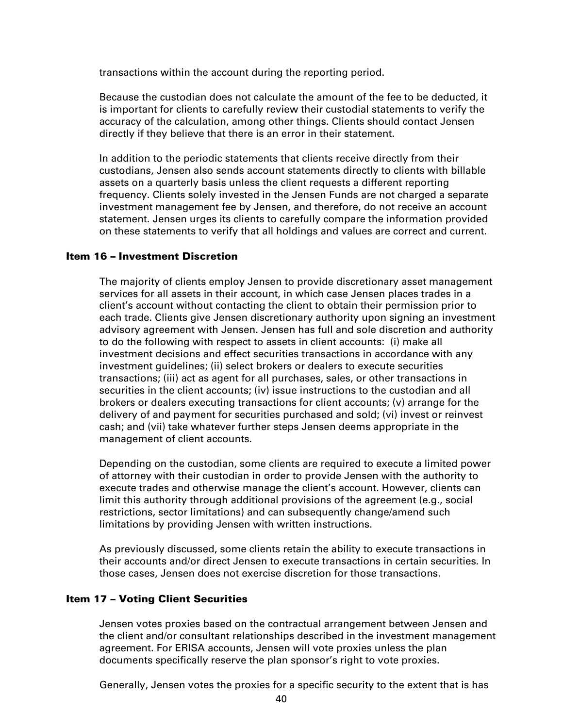transactions within the account during the reporting period.

Because the custodian does not calculate the amount of the fee to be deducted, it is important for clients to carefully review their custodial statements to verify the accuracy of the calculation, among other things. Clients should contact Jensen directly if they believe that there is an error in their statement.

In addition to the periodic statements that clients receive directly from their custodians, Jensen also sends account statements directly to clients with billable assets on a quarterly basis unless the client requests a different reporting frequency. Clients solely invested in the Jensen Funds are not charged a separate investment management fee by Jensen, and therefore, do not receive an account statement. Jensen urges its clients to carefully compare the information provided on these statements to verify that all holdings and values are correct and current.

## Item 16 – Investment Discretion

The majority of clients employ Jensen to provide discretionary asset management services for all assets in their account, in which case Jensen places trades in a client's account without contacting the client to obtain their permission prior to each trade. Clients give Jensen discretionary authority upon signing an investment advisory agreement with Jensen. Jensen has full and sole discretion and authority to do the following with respect to assets in client accounts: (i) make all investment decisions and effect securities transactions in accordance with any investment guidelines; (ii) select brokers or dealers to execute securities transactions; (iii) act as agent for all purchases, sales, or other transactions in securities in the client accounts; (iv) issue instructions to the custodian and all brokers or dealers executing transactions for client accounts; (v) arrange for the delivery of and payment for securities purchased and sold; (vi) invest or reinvest cash; and (vii) take whatever further steps Jensen deems appropriate in the management of client accounts.

Depending on the custodian, some clients are required to execute a limited power of attorney with their custodian in order to provide Jensen with the authority to execute trades and otherwise manage the client's account. However, clients can limit this authority through additional provisions of the agreement (e.g., social restrictions, sector limitations) and can subsequently change/amend such limitations by providing Jensen with written instructions.

As previously discussed, some clients retain the ability to execute transactions in their accounts and/or direct Jensen to execute transactions in certain securities. In those cases, Jensen does not exercise discretion for those transactions.

## Item 17 – Voting Client Securities

Jensen votes proxies based on the contractual arrangement between Jensen and the client and/or consultant relationships described in the investment management agreement. For ERISA accounts, Jensen will vote proxies unless the plan documents specifically reserve the plan sponsor's right to vote proxies.

Generally, Jensen votes the proxies for a specific security to the extent that is has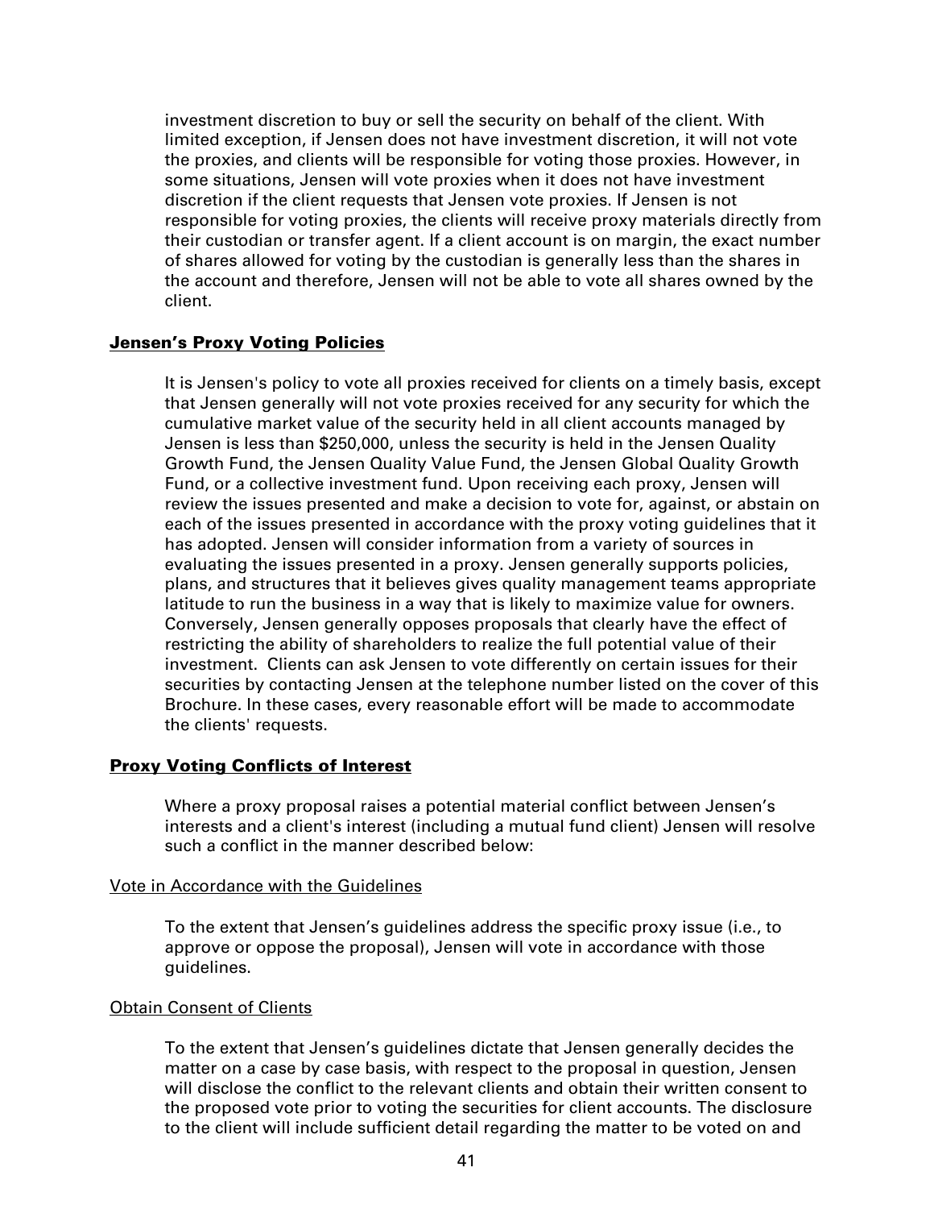investment discretion to buy or sell the security on behalf of the client. With limited exception, if Jensen does not have investment discretion, it will not vote the proxies, and clients will be responsible for voting those proxies. However, in some situations, Jensen will vote proxies when it does not have investment discretion if the client requests that Jensen vote proxies. If Jensen is not responsible for voting proxies, the clients will receive proxy materials directly from their custodian or transfer agent. If a client account is on margin, the exact number of shares allowed for voting by the custodian is generally less than the shares in the account and therefore, Jensen will not be able to vote all shares owned by the client.

## Jensen's Proxy Voting Policies

It is Jensen's policy to vote all proxies received for clients on a timely basis, except that Jensen generally will not vote proxies received for any security for which the cumulative market value of the security held in all client accounts managed by Jensen is less than $250,000, unless the security is held in the Jensen Quality Growth Fund, the Jensen Quality Value Fund, the Jensen Global Quality Growth Fund, or a collective investment fund. Upon receiving each proxy, Jensen will review the issues presented and make a decision to vote for, against, or abstain on each of the issues presented in accordance with the proxy voting guidelines that it has adopted. Jensen will consider information from a variety of sources in evaluating the issues presented in a proxy. Jensen generally supports policies, plans, and structures that it believes gives quality management teams appropriate latitude to run the business in a way that is likely to maximize value for owners. Conversely, Jensen generally opposes proposals that clearly have the effect of restricting the ability of shareholders to realize the full potential value of their investment. Clients can ask Jensen to vote differently on certain issues for their securities by contacting Jensen at the telephone number listed on the cover of this Brochure. In these cases, every reasonable effort will be made to accommodate the clients' requests.

## Proxy Voting Conflicts of Interest

Where a proxy proposal raises a potential material conflict between Jensen's interests and a client's interest (including a mutual fund client) Jensen will resolve such a conflict in the manner described below:

### Vote in Accordance with the Guidelines

To the extent that Jensen's guidelines address the specific proxy issue (i.e., to approve or oppose the proposal), Jensen will vote in accordance with those guidelines.

### Obtain Consent of Clients

To the extent that Jensen's guidelines dictate that Jensen generally decides the matter on a case by case basis, with respect to the proposal in question, Jensen will disclose the conflict to the relevant clients and obtain their written consent to the proposed vote prior to voting the securities for client accounts. The disclosure to the client will include sufficient detail regarding the matter to be voted on and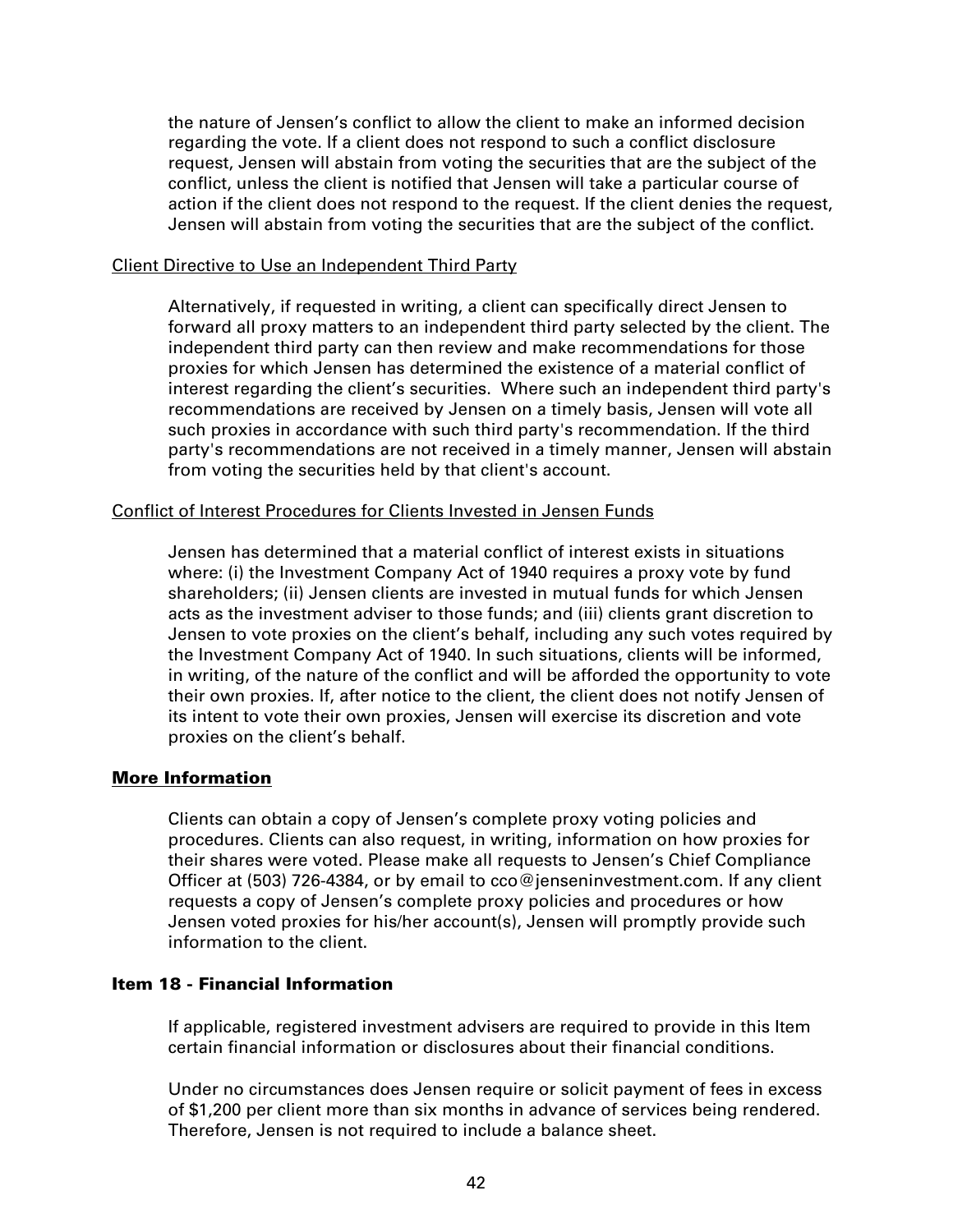the nature of Jensen's conflict to allow the client to make an informed decision regarding the vote. If a client does not respond to such a conflict disclosure request, Jensen will abstain from voting the securities that are the subject of the conflict, unless the client is notified that Jensen will take a particular course of action if the client does not respond to the request. If the client denies the request, Jensen will abstain from voting the securities that are the subject of the conflict.

Client Directive to Use an Independent Third Party

Alternatively, if requested in writing, a client can specifically direct Jensen to forward all proxy matters to an independent third party selected by the client. The independent third party can then review and make recommendations for those proxies for which Jensen has determined the existence of a material conflict of interest regarding the client's securities. Where such an independent third party's recommendations are received by Jensen on a timely basis, Jensen will vote all such proxies in accordance with such third party's recommendation. If the third party's recommendations are not received in a timely manner, Jensen will abstain from voting the securities held by that client's account.

Conflict of Interest Procedures for Clients Invested in Jensen Funds

Jensen has determined that a material conflict of interest exists in situations where: (i) the Investment Company Act of 1940 requires a proxy vote by fund shareholders; (ii) Jensen clients are invested in mutual funds for which Jensen acts as the investment adviser to those funds; and (iii) clients grant discretion to Jensen to vote proxies on the client's behalf, including any such votes required by the Investment Company Act of 1940. In such situations, clients will be informed, in writing, of the nature of the conflict and will be afforded the opportunity to vote their own proxies. If, after notice to the client, the client does not notify Jensen of its intent to vote their own proxies, Jensen will exercise its discretion and vote proxies on the client's behalf.

### More Information

Clients can obtain a copy of Jensen's complete proxy voting policies and procedures. Clients can also request, in writing, information on how proxies for their shares were voted. Please make all requests to Jensen's Chief Compliance Officer at (503) 726-4384, or by email to cco@jenseninvestment.com. If any client requests a copy of Jensen's complete proxy policies and procedures or how Jensen voted proxies for his/her account(s), Jensen will promptly provide such information to the client.

## Item 18 - Financial Information

If applicable, registered investment advisers are required to provide in this Item certain financial information or disclosures about their financial conditions.

Under no circumstances does Jensen require or solicit payment of fees in excess of $1,200 per client more than six months in advance of services being rendered. Therefore, Jensen is not required to include a balance sheet.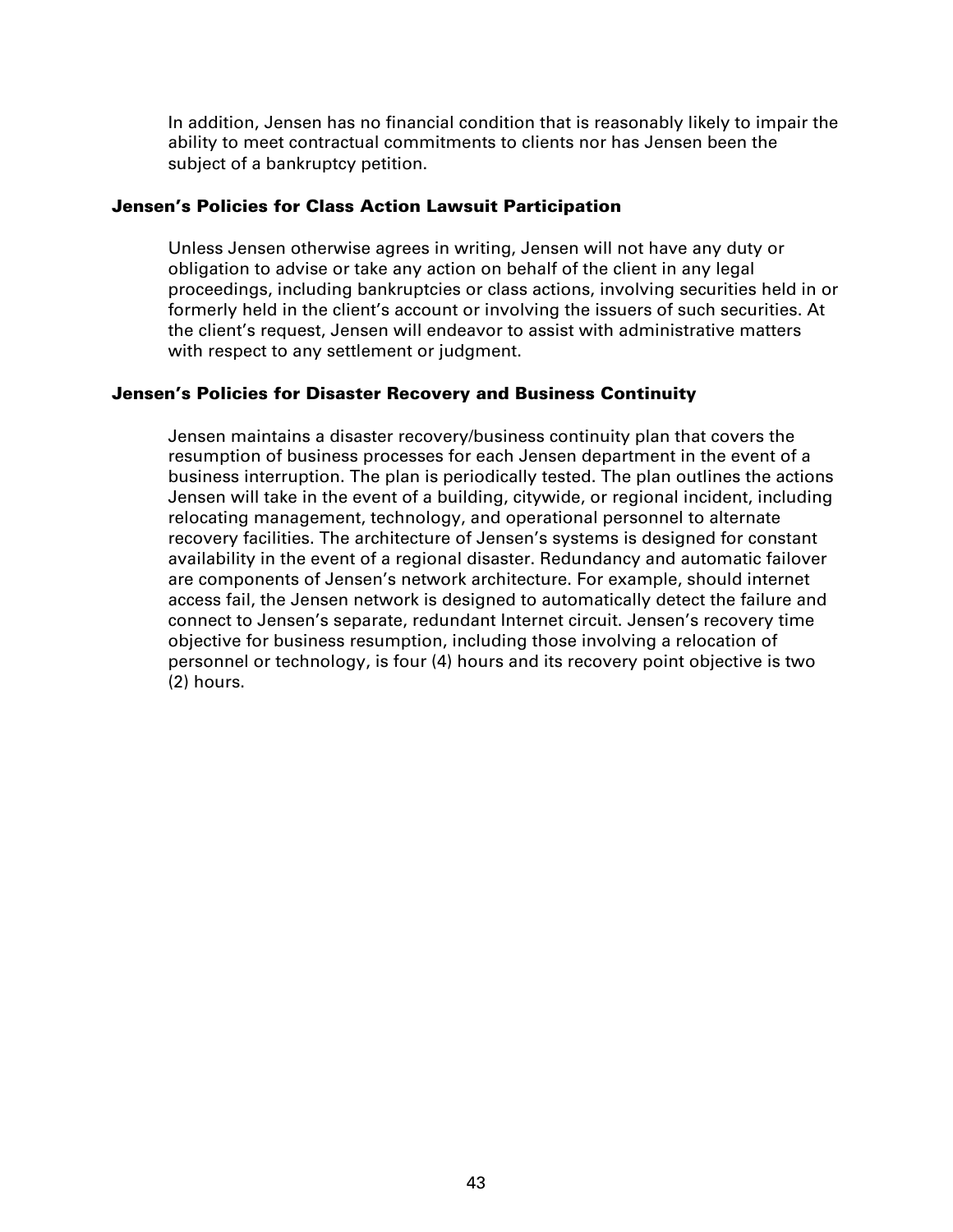In addition, Jensen has no financial condition that is reasonably likely to impair the ability to meet contractual commitments to clients nor has Jensen been the subject of a bankruptcy petition.

### Jensen's Policies for Class Action Lawsuit Participation

Unless Jensen otherwise agrees in writing, Jensen will not have any duty or obligation to advise or take any action on behalf of the client in any legal proceedings, including bankruptcies or class actions, involving securities held in or formerly held in the client's account or involving the issuers of such securities. At the client's request, Jensen will endeavor to assist with administrative matters with respect to any settlement or judgment.

### Jensen's Policies for Disaster Recovery and Business Continuity

Jensen maintains a disaster recovery/business continuity plan that covers the resumption of business processes for each Jensen department in the event of a business interruption. The plan is periodically tested. The plan outlines the actions Jensen will take in the event of a building, citywide, or regional incident, including relocating management, technology, and operational personnel to alternate recovery facilities. The architecture of Jensen's systems is designed for constant availability in the event of a regional disaster. Redundancy and automatic failover are components of Jensen's network architecture. For example, should internet access fail, the Jensen network is designed to automatically detect the failure and connect to Jensen's separate, redundant Internet circuit. Jensen's recovery time objective for business resumption, including those involving a relocation of personnel or technology, is four (4) hours and its recovery point objective is two (2) hours.